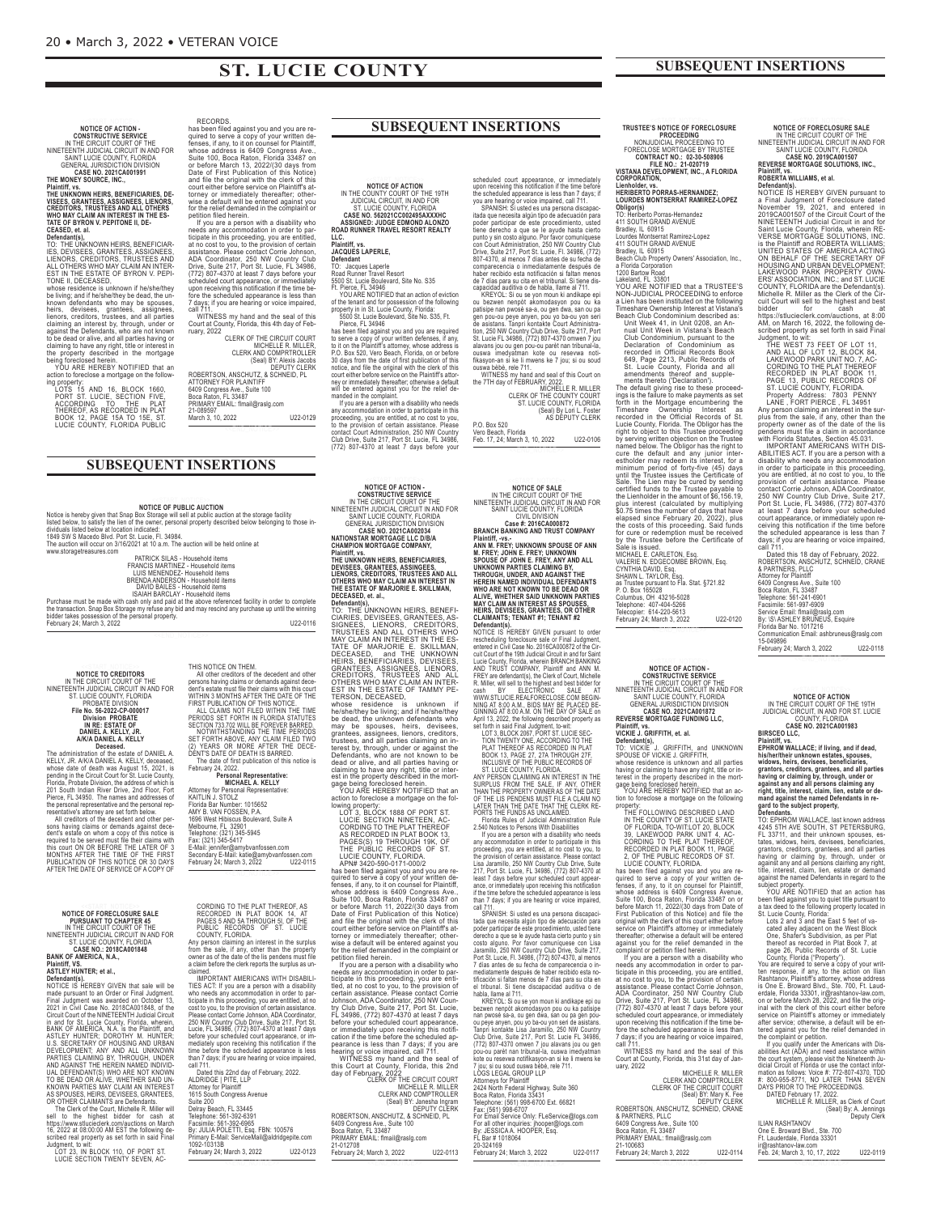# ST. LUCIE COUNTY

## SUBSEQUENT INSERTIONS

**NOTICE OF ACTION - CONSTRUCTIVE SERVICE**
IN THE CIRCUIT COURT OF THE NINETEENTH JUDICIAL CIRCUIT IN AND FOR SAINT LUCIE COUNTY, FLORIDA
GENERAL JURISDICTION DIVISION
**CASE NO. 2021CA001991**
**THE MONEY SOURCE, INC.,**
**Plaintiff, vs.**
**THE UNKNOWN HEIRS, BENEFICIARIES, DEVISEES, GRANTEES, ASSIGNEES, LIENORS, CREDITORS, TRUSTEES AND ALL OTHERS WHO MAY CLAIM AN INTEREST IN THE ESTATE OF BYRON V. PEPITONE II, DECEASED, et. al.**
**Defendant(s),**
TO: THE UNKNOWN HEIRS, BENEFICIARIES, DEVISEES, GRANTEES, ASSIGNEES, LIENORS, CREDITORS, TRUSTEES AND ALL OTHERS WHO MAY CLAIM AN INTEREST IN THE ESTATE OF BYRON V. PEPITONE II, DECEASED,
whose residence is unknown if he/she/they be living; and if he/she/they be dead, the unknown defendants who may be spouses, heirs, devisees, grantees, assignees, lienors, creditors, trustees, and all parties claiming an interest by, through, under or against the Defendants, who are not known to be dead or alive, and all parties having or claiming to have any right, title or interest in the property described in the mortgage being foreclosed herein.
YOU ARE HEREBY NOTIFIED that an action to foreclose a mortgage on the following property:
LOTS 15 AND 16, BLOCK 1660, PORT ST. LUCIE, SECTION FIVE, ACCORDING TO THE PLAT THEREOF, AS RECORDED IN PLAT BOOK 12, PAGE 15A TO 15E, ST. LUCIE COUNTY, FLORIDA PUBLIC RECORDS.
has been filed against you and you are required to serve a copy of your written defenses, if any, to it on counsel for Plaintiff, whose address is 6409 Congress Ave., Suite 100, Boca Raton, Florida 33487 on or before March 13, 2022/(30 days from Date of First Publication of this Notice) and file the original with the clerk of this court either before service on Plaintiff's attorney or immediately thereafter; otherwise a default will be entered against you for the relief demanded in the complaint or petition filed herein.
If you are a person with a disability who needs any accommodation in order to participate in this proceeding, you are entitled, at no cost to you, to the provision of certain assistance. Please contact Corrie Johnson, ADA Coordinator, 250 NW Country Club Drive, Suite 217, Port St. Lucie, FL 34986, (772) 807-4370 at least 7 days before your scheduled court appearance, or immediately upon receiving this notification if the time before the scheduled appearance is less than 7 days; if you are hearing or voice impaired, call 711.
WITNESS my hand and the seal of this Court at County, Florida, this 4th day of February, 2022.
CLERK OF THE CIRCUIT COURT
MICHELLE R. MILLER,
CLERK AND COMPTROLLER
(Seal) BY: Alexis Jacobs
DEPUTY CLERK
ROBERTSON, ANSCHUTZ, & SCHNEID, PL
ATTORNEY FOR PLAINTIFF
6409 Congress Ave., Suite 100
Boca Raton, FL 33487
PRIMARY EMAIL: flmail@raslg.com
21-089597
March 3, 10, 2022 U22-0129

**NOTICE OF ACTION**
IN THE COUNTY COURT OF THE 19TH JUDICIAL CIRCUIT, IN AND FOR ST. LUCIE COUNTY, FLORIDA
**CASE NO. 562021CC002495AXXXHC**
**ASSIGNED: JUDGE EDMOND ALONZO**
**ROAD RUNNER TRAVEL RESORT REALTY LLC.**
**Plaintiff, vs.**
**JACQUES LAPERLE,**
**Defendant**
TO: Jacques Laperle
Road Runner Travel Resort
5500 St. Lucie Boulevard, Site No. S35
Ft. Pierce, FL 34946
YOU ARE NOTIFIED that an action of eviction of the tenant and for possession of the following property in in St. Lucie County, Florida:
5500 St. Lucie Boulevard, Site No. S35, Ft. Pierce, FL 34946
has been filed against you and you are required to serve a copy of your written defenses, if any, to it on the Plaintiff's attorney, whose address is P.O. Box 520, Vero Beach, Florida, on or before 30 days from the date of first publication of this notice, and file the original with the clerk of this court either before service on the Plaintiff's attorney or immediately thereafter; otherwise a default will be entered against you for the relief demanded in the complaint.
If you are a person with a disability who needs any accommodation in order to participate in this proceeding, you are entitled, at no cost to you, to the provision of certain assistance. Please contact Court Administration, 250 NW Country Club Drive, Suite 217, Port St. Lucie, FL 34986, (772) 807-4370 at least 7 days before your scheduled court appearance, or immediately upon receiving this notification if the time before the scheduled appearance is less than 7 days; if you are hearing or voice impaired, call 711.
SPANISH: Si usted es una persona discapacitada que necesita algún tipo de adecuación para poder participar de este procedimiento, usted tiene derecho a que se le ayude hasta cierto punto y sin costo alguno. Por favor comuníquese con Court Administration, 250 NW Country Club Drive, Suite 217, Port St. Lucie, FL 34986, (772) 807-4370, al menos 7 días antes de su fecha de comparecencia o inmediatamente después de haber recibido esta notificación si faltan menos de 7 días para su cita en el tribunal. Si tiene discapacidad auditiva o de habla, llame al 711.
KREYOL: Si ou se yon moun ki andikape epi ou bezwen nenpòt akomodasyon pou ou ka patisipe nan pwosè sa-a, ou gen dwa, san ou pa gen pou-ou peye anyen, pou yo ba-ou yon sèten de asistans. Tanpri kontakte Court Administration, 250 NW Country Club Drive, Suite 217, Port St. Lucie FL 34986, (772) 807-4370 omwen 7 jou alavans jou ou gen pou-ou parèt nan tribunal-la, ouswa imedyatman kote ou resevwa notifikasyon-an si le li mwens ke 7 jou; si ou soud ouswa bèbè, rele 711.
WITNESS my hand and seal of this Court on the 7th day of FEBRUARY, 2022.
MICHELLE R. MILLER
CLERK OF THE COUNTY COURT
ST. LUCIE COUNTY, FLORIDA
(Seal) By Lori L. Foster
AS DEPUTY CLERK
P.O. Box 520
Vero Beach, Florida
Feb. 17, 24; March 3, 10, 2022 U22-0106

**TRUSTEE'S NOTICE OF FORECLOSURE PROCEEDING**
NONJUDICIAL PROCEEDING TO FORECLOSE MORTGAGE BY TRUSTEE
**CONTRACT NO.: 02-30-508906**
**FILE NO.: 21-020719**
**VISTANA DEVELOPMENT, INC., A FLORIDA CORPORATION,**
**Lienholder, vs.**
**HERIBERTO PORRAS-HERNANDEZ; LOURDES MONTSERRAT RAMIREZ-LOPEZ**
**Obligor(s)**
TO: Heriberto Porras-Hernandez
411 SOUTH GRAND AVENUE
Bradley, IL 60915
Lourdes Montserrat Ramirez-Lopez
411 SOUTH GRAND AVENUE
Bradley, IL 60915
Beach Club Property Owners' Association, Inc., a Florida Corporation
1200 Bartow Road
Lakeland, FL 33801
YOU ARE NOTIFIED that a TRUSTEE'S NON-JUDICIAL PROCEEDING to enforce a Lien has been instituted on the following Timeshare Ownership Interest at Vistana's Beach Club Condominium described as:
Unit Week 41, in Unit 0208, an Annual Unit Week in Vistana's Beach Club Condominium, pursuant to the Declaration of Condominium as recorded in Official Records Book 649, Page 2213, Public Records of St. Lucie County, Florida and all amendments thereof and supplements thereto ('Declaration').
The default giving rise to these proceedings is the failure to make payments as set forth in the Mortgage encumbering the Timeshare Ownership Interest as recorded in the Official Records of St. Lucie County, Florida. The Obligor has the right to object to this Trustee proceeding by serving written objection on the Trustee named below. The Obligor has the right to cure the default and any junior interestholder may redeem its interest, for a minimum period of forty-five (45) days until the Trustee issues the Certificate of Sale. The Lien may be cured by sending certified funds to the Trustee payable to the Lienholder in the amount of $6,156.19, plus interest (calculated by multiplying $0.75 times the number of days that have elapsed since February 20, 2022), plus the costs of this proceeding. Said funds for cure or redemption must be received by the Trustee before the Certificate of Sale is issued.
MICHAEL E. CARLETON, Esq.
VALERIE N. EDGECOMBE BROWN, Esq.
CYNTHIA DAVID, Esq.
SHAWN L. TAYLOR, Esq.
as Trustee pursuant to Fla. Stat. §721.82
P. O. Box 165028
Columbus, OH 43216-5028
Telephone: 407-404-5266
Telecopier: 614-220-5613
February 24; March 3, 2022 U22-0120

**NOTICE OF FORECLOSURE SALE**
IN THE CIRCUIT COURT OF THE NINETEENTH JUDICIAL CIRCUIT IN AND FOR SAINT LUCIE COUNTY, FLORIDA
**CASE NO. 2019CA001507**
**REVERSE MORTGAGE SOLUTIONS, INC., Plaintiff, vs.**
**ROBERTA WILLIAMS, et al.**
**Defendant(s).**
NOTICE IS HEREBY GIVEN pursuant to a Final Judgment of Foreclosure dated November 19, 2021, and entered in 2019CA001507 of the Circuit Court of the NINETEENTH Judicial Circuit in and for Saint Lucie County, Florida, wherein REVERSE MORTGAGE SOLUTIONS, INC. is the Plaintiff and ROBERTA WILLIAMS; UNITED STATES OF AMERICA ACTING ON BEHALF OF THE SECRETARY OF HOUSING AND URBAN DEVELOPMENT; LAKEWOOD PARK PROPERTY OWNERS' ASSOCIATION, INC.; and ST. LUCIE COUNTY, FLORIDA are the Defendant(s). Michelle R. Miller as the Clerk of the Circuit Court will sell to the highest and best bidder for cash at https://stlucieclerk.com/auctions, at 8:00 AM, on March 16, 2022, the following described property as set forth in said Final Judgment, to wit:
THE WEST 73 FEET OF LOT 11, AND ALL OF LOT 12, BLOCK 84, LAKEWOOD PARK UNIT NO. 7, ACCORDING TO THE PLAT THEREOF RECORDED IN PLAT BOOK 11, PAGE 13, PUBLIC RECORDS OF ST. LUCIE COUNTY, FLORIDA.
Property Address: 7803 PENNY LANE , FORT PIERCE , FL 34951
Any person claiming an interest in the surplus from the sale, if any, other than the property owner as of the date of the lis pendens must file a claim in accordance with Florida Statutes, Section 45.031.
IMPORTANT AMERICANS WITH DISABILITIES ACT. If you are a person with a disability who needs any accommodation in order to participate in this proceeding, you are entitled, at no cost to you, to the provision of certain assistance. Please contact Corrie Johnson, ADA Coordinator, 250 NW Country Club Drive, Suite 217, Port St. Lucie, FL 34986, (772) 807-4370 at least 7 days before your scheduled court appearance, or immediately upon receiving this notification if the time before the scheduled appearance is less than 7 days; if you are hearing or voice impaired, call 711.
Dated this 18 day of February, 2022.
ROBERTSON, ANSCHUTZ, SCHNEID, CRANE & PARTNERS, PLLC
Attorney for Plaintiff
6409 Congress Ave., Suite 100
Boca Raton, FL 33487
Telephone: 561-241-6901
Facsimile: 561-997-6909
Service Email: flmail@raslg.com
By: \S\ ASHLEY BRUNEUS, Esquire
Florida Bar No. 1017216
Communication Email: ashbruneus@raslg.com
15-049896
February 24; March 3, 2022 U22-0118

## SUBSEQUENT INSERTIONS

**NOTICE OF PUBLIC AUCTION**
Notice is hereby given that Snap Box Storage will sell at public auction at the storage facility listed below, to satisfy the lien of the owner, personal property described below belonging to those individuals listed below at location indicated:
1849 SW S Macedo Blvd. Port St. Lucie, FL 34984.
The auction will occur on 3/16/2021 at 10 a.m. The auction will be held online at www.storagetreasures.com
PATRICK SILAS - Household items
FRANCIS MARTINEZ - Household items
LUIS MENENDEZ- Household items
BRENDA ANDERSON - Household items
DAVID BAILES - Household items
ISAIAH BARCLAY - Household items
Purchase must be made with cash only and paid at the above referenced facility in order to complete the transaction. Snap Box Storage my refuse any bid and may rescind any purchase up until the winning bidder takes possession of the personal property.
February 24; March 3, 2022 U22-0116

**NOTICE OF ACTION - CONSTRUCTIVE SERVICE**
IN THE CIRCUIT COURT OF THE NINETEENTH JUDICIAL CIRCUIT IN AND FOR SAINT LUCIE COUNTY, FLORIDA
GENERAL JURISDICTION DIVISION
**CASE NO. 2021CA002034**
**NATIONSTAR MORTGAGE LLC D/B/A CHAMPION MORTGAGE COMPANY,**
**Plaintiff, vs.**
**THE UNKNOWN HEIRS, BENEFICIARIES, DEVISEES, GRANTEES, ASSIGNEES, LIENORS, CREDITORS, TRUSTEES AND ALL OTHERS WHO MAY CLAIM AN INTEREST IN THE ESTATE OF MARJORIE E. SKILLMAN, DECEASED, et. al.**
**Defendant(s),**
TO: THE UNKNOWN HEIRS, BENEFICIARIES, DEVISEES, GRANTEES, ASSIGNEES, LIENORS, CREDITORS, TRUSTEES AND ALL OTHERS WHO MAY CLAIM AN INTEREST IN THE ESTATE OF MARJORIE E. SKILLMAN, DECEASED, and THE UNKNOWN HEIRS, BENEFICIARIES, DEVISEES, GRANTEES, ASSIGNEES, LIENORS, CREDITORS, TRUSTEES AND ALL OTHERS WHO MAY CLAIM AN INTEREST IN THE ESTATE OF TAMMY PETERSON, DECEASED,
whose residence is unknown if he/she/they be living; and if he/she/they be dead, the unknown defendants who may be spouses, heirs, devisees, grantees, assignees, lienors, creditors, trustees, and all parties claiming an interest by, through, under or against the Defendants, who are not known to be dead or alive, and all parties having or claiming to have any right, title or interest in the property described in the mortgage being foreclosed herein.
YOU ARE HEREBY NOTIFIED that an action to foreclose a mortgage on the following property:
LOT 3, BLOCK 1888 OF PORT ST. LUCIE SECTION NINETEEN, ACCORDING TO THE PLAT THEREOF AS RECORDED IN PLAT BOOK 13, PAGE(S) 19 THROUGH 19K, OF THE PUBLIC RECORDS OF ST. LUCIE COUNTY, FLORIDA.
APN# 3420-590-0171-000/2
has been filed against you and you are required to serve a copy of your written defenses, if any, to it on counsel for Plaintiff, whose address is 6409 Congress Ave., Suite 100, Boca Raton, Florida 33487 on or before March 11, 2022/(30 days from Date of First Publication of this Notice) and file the original with the clerk of this court either before service on Plaintiff's attorney or immediately thereafter; otherwise a default will be entered against you for the relief demanded in the complaint or petition filed herein.
If you are a person with a disability who needs any accommodation in order to participate in this proceeding, you are entitled, at no cost to you, to the provision of certain assistance. Please contact Corrie Johnson, ADA Coordinator, 250 NW Country Club Drive, Suite 217, Port St. Lucie, FL 34986, (772) 807-4370 at least 7 days before your scheduled court appearance, or immediately upon receiving this notification if the time before the scheduled appearance is less than 7 days; if you are hearing or voice impaired, call 711.
WITNESS my hand and the seal of this Court at County, Florida, this 2nd day of February, 2022
CLERK OF THE CIRCUIT COURT
MICHELLE R. MILLER
CLERK AND COMPTROLLER
(Seal) BY: Janesha Ingram
DEPUTY CLERK
ROBERTSON, ANSCHUTZ, & SCHNEID, PL
6409 Congress Ave., Suite 100
Boca Raton, FL 33487
PRIMARY EMAIL: flmail@raslg.com
21-012708
February 24; March 3, 2022 U22-0113

**NOTICE OF SALE**
IN THE CIRCUIT COURT OF THE NINETEENTH JUDICIAL CIRCUIT IN AND FOR SAINT LUCIE COUNTY, FLORIDA
CIVIL DIVISION
**Case #: 2016CA000872**
**BRANCH BANKING AND TRUST COMPANY**
**Plaintiff, -vs.-**
**ANN M. FREY; UNKNOWN SPOUSE OF ANN M. FREY; JOHN E. FREY; UNKNOWN SPOUSE OF JOHN E. FREY, ANY AND ALL UNKNOWN PARTIES CLAIMING BY, THROUGH, UNDER, AND AGAINST THE HEREIN NAMED INDIVIDUAL DEFENDANTS WHO ARE NOT KNOWN TO BE DEAD OR ALIVE, WHETHER SAID UNKNOWN PARTIES MAY CLAIM AN INTEREST AS SPOUSES, HEIRS, DEVISEES, GRANTEES, OR OTHER CLAIMANTS; TENANT #1; TENANT #2**
**Defendant(s).**
NOTICE IS HEREBY GIVEN pursuant to order rescheduling foreclosure sale or Final Judgment, entered in Civil Case No. 2016CA000872 of the Circuit Court of the 19th Judicial Circuit in and for Saint Lucie County, Florida, wherein BRANCH BANKING AND TRUST COMPANY, Plaintiff and ANN M. FREY are defendant(s), the Clerk of Court, Michelle R. Miller, will sell to the highest and best bidder for cash BY ELECTRONIC SALE AT WWW.STLUCIE.REALFORECLOSE.COM BEGINNING AT 8:00 A.M.. BIDS MAY BE PLACED BEGINNING AT 8:00 A.M. ON THE DAY OF SALE on April 13, 2022, the following described property as set forth in said Final Judgment, to-wit:
LOT 3, BLOCK 2067, PORT ST. LUCIE SECTION TWENTY ONE, ACCORDING TO THE PLAT THEREOF AS RECORDED IN PLAT BOOK 13, PAGE 27, 27A THROUGH 27F, INCLUSIVE OF THE PUBLIC RECORDS OF ST. LUCIE COUNTY, FLORIDA.
ANY PERSON CLAIMING AN INTEREST IN THE SURPLUS FROM THE SALE, IF ANY, OTHER THAN THE PROPERTY OWNER AS OF THE DATE OF THE LIS PENDENS MUST FILE A CLAIM NO LATER THAN THE DATE THAT THE CLERK REPORTS THE FUNDS AS UNCLAIMED.
Florida Rules of Judicial Administration Rule 2.540 Notices to Persons With Disabilities
If you are a person with a disability who needs any accommodation in order to participate in this proceeding, you are entitled, at no cost to you, to the provision of certain assistance. Please contact Lisa Jaramillo, 250 NW Country Club Drive, Suite 217, Port St. Lucie, FL 34986, (772) 807-4370 at least 7 days before your scheduled court appearance, or immediately upon receiving this notification if the time before the scheduled appearance is less than 7 days; if you are hearing or voice impaired, call 711.
SPANISH: Si usted es una persona discapacitada que necesita algún tipo de adecuación para poder participar de este procedimiento, usted tiene derecho a que se le ayude hasta cierto punto y sin costo alguno. Por favor comuníquese con Lisa Jaramillo, 250 NW Country Club Drive, Suite 217, Port St. Lucie, Fl. 34986, (772) 807-4370, al menos 7 días antes de su fecha de comparecencia o inmediatamente después de haber recibido esta notificación si faltan menos de 7 días para su cita en el tribunal. Si tiene discapacidad auditiva o de habla, llame al 711.
KREYOL: Si ou se yon moun ki andikape epi ou bezwen nenpòt akomodasyon pou ou ka patisipe nan pwosè sa-a, ou gen dwa, san ou pa gen pou-ou peye anyen, pou yo ba-ou yon sèten de asistans. Tanpri kontakte Lisa Jaramillo, 250 NW Country Club Drive, Suite 217, Port St. Lucie, FL 34986, (772) 807-4370 omwen 7 jou alavans jou ou gen pou-ou parèt nan tribunal-la, ouswa imedyatman kote ou resevwa notifikasyon-an si ke li mwens ke 7 jou; si ou soud ouswa bèbè, rele 711.
LOGS LEGAL GROUP LLP
Attorneys for Plaintiff
2424 North Federal Highway, Suite 360
Boca Raton, Florida 33431
Telephone: (561) 998-6700 Ext. 66821
Fax: (561) 998-6707
For Email Service Only: FLeService@logs.com
For all other inquiries: jhooper@logs.com
By: JESSICA A. HOOPER, Esq.
FL Bar # 1018064
20-324169
February 24; March 3, 2022 U22-0117

**NOTICE OF ACTION - CONSTRUCTIVE SERVICE**
IN THE CIRCUIT COURT OF THE NINETEENTH JUDICIAL CIRCUIT IN AND FOR SAINT LUCIE COUNTY, FLORIDA
GENERAL JURISDICTION DIVISION
**CASE NO. 2021CA001872**
**REVERSE MORTGAGE FUNDING LLC,**
**Plaintiff, vs.**
**VICKIE J. GRIFFITH, et. al.**
**Defendant(s),**
TO: VICKIE J. GRIFFITH, and UNKNOWN SPOUSE OF VICKIE J. GRIFFITH,
whose residence is unknown and all parties having or claiming to have any right, title or interest in the property described in the mortgage being foreclosed herein.
YOU ARE HEREBY NOTIFIED that an action to foreclose a mortgage on the following property:
THE FOLLOWING DESCRIBED LAND IN THE COUNTY OF ST. LUCIE STATE OF FLORIDA, TO-WIT:LOT 20, BLOCK 39, LAKEWOOD PARK UNIT 4, ACCORDING TO THE PLAT THEREOF, RECORDED IN PLAT BOOK 11, PAGE 2, OF THE PUBLIC RECORDS OF ST. LUCIE COUNTY, FLORIDA.
has been filed against you and you are required to serve a copy of your written defenses, if any, to it on counsel for Plaintiff, whose address is 6409 Congress Ave., Suite 100, Boca Raton, Florida 33487 on or before March 11, 2022/(30 days from Date of First Publication of this Notice) and file the original with the clerk of this court either before service on Plaintiff's attorney or immediately thereafter; otherwise a default will be entered against you for the relief demanded in the complaint or petition filed herein.
If you are a person with a disability who needs any accommodation in order to participate in this proceeding, you are entitled, at no cost to you, to the provision of certain assistance. Please contact Corrie Johnson, ADA Coordinator, 250 NW Country Club Drive, Suite 217, Port St. Lucie, FL 34986, (772) 807-4370 at least 7 days before your scheduled court appearance, or immediately upon receiving this notification if the time before the scheduled appearance is less than 7 days; if you are hearing or voice impaired, call 711.
WITNESS my hand and the seal of this Court at County, Florida, this 31st day of January, 2022
MICHELLE R. MILLER
CLERK AND COMPTROLLER
CLERK OF THE CIRCUIT COURT
(Seal) BY: Mary K. Fee
DEPUTY CLERK
ROBERTSON, ANSCHUTZ, SCHNEID, CRANE & PARTNERS, PLLC
6409 Congress Ave., Suite 100
Boca Raton, FL 33487
PRIMARY EMAIL: flmail@raslg.com
21-100683
February 24; March 3, 2022 U22-0114

**NOTICE TO CREDITORS**
IN THE CIRCUIT COURT OF THE NINETEENTH JUDICIAL CIRCUIT IN AND FOR ST. LUCIE COUNTY, FLORIDA
PROBATE DIVISION
**File No. 56-2022-CP-000017**
**Division PROBATE**
**IN RE: ESTATE OF DANIEL A. KELLY, JR. A/K/A DANIEL A. KELLY**
**Deceased.**
The administration of the estate of DANIEL A. KELLY, JR. A/K/A DANIEL A. KELLY, deceased, whose date of death was August 15, 2021, is pending in the Circuit Court for St. Lucie County, Florida, Probate Division, the address of which is 201 South Indian River Drive, 2nd Floor, Fort Pierce, FL 34950. The names and addresses of the personal representative and the personal representative's attorney are set forth below.
All creditors of the decedent and other persons having claims or demands against decedent's estate on whom a copy of this notice is required to be served must file their claims with this court ON OR BEFORE THE LATER OF 3 MONTHS AFTER THE TIME OF THE FIRST PUBLICATION OF THIS NOTICE OR 30 DAYS AFTER THE DATE OF SERVICE OF A COPY OF THIS NOTICE ON THEM.
All other creditors of the decedent and other persons having claims or demands against decedent's estate must file their claims with this court WITHIN 3 MONTHS AFTER THE DATE OF THE FIRST PUBLICATION OF THIS NOTICE.
ALL CLAIMS NOT FILED WITHIN THE TIME PERIODS SET FORTH IN FLORIDA STATUTES SECTION 733.702 WILL BE FOREVER BARRED.
NOTWITHSTANDING THE TIME PERIODS SET FORTH ABOVE, ANY CLAIM FILED TWO (2) YEARS OR MORE AFTER THE DECEDENT'S DATE OF DEATH IS BARRED.
The date of first publication of this notice is February 24, 2022.
**Personal Representative:**
**MICHAEL A. KELLY**
Attorney for Personal Representative:
KAITLIN J. STOLZ
Florida Bar Number: 1015652
AMY B. VAN FOSSEN, P.A.
1696 West Hibiscus Boulevard, Suite A
Melbourne, FL 32901
Telephone: (321) 345-5945
Fax: (321) 345-5417
E-Mail: jennifer@amybvanfossen.com
Secondary E-Mail: katie@amybvanfossen.com
February 24; March 3, 2022 U22-0115

**NOTICE OF FORECLOSURE SALE PURSUANT TO CHAPTER 45**
IN THE CIRCUIT COURT OF THE NINETEENTH JUDICIAL CIRCUIT IN AND FOR ST. LUCIE COUNTY, FLORIDA
**CASE NO.: 2019CA001848**
**BANK OF AMERICA, N.A.,**
**Plaintiff, VS.**
**ASTLEY HUNTER; et al.,**
**Defendant(s).**
NOTICE IS HEREBY GIVEN that sale will be made pursuant to an Order or Final Judgment. Final Judgment was awarded on October 13, 2021 in Civil Case No. 2019CA001848, of the Circuit Court of the NINETEENTH Judicial Circuit in and for St. Lucie County, Florida, wherein, BANK OF AMERICA, N.A. is the Plaintiff, and ASTLEY HUNTER; DOROTHY M. HUNTER; U.S. SECRETARY OF HOUSING AND URBAN DEVELOPMENT; ANY AND ALL UNKNOWN PARTIES CLAIMING BY, THROUGH, UNDER AND AGAINST THE HEREIN NAMED INDIVIDUAL DEFENDANT(S) WHO ARE NOT KNOWN TO BE DEAD OR ALIVE, WHETHER SAID UNKNOWN PARTIES MAY CLAIM AN INTEREST AS SPOUSES, HEIRS, DEVISEES, GRANTEES, OR OTHER CLAIMANTS are Defendants.
The Clerk of the Court, Michelle R. Miller will sell to the highest bidder for cash at https://www.stlucieclerk.com/auctions on March 16, 2022 at 08:00:00 AM EST the following described real property as set forth in said Final Judgment, to wit:
LOT 23, IN BLOCK 110, OF PORT ST. LUCIE SECTION TWENTY SEVEN, ACCORDING TO THE PLAT THEREOF, AS RECORDED IN PLAT BOOK 14, AT PAGES 5 AND 5A THROUGH 5I, OF THE PUBLIC RECORDS OF ST. LUCIE COUNTY, FLORIDA.
Any person claiming an interest in the surplus from the sale, if any, other than the property owner as of the date of the lis pendens must file a claim before the clerk reports the surplus as unclaimed.
IMPORTANT AMERICANS WITH DISABILITIES ACT: If you are a person with a disability who needs any accommodation in order to participate in this proceeding, you are entitled, at no cost to you, to the provision of certain assistance. Please contact Corrie Johnson, ADA Coordinator, 250 NW Country Club Drive, Suite 217, Port St. Lucie, FL 34986, (772) 807-4370 at least 7 days before your scheduled court appearance, or immediately upon receiving this notification if the time before the scheduled appearance is less than 7 days; if you are hearing or voice impaired, call 711.
Dated this 22nd day of February, 2022.
ALDRIDGE | PITE, LLP
Attorney for Plaintiff
1615 South Congress Avenue
Suite 200
Delray Beach, FL 33445
Telephone: 561-392-6391
Facsimile: 561-392-6965
By: JULIA POLETTI, Esq. FBN: 100576
Primary E-Mail: ServiceMail@aldridgepite.com
1092-10313B
February 24; March 3, 2022 U22-0123

**NOTICE OF ACTION**
IN THE CIRCUIT COURT OF THE 19TH JUDICIAL CIRCUIT IN AND FOR ST. LUCIE COUNTY, FLORIDA
**CASE NO. 2021CA001983**
**BIRSCEO LLC,**
**Plaintiff, vs.**
**EPHROM WALLACE; if living, and if dead, his/her/their unknown estates, spouses, widows, heirs, devisees, beneficiaries, grantors, creditors, grantees, and all parties having or claiming by, through, under or against any and all persons claiming any right, title, interest, claim, lien, estate or demand against the named Defendants in regard to the subject property,**
**Defendants.**
TO: EPHROM WALLACE, last known address 4245 5TH AVE SOUTH, ST PETERSBURG, FL 33711, and their unknown spouses, estates, widows, heirs, devisees, beneficiaries, grantors, creditors, grantees, and all parties having or claiming by, through, under or against any and all persons claiming any right, title, interest, claim, lien, estate or demand against the named Defendants in regard to the subject property.
YOU ARE NOTIFIED that an action has been filed against you to quiet title pursuant to a tax deed to the following property located in St. Lucie County, Florida:
Lots 2 and 3 and the East 5 feet of vacated alley adjacent on the West Block One, Shafer's Subdivision, as per Plat thereof as recorded in Plat Book 7, at page 26, Public Records of St. Lucie County, Florida ("Property").
You are required to serve a copy of your written response, if any, to the action on Ilian Rashtanov, Plaintiff's attorney, whose address is One E. Broward Blvd., Ste. 700, Ft. Lauderdale, Florida 33301, ir@rashtanov-law.com, on or before March 28, 2022, and file the original with the clerk of this court either before service on Plaintiff's attorney or immediately after service; otherwise, a default will be entered against you for the relief demanded in the complaint or petition.
If you qualify under the Americans with Disabilities Act (ADA) and need assistance within the court system, please visit the Nineteenth Judicial Circuit of Florida or use the contact information as follows: Voice #: 772-807-4370, TDD #: 800-955-8771, NO LATER THAN SEVEN DAYS PRIOR TO THE PROCEEDINGS.
DATED February 17, 2022.
MICHELLE R. MILLER, as Clerk of Court
(Seal) By: A. Jennings
Deputy Clerk
ILIAN RASHTANOV
One E. Broward Blvd., Ste. 700
Ft. Lauderdale, Florida 33301
ir@rashtanov-law.com
Feb. 24; March 3, 10, 17, 2022 U22-0119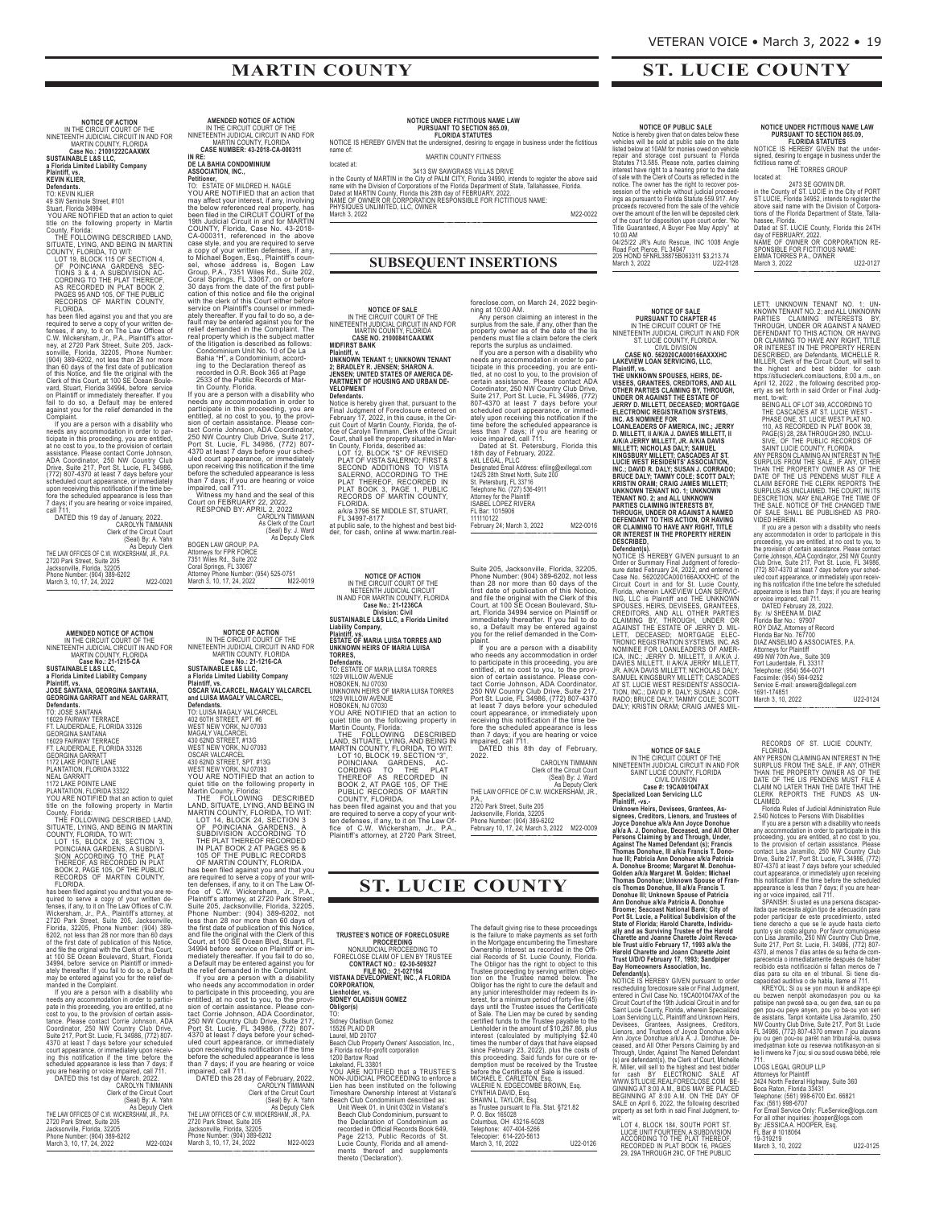# MARTIN COUNTY

**NOTICE OF ACTION**
IN THE CIRCUIT COURT OF THE NINETEENTH JUDICIAL CIRCUIT IN AND FOR MARTIN COUNTY, FLORIDA
**Case No.: 21001222CAAXMX**
**SUSTAINABLE L&S LLC, a Florida Limited Liability Company Plaintiff, vs. KEVIN KLIER, Defendants.**

TO: KEVIN KLIER
49 SW Seminole Street, #101
Stuart, Florida 34994

YOU ARE NOTIFIED that an action to quiet title on the following property in Martin County, Florida:

THE FOLLOWING DESCRIBED LAND, SITUATE, LYING, AND BEING IN MARTIN COUNTY, FLORIDA, TO WIT:
LOT 19, BLOCK 115 OF SECTION 4, OF POINCIANA GARDENS SECTIONS 3 & 4, A SUBDIVISION ACCORDING TO THE PLAT THEREOF, AS RECORDED IN PLAT BOOK 2, PAGES 95 AND 105, OF THE PUBLIC RECORDS OF MARTIN COUNTY, FLORIDA.

has been filed against you and that you are required to serve a copy of your written defenses, if any, to it on The Law Offices of C.W. Wickersham, Jr., P.A., Plaintiff's attorney, at 2720 Park Street, Suite 205, Jacksonville, Florida, 32205, Phone Number: (904) 389-6202, not less than 28 nor more than 60 days of the first date of publication of this Notice, and file the original with the Clerk of this Court, at 100 SE Ocean Boulevard, Stuart, Florida 34994, before service on Plaintiff or immediately thereafter. If you fail to do so, a Default may be entered against you for the relief demanded in the Complaint.

If you are a person with a disability who needs any accommodation in order to participate in this proceeding, you are entitled, at no cost to you, to the provision of certain assistance. Please contact Corrie Johnson, ADA Coordinator, 250 NW Country Club Drive, Suite 217, Port St. Lucie, FL 34986, (772) 807-4370 at least 7 days before your scheduled court appearance, or immediately upon receiving this notification if the time before the scheduled appearance is less than 7 days; if you are hearing or voice impaired, call 711.

DATED this 19 day of January, 2022.
CAROLYN TIMMANN
Clerk of the Circuit Court
(Seal) By: A. Yahn
As Deputy Clerk

THE LAW OFFICES OF C.W. WICKERSHAM, JR., P.A.
2720 Park Street, Suite 205
Jacksonville, Florida, 32205
Phone Number: (904) 389-6202
March 3, 10, 17, 24, 2022 M22-0020

**AMENDED NOTICE OF ACTION**
IN THE CIRCUIT COURT OF THE NINETEENTH JUDICIAL CIRCUIT IN AND FOR MARTIN COUNTY, FLORIDA
**Case No.: 21-1215-CA**
**SUSTAINABLE L&S LLC, a Florida Limited Liability Company Plaintiff, vs. JOSE SANTANA, GEORGINA SANTANA, GEORGINA GARRATT and NEAL GARRATT, Defendants.**

TO: JOSE SANTANA
16029 FAIRWAY TERRACE
FT. LAUDERDALE, FLORIDA 33326
GEORGINA SANTANA
16029 FAIRWAY TERRACE
FT. LAUDERDALE, FLORIDA 33326
GEORGINA GARRATT
1172 LAKE POINTE LANE
PLANTATION, FLORIDA 33322
NEAL GARRATT
1172 LAKE POINTE LANE
PLANTATION, FLORIDA 33322

YOU ARE NOTIFIED that an action to quiet title on the following property in Martin County, Florida:

THE FOLLOWING DESCRIBED LAND, SITUATE, LYING, AND BEING IN MARTIN COUNTY, FLORIDA, TO WIT:
LOT 15, BLOCK 28, SECTION 3, POINCIANA GARDENS, A SUBDIVISION ACCORDING TO THE PLAT THEREOF, AS RECORDED IN PLAT BOOK 2, PAGE 105, OF THE PUBLIC RECORDS OF MARTIN COUNTY, FLORIDA.

has been filed against you and that you are required to serve a copy of your written defenses, if any, to it on The Law Offices of C.W. Wickersham, Jr., P.A., Plaintiff's attorney, at 2720 Park Street, Suite 205, Jacksonville, Florida, 32205, Phone Number: (904) 389-6202, not less than 28 nor more than 60 days of the first date of publication of this Notice, and file the original with the Clerk of this Court, at 100 SE Ocean Boulevard, Stuart, Florida 34994, before service on Plaintiff or immediately thereafter. If you fail to do so, a Default may be entered against you for the relief demanded in the Complaint.

If you are a person with a disability who needs any accommodation in order to participate in this proceeding, you are entitled, at no cost to you, to the provision of certain assistance. Please contact Corrie Johnson, ADA Coordinator, 250 NW Country Club Drive, Suite 217, Port St. Lucie, FL 34986, (772) 807-4370 at least 7 days before your scheduled court appearance, or immediately upon receiving this notification if the time before the scheduled appearance is less than 7 days; if you are hearing or voice impaired, call 711.

DATED this 1st day of March, 2022.
CAROLYN TIMMANN
Clerk of the Circuit Court
(Seal) By: A. Yahn
As Deputy Clerk

THE LAW OFFICES OF C.W. WICKERSHAM, JR., P.A.
2720 Park Street, Suite 205
Jacksonville, Florida, 32205
Phone Number: (904) 389-6202
March 3, 10, 17, 24, 2022 M22-0024

**AMENDED NOTICE OF ACTION**
IN THE CIRCUIT COURT OF THE NINETEENTH JUDICIAL CIRCUIT IN AND FOR MARTIN COUNTY, FLORIDA
**CASE NUMBER: 43-2018-CA-000311**
**IN RE: DE LA BAHIA CONDOMINIUM ASSOCIATION, INC., Petitioner.**

TO: ESTATE OF MILDRED H. NAGLE

YOU ARE NOTIFIED that an action that may affect your interest, if any, involving the below referenced real property, has been filed in the CIRCUIT COURT of the 19th Judicial Circuit in and for MARTIN COUNTY, Florida, Case No. 43-2018-CA-000311, referenced in the above case style, and you are required to serve a copy of your written defenses, if any, to Michael Bogen, Esq., Plaintiff's counsel, whose address is, Bogen Law Group, P.A., 7351 Wiles Rd., Suite 202, Coral Springs, FL 33067, on or before 30 days from the date of the first publication of this notice and file the original with the clerk of this Court either before service on Plaintiff's counsel or immediately thereafter. If you fail to do so, a default may be entered against you for the relief demanded in the Complaint. The real property which is the subject matter of the litigation is described as follows:

Condominium Unit No. 10 of De La Bahia "H", a Condominium, according to the Declaration thereof as recorded in O.R. Book 365 at Page 2533 of the Public Records of Martin County, Florida.

If you are a person with a disability who needs any accommodation in order to participate in this proceeding, you are entitled, at no cost to you, to the provision of certain assistance. Please contact Corrie Johnson, ADA Coordinator, 250 NW Country Club Drive, Suite 217, Port St. Lucie, FL 34986, (772) 807-4370 at least 7 days before your scheduled court appearance, or immediately upon receiving this notification if the time before the scheduled appearance is less than 7 days; if you are hearing or voice impaired, call 711.

Witness my hand and the seal of this Court on FEBRUARY 22, 2022.
RESPOND BY: APRIL 2, 2022
CAROLYN TIMMANN
As Clerk of the Court
(Seal) By: J. Ward
As Deputy Clerk

BOGEN LAW GROUP, P.A.
Attorneys for FPR FORCE
7351 Wiles Rd., Suite 202
Coral Springs, FL 33067
Attorney Phone Number: (954) 525-0751
March 3, 10, 2022 M22-0019

**NOTICE OF ACTION**
IN THE CIRCUIT COURT OF THE NINETEENTH JUDICIAL CIRCUIT IN AND FOR MARTIN COUNTY, FLORIDA
**Case No.: 21-1216-CA**
**SUSTAINABLE L&S LLC, a Florida Limited Liability Company Plaintiff, vs. OSCAR VALCARCEL, MAGALY VALCARCEL and LUISA MAGALY VALCARCEL, Defendants.**

TO: LUISA MAGALY VALCARCEL
402 60TH STREET, APT. #6
WEST NEW YORK, NJ 07093
MAGALY VALCARCEL
430 62ND STREET, #13G
WEST NEW YORK, NJ 07093
OSCAR VALCARCEL
430 62ND STREET, SPT. #13G
WEST NEW YORK, NJ 07093

YOU ARE NOTIFIED that an action to quiet title on the following property in Martin County, Florida:

THE FOLLOWING DESCRIBED LAND, SITUATE, LYING, AND BEING IN MARTIN COUNTY, FLORIDA, TO WIT:
LOT 14, BLOCK 24, SECTION 3 OF POINCIANA GARDENS, A SUBDIVISION ACCORDING TO THE PLAT THEREOF RECORDED IN PLAT BOOK 2 AT PAGES 95 & 105 OF THE PUBLIC RECORDS OF MARTIN COUNTY, FLORIDA.

has been filed against you and that you are required to serve a copy of your written defenses, if any, to it on The Law Office of C.W. Wickersham, Jr., P.A., Plaintiff's attorney, at 2720 Park Street, Suite 205, Jacksonville, Florida, 32205, Phone Number: (904) 389-6202, not less than 28 nor more than 60 days of the first date of publication of this Notice, and file the original with the Clerk of this Court, at 100 SE Ocean Blvd, Stuart, FL 34994 before service on Plaintiff or immediately thereafter. If you fail to do so, a Default may be entered against you for the relief demanded in the Complaint.

If you are a person with a disability who needs any accommodation in order to participate in this proceeding, you are entitled, at no cost to you, to the provision of certain assistance. Please contact Corrie Johnson, ADA Coordinator, 250 NW Country Club Drive, Suite 217, Port St. Lucie, FL 34986, (772) 807-4370 at least 7 days before your scheduled court appearance, or immediately upon receiving this notification if the time before the scheduled appearance is less than 7 days; if you are hearing or voice impaired, call 711.

DATED this 28 day of February, 2022.
CAROLYN TIMMANN
Clerk of the Circuit Court
(Seal) By: A. Yahn
As Deputy Clerk

THE LAW OFFICES OF C.W. WICKERSHAM, JR., P.A.
2720 Park Street, Suite 205
Jacksonville, Florida, 32205
Phone Number: (904) 389-6202
March 3, 10, 17, 24, 2022 M22-0023

**NOTICE UNDER FICTITIOUS NAME LAW PURSUANT TO SECTION 865.09, FLORIDA STATUTES**

NOTICE IS HEREBY GIVEN that the undersigned, desiring to engage in business under the fictitious name of:

MARTIN COUNTY FITNESS

located at:

3413 SW SAWGRASS VILLAS DRIVE

in the County of MARTIN in the City of PALM CITY, Florida 34990, intends to register the above said name with the Division of Corporations of the Florida Department of State, Tallahassee, Florida.
Dated at MARTIN County, Florida this 28th day of FEBRUARY, 2022.
NAME OF OWNER OR CORPORATION RESPONSIBLE FOR FICTITIOUS NAME:
PHYSIQUES UNLIMITED, LLC, OWNER
March 3, 2022 M22-0022

## SUBSEQUENT INSERTIONS

**NOTICE OF SALE**
IN THE CIRCUIT COURT OF THE NINETEENTH JUDICIAL CIRCUIT IN AND FOR MARTIN COUNTY, FLORIDA
**CASE NO. 21000841CAAXMX**
**MIDFIRST BANK Plaintiff, v. UNKNOWN TENANT 1; UNKNOWN TENANT 2; BRADLEY R. JENSEN; SHARON A. JENSEN; UNITED STATES OF AMERICA DEPARTMENT OF HOUSING AND URBAN DEVELOPMENT Defendants.**

Notice is hereby given that, pursuant to the Final Judgment of Foreclosure entered on February 17, 2022, in this cause, in the Circuit Court of Martin County, Florida, the office of Carolyn Timmann, Clerk of the Circuit Court, shall sell the property situated in Martin County, Florida, described as:

LOT 12, BLOCK "S" OF REVISED PLAT OF VISTA SALERNO; FIRST & SECOND ADDITIONS TO VISTA SALERNO, ACCORDING TO THE PLAT THEREOF, RECORDED IN PLAT BOOK 3, PAGE 1, PUBLIC RECORDS OF MARTIN COUNTY, FLORIDA.
a/k/a 3796 SE MIDDLE ST, STUART, FL 34997-8177

at public sale, to the highest and best bidder, for cash, online at www.martin.realforeclose.com, on March 24, 2022 beginning at 10:00 AM.

Any person claiming an interest in the surplus from the sale, if any, other than the property owner as of the date of the lis pendens must file a claim before the clerk reports the surplus as unclaimed.

If you are a person with a disability who needs any accommodation in order to participate in this proceeding, you are entitled, at no cost to you, to the provision of certain assistance. Please contact ADA Coordinator, 250 NW Country Club Drive, Suite 217, Port St. Lucie, FL 34986, (772) 807-4370 at least 7 days before your scheduled court appearance, or immediately upon receiving this notification if the time before the scheduled appearance is less than 7 days; if you are hearing or voice impaired, call 711.

Dated at St. Petersburg, Florida this 18th day of February, 2022.
eXL LEGAL, PLLC
Designated Email Address: efiling@exllegal.com
12425 28th Street North, Suite 200
St. Petersburg, FL 33716
Telephone No. (727) 536-4911
Attorney for the Plaintiff
ISABEL LÓPEZ RIVERA
FL Bar: 1015906
111110122
February 24; March 3, 2022 M22-0016

**NOTICE OF ACTION**
IN THE CIRCUIT COURT OF THE NETEENTH JUDICIAL CIRCUIT IN AND FOR MARTIN COUNTY, FLORIDA
**Case No.: 21-1236CA**
**Division: Civil**
**SUSTAINABLE L&S LLC, a Florida Limited Liability Company, Plaintiff, vs. ESTATE OF MARIA LUISA TORRES AND UNKNOWN HEIRS OF MARIA LUISA TORRES, Defendants.**

TO: ESTATE OF MARIA LUISA TORRES
1029 WILLOW AVENUE
HOBOKEN, NJ 07030
UNKNOWN HEIRS OF MARIA LUISA TORRES
1029 WILLOW AVENUE
HOBOKEN, NJ 07030

YOU ARE NOTIFIED that an action to quiet title on the following property in Martin County, Florida:

THE FOLLOWING DESCRIBED LAND, SITUATE, LYING, AND BEING IN MARTIN COUNTY, FLORIDA, TO WIT:
LOT 10, BLOCK 19. SECTION "3", POINCIANA GARDENS, ACCORDING TO THE PLAT THEREOF AS RECORDED IN BOOK 2, AT PAGE 105, OF THE PUBLIC RECORDS OF MARTIN COUNTY, FLORIDA.

has been filed against you and that you are required to serve a copy of your written defenses, if any, to it on The Law Office of C.W. Wickersham, Jr., P.A., Plaintiff's attorney, at 2720 Park Street, Suite 205, Jacksonville, Florida, 32205, Phone Number: (904) 389-6202, not less than 28 nor more than 60 days of the first date of publication of this Notice, and file the original with the Clerk of this Court, at 100 SE Ocean Boulevard, Stuart, Florida 34994 service on Plaintiff or immediately thereafter. If you fail to do so, a Default may be entered against you for the relief demanded in the Complaint.

If you are a person with a disability who needs any accommodation in order to participate in this proceeding, you are entitled, at no cost to you, to the provision of certain assistance. Please contact Corrie Johnson, ADA Coordinator, 250 NW Country Club Drive, Suite 217, Port St. Lucie, FL 34986, (772) 807-4370 at least 7 days before your scheduled court appearance, or immediately upon receiving this notification if the time before the scheduled appearance is less than 7 days; if you are hearing or voice impaired, call 711.

DATED this 8th day of February, 2022.
CAROLYN TIMMANN
Clerk of the Circuit Court
(Seal) By: J. Ward
As Deputy Clerk

THE LAW OFFICE OF C.W. WICKERSHAM, JR., P.A.
2720 Park Street, Suite 205
Jacksonville, Florida, 32205
Phone Number: (904) 389-6202
February 10, 17, 24; March 3, 2022 M22-0009

# ST. LUCIE COUNTY

**TRUSTEE'S NOTICE OF FORECLOSURE PROCEEDING**
NONJUDICIAL PROCEEDING TO FORECLOSE CLAIM OF LIEN BY TRUSTEE
**CONTRACT NO.: 02-30-509327**
**FILE NO.: 21-027194**
**VISTANA DEVELOPMENT, INC., A FLORIDA CORPORATION, Lienholder, vs. SIDNEY OLADISUN GOMEZ Obligor(s)**

TO:
Sidney Oladisun Gomez
15526 PLAID DR
Laurel, MD 20707
Beach Club Property Owners' Association, Inc., a Florida not-for-profit corporation
1200 Bartow Road
Lakeland, FL 33801

YOU ARE NOTIFIED that a TRUSTEE'S NON-JUDICIAL PROCEEDING to enforce a Lien has been instituted on the following Timeshare Ownership Interest at Vistana's Beach Club Condominium described as:

Unit Week 01, in Unit 0302 in Vistana's Beach Club Condominium, pursuant to the Declaration of Condominium as recorded in Official Records Book 649, Page 2213, Public Records of St. Lucie County, Florida and all amendments thereof and supplements thereto ('Declaration').

The default giving rise to these proceedings is the failure to make payments as set forth in the Mortgage encumbering the Timeshare Ownership Interest as recorded in the Official Records of St. Lucie County, Florida. The Obligor has the right to object to this Trustee proceeding by serving written objection on the Trustee named below. The Obligor has the right to cure the default and any junior interestholder may redeem its interest, for a minimum period of forty-five (45) days until the Trustee issues the Certificate of Sale. The Lien may be cured by sending certified funds to the Trustee payable to the Lienholder in the amount of $10,267.86, plus interest (calculated by multiplying $2.40 times the number of days that have elapsed since February 23, 2022), plus the costs of this proceeding. Said funds for cure or redemption must be received by the Trustee before the Certificate of Sale is issued.

MICHAEL E. CARLETON, Esq.
VALERIE N. EDGECOMBE BROWN, Esq.
CYNTHIA DAVID, Esq.
SHAWN L. TAYLOR, Esq.
as Trustee pursuant to Fla. Stat. §721.82
P. O. Box 165028
Columbus, OH 43216-5028
Telephone: 407-404-5266
Telecopier: 614-220-5613
March 10, 10, 2022 U22-0126

**NOTICE OF PUBLIC SALE**

Notice is hereby given that on dates below these vehicles will be sold at public sale on the date listed below at 10AM for monies owed on vehicle repair and storage cost pursuant to Florida Statutes 713.585. Please note, parties claiming interest have right to a hearing prior to the date of sale with the Clerk of Courts as reflected in the notice. The owner has the right to recover possession of the vehicle without judicial proceedings as pursuant to Florida Statute 559.917. Any proceeds recovered from the sale of the vehicle over the amount of the lien will be deposited clerk of the court for disposition upon court order. "No Title Guaranteed, A Buyer Fee May Apply" at 10:00 AM

04/25/22 JR's Auto Rescue, INC 1008 Angle Road Fort Pierce, FL 34947
205 HOND 5FNRL38875B063311 $3,213.74
March 3, 2022 U22-0128

**NOTICE OF SALE PURSUANT TO CHAPTER 45**
IN THE CIRCUIT COURT OF THE NINETEENTH JUDICIAL CIRCUIT IN AND FOR ST. LUCIE COUNTY, FLORIDA
CIVIL DIVISION
**CASE NO. 562020CA000166AXXXHC**
**LAKEVIEW LOAN SERVICING, LLC, Plaintiff, vs. THE UNKNOWN SPOUSES, HEIRS, DEVISEES, GRANTEES, CREDITORS, AND OTHER PARTIES CLAIMING BY, THROUGH, UNDER OR AGAINST THE ESTATE OF JERRY D. MILLETT, DECEASED; MORTGAGE ELECTRONIC REGISTRATION SYSTEMS, INC. AS NOMINEE FOR LOANLEADERS OF AMERICA, INC.; JERRY D. MILLETT, II A/K/A J. DAVIES MILLETT, II A/K/A JERRY MILLETT, JR. A/K/A DAVIS MILLETT; NICHOLAS DALY; SAMUEL KINGSBURY MILLETT; CASCADES AT ST. LUCIE WEST RESIDENTS' ASSOCIATION, INC.; DAVID R. DALY; SUSAN J. CORRADO; BRUCE DALY; TAMMY COLE; SCOTT DALY; KRISTIN ORAM; CRAIG JAMES MILLETT; UNKNOWN TENANT NO. 1; UNKNOWN TENANT NO. 2; and ALL UNKNOWN PARTIES CLAIMING INTERESTS BY, THROUGH, UNDER OR AGAINST A NAMED DEFENDANT TO THIS ACTION, OR HAVING OR CLAIMING TO HAVE ANY RIGHT, TITLE OR INTEREST IN THE PROPERTY HEREIN DESCRIBED, Defendant(s).**

NOTICE IS HEREBY GIVEN pursuant to an Order or Summary Final Judgment of foreclosure dated February 24, 2022, and entered in Case No. 562020CA000166AXXXHC of the Circuit Court in and for St. Lucie County, Florida, wherein LAKEVIEW LOAN SERVICING, LLC is Plaintiff and THE UNKNOWN SPOUSES, HEIRS, DEVISEES, GRANTEES, CREDITORS, AND ALL OTHER PARTIES CLAIMING BY, THROUGH, UNDER OR AGAINST THE ESTATE OF JERRY D. MILLETT, DECEASED; MORTGAGE ELECTRONIC REGISTRATION SYSTEMS, INC. AS NOMINEE FOR LOANLEADERS OF AMERICA, INC.; JERRY D. MILLETT, II A/K/A J. DAVIES MILLETT, II A/K/A JERRY MILLETT, JR. A/K/A DAVIS MILLETT; NICHOLAS DALY; SAMUEL KINGSBURY MILLETT; CASCADES AT ST. LUCIE WEST RESIDENTS' ASSOCIATION, INC.; DAVID R. DALY; SUSAN J. CORRADO; BRUCE DALY; TAMMY COLE; SCOTT DALY; KRISTIN ORAM; CRAIG JAMES MILLETT; UNKNOWN TENANT NO. 1; UNKNOWN TENANT NO. 2; and ALL UNKNOWN PARTIES CLAIMING INTERESTS BY, THROUGH, UNDER OR AGAINST A NAMED DEFENDANT TO THIS ACTION, OR HAVING OR CLAIMING TO HAVE ANY RIGHT, TITLE OR INTEREST IN THE PROPERTY HEREIN DESCRIBED, are Defendants, MICHELLE R. MILLER, Clerk of the Circuit Court, will sell to the highest and best bidder for cash https://stlucieclerk.com/auctions, 8:00 a.m., on April 12, 2022 , the following described property as set forth in said Order or Final Judgment, to-wit:

BEING ALL OF LOT 349, ACCORDING TO THE CASCADES AT ST. LUCIE WEST - PHASE ONE, ST. LUCIE WEST PLAT NO. 110, AS RECORDED IN PLAT BOOK 38, PAGE(S) 28, 28A THROUGH 28O, INCLUSIVE, OF THE PUBLIC RECORDS OF SAINT LUCIE COUNTY, FLORIDA.

ANY PERSON CLAIMING AN INTEREST IN THE SURPLUS FROM THE SALE, IF ANY, OTHER THAN THE PROPERTY OWNER AS OF THE DATE OF THE LIS PENDENS MUST FILE A CLAIM BEFORE THE CLERK REPORTS THE SURPLUS AS UNCLAIMED. THE COURT, IN ITS DESCRETION, MAY ENLARGE THE TIME OF THE SALE. NOTICE OF THE CHANGED TIME OF SALE SHALL BE PUBLISHED AS PROVIDED HEREIN.

If you are a person with a disability who needs any accommodation in order to participate in this proceeding, you are entitled, at no cost to you, to the provision of certain assistance. Please contact Corrie Johnson, ADA Coordinator, 250 NW Country Club Drive, Suite 217, Port St. Lucie, FL 34986, (772) 807-4370 at least 7 days before your scheduled court appearance, or immediately upon receiving this notification if the time before the scheduled appearance is less than 7 days; if you are hearing or voice impaired, call 711.

DATED February 28, 2022.
By: /s/ SHEENA M. DIAZ
Florida Bar No.: 97907
ROY DIAZ, Attorney of Record
Florida Bar No. 767700
DIAZ ANSELMO & ASSOCIATES, P.A.
Attorneys for Plaintiff
499 NW 70th Ave., Suite 309
Fort Lauderdale, FL 33317
Telephone: (954) 564-0071
Facsimile: (954) 564-9252
Service E-mail: answers@dallegal.com
1691-174851
March 3, 10, 2022 U22-0124

**NOTICE OF SALE**
IN THE CIRCUIT COURT OF THE NINETEENTH JUDICIAL CIRCUIT IN AND FOR SAINT LUCIE COUNTY, FLORIDA
CIVIL DIVISION
**Case #: 19CA001047AX**
**Specialized Loan Servicing LLC Plaintiff, -vs.- Unknown Heirs, Devisees, Grantees, Assignees, Creditors, Lienors, and Trustees of Joyce Donohue a/k/a Ann Joyce Donohue a/k/a A. J. Donohue, Deceased, and All Other Persons Claiming by and Through, Under, Against The Named Defendant (s); Francis Thomas Donohue, III a/k/a Francis T. Donohue III; Patricia Ann Donohue a/k/a Patricia A. Donohue Broome; Margaret M. Donohue-Golden a/k/a Margaret M. Golden; Michael Thomas Donohue; Unknown Spouse of Francis Thomas Donohue, III a/k/a Francis T. Donohue III; Unknown Spouse of Patricia Ann Donohue a/k/a Patricia A. Donohue Broome; Seacoast National Bank; City of Port St. Lucie, a Political Subdivision of the State of Florida; Harold Charette, Individually and as Surviving Trustee of the Harold Charette and Joanne Charette Joint Revocable Trust u/d/o February 17, 1993 a/k/a the Harold Charette and Joanne Charette Joint Trust U/D/O February 17, 1993; Sandpiper Bay Homeowners Association, Inc. Defendant(s).**

NOTICE IS HEREBY GIVEN pursuant to order rescheduling foreclosure sale or Final Judgment, entered in Civil Case No. 19CA001047AX of the Circuit Court of the 19th Judicial Circuit in and for Saint Lucie County, Florida, wherein Specialized Loan Servicing LLC, Plaintiff and Unknown Heirs, Devisees, Grantees, Assignees, Creditors, Lienors, and Trustees of Joyce Donohue a/k/a Ann Joyce Donohue a/k/a A. J. Donohue, Deceased, and All Other Persons Claiming by and Through, Under, Against The Named Defendant (s) are defendant(s), the Clerk of Court, Michelle R. Miller, will sell to the highest and best bidder for cash BY ELECTRONIC SALE AT WWW.STLUCIE.REALFORECLOSE.COM BEGINNING AT 8:00 A.M., BIDS MAY BE PLACED BEGINNING AT 8:00 A.M. ON THE DAY OF SALE on April 6, 2022, the following described property as set forth in said Final Judgment, to-wit:

LOT 4, BLOCK 184, SOUTH PORT ST. LUCIE UNIT FOURTEEN, A SUBDIVISION ACCORDING TO THE PLAT THEREOF, RECORDED IN PLAT BOOK 16, PAGES 29, 29A THROUGH 29C, OF THE PUBLIC RECORDS OF ST. LUCIE COUNTY, FLORIDA.

ANY PERSON CLAIMING AN INTEREST IN THE SURPLUS FROM THE SALE, IF ANY, OTHER THAN THE PROPERTY OWNER AS OF THE DATE OF THE LIS PENDENS MUST FILE A CLAIM NO LATER THAN THE DATE THAT THE CLERK REPORTS THE FUNDS AS UNCLAIMED.

Florida Rules of Judicial Administration Rule 2.540 Notices to Persons With Disabilities

If you are a person with a disability who needs any accommodation in order to participate in this proceeding, you are entitled, at no cost to you, to the provision of certain assistance. Please contact Lisa Jaramillo, 250 NW Country Club Drive, Suite 217, Port St. Lucie, FL 34986, (772) 807-4370 at least 7 days before your scheduled court appearance, or immediately upon receiving this notification if the time before the scheduled appearance is less than 7 days; if you are hearing or voice impaired, call 711.

SPANISH: Si usted es una persona discapacitada que necesita algún tipo de adecuación para poder participar de este procedimiento, usted tiene derecho a que se le ayude hasta cierto punto y sin costo alguno. Por favor comuníquese con Lisa Jaramillo, 250 NW Country Club Drive, Suite 217, Port St. Lucie, Fl. 34986, (772) 807-4370, al menos 7 días antes de su fecha de comparecencia o inmediatamente después de haber recibido esta notificación si faltan menos de 7 días para su cita en el tribunal. Si tiene discapacidad auditiva o de habla, llame al 711.

KREYOL: Si ou se yon moun ki andikape epi ou bezwen nenpòt akomodasyon pou ou ka patisipe nan pwosè sa a, ou gen dwa, san ou pa gen pou-ou peye anyen, pou yo ba-ou yon seri de asistans. Tanpri kontakte Lisa Jaramillo, 250 NW Country Club Drive, Suite 217, Port St. Lucie FL 34986, (772) 807-4370 omwen 7 jou alavans jou ou gen pou-ou parèt nan tribunal-la, ouswa imedyatman kote ou resevwa notifikasyon-an si le li mwens ke 7 jou; si ou soud ouswa bèbè, rele 711.

LOGS LEGAL GROUP LLP
Attorneys for Plaintiff
2424 North Federal Highway, Suite 360
Boca Raton, Florida 33431
Telephone: (561) 998-6700 Ext. 66821
Fax: (561) 998-6707
For Email Service Only: FLeService@logs.com
For all other inquiries: jhooper@logs.com
By: JESSICA A. HOOPER, Esq.
FL Bar # 1018064
19-319219
March 3, 10, 2022 U22-0125

**NOTICE UNDER FICTITIOUS NAME LAW PURSUANT TO SECTION 865.09, FLORIDA STATUTES**

NOTICE IS HEREBY GIVEN that the undersigned, desiring to engage in business under the fictitious name of:

THE TORRES GROUP

located at:

2473 SE GOWIN DR.

in the County of ST. LUCIE in the City of PORT ST LUCIE, Florida 34952, intends to register the above said name with the Division of Corporations of the Florida Department of State, Tallahassee, Florida.
Dated at ST. LUCIE County, Florida this 24TH day of FEBRUARY, 2022.
NAME OF OWNER OR CORPORATION RESPONSIBLE FOR FICTITIOUS NAME:
EMMA TORRES P.A., OWNER
March 3, 2022 U22-0127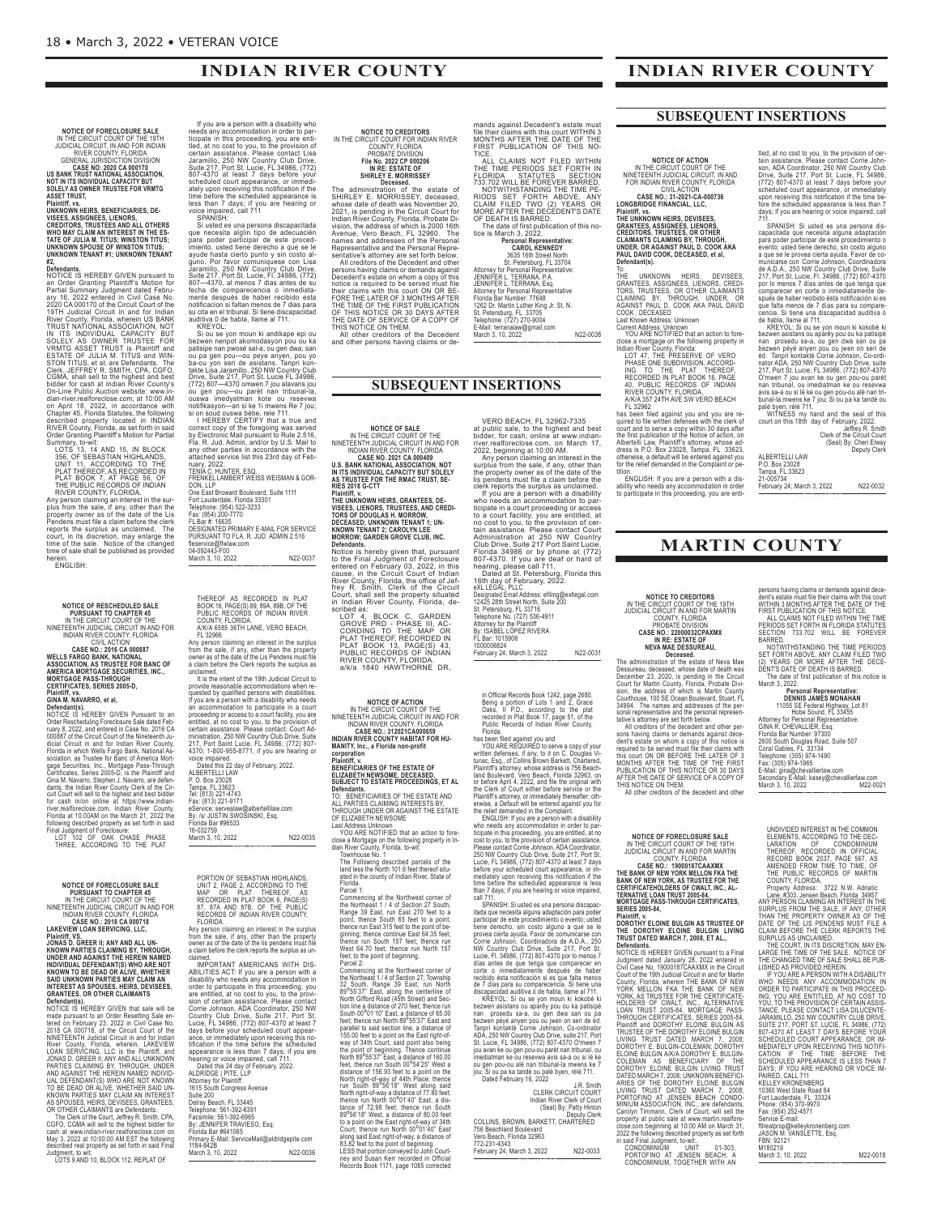# INDIAN RIVER COUNTY

**NOTICE OF FORECLOSURE SALE**
IN THE CIRCUIT COURT OF THE 19TH JUDICIAL CIRCUIT, IN AND FOR INDIAN RIVER COUNTY, FLORIDA
GENERAL JURISDICTION DIVISION
**CASE NO: 2020 CA 000170**
**US BANK TRUST NATIONAL ASSOCIATION, NOT IN ITS INDIVIDUAL CAPACITY BUT SOLELY AS OWNER TRUSTEE FOR VRMTG ASSET TRUST,**
**Plaintiff, vs.**
**UNKNOWN HEIRS, BENEFICIARIES, DEVISEES, ASSIGNEES, LIENORS, CREDITORS, TRUSTEES AND ALL OTHERS WHO MAY CLAIM AN INTEREST IN THE ESTATE OF JULIA M. TITUS; WINSTON TITUS; UNKNOWN SPOUSE OF WINSTON TITUS; UNKNOWN TENANT #1; UNKNOWN TENANT #2,**
**Defendants.**

NOTICE IS HEREBY GIVEN pursuant to an Order Granting Plaintiff's Motion for Partial Summary Judgment dated February 16, 2022 entered in Civil Case No. 2020 CA 000170 of the Circuit Court of the 19TH Judicial Circuit in and for Indian River County, Florida, wherein US BANK TRUST NATIONAL ASSOCIATION, NOT IN ITS INDIVIDUAL CAPACITY BUT SOLELY AS OWNER TRUSTEE FOR VRMTG ASSET TRUST is Plaintiff and ESTATE OF JULIA M. TITUS and WINSTON TITUS, et al, are Defendants. The Clerk, JEFFREY R. SMITH, CPA, CGFO, CGMA, shall sell to the highest and best bidder for cash at Indian River County's On-Line Public Auction website: www.indian-river.realforeclose.com, at 10:00 AM on April 18, 2022, in accordance with Chapter 45, Florida Statutes, the following described property located in INDIAN RIVER County, Florida, as set forth in said Order Granting Plaintiff's Motion for Partial Summary, to-wit:

LOTS 13, 14 AND 15, IN BLOCK 356, OF SEBASTIAN HIGHLANDS, UNIT 11, ACCORDING TO THE PLAT THEREOF, AS RECORDED IN PLAT BOOK 7, AT PAGE 56, OF THE PUBLIC RECORDS OF INDIAN RIVER COUNTY, FLORIDA.

Any person claiming an interest in the surplus from the sale, if any, other than the property owner as of the date of the Lis Pendens must file a claim before the clerk reports the surplus as unclaimed. The court, in its discretion, may enlarge the time of the sale. Notice of the changed time of sale shall be published as provided herein.

ENGLISH:

If you are a person with a disability who needs any accommodation in order to participate in this proceeding, you are entitled, at no cost to you, to the provision of certain assistance. Please contact Lisa Jaramillo, 250 NW Country Club Drive, Suite 217, Port St. Lucie, FL 34986, (772) 807-4370 at least 7 days before your scheduled court appearance, or immediately upon receiving this notification if the time before the scheduled appearance is less than 7 days; if you are hearing or voice impaired, call 711.

SPANISH:

Si usted es una persona discapacitada que necesita algún tipo de adecuación para poder participar de este procedimiento, usted tiene derecho a que se le ayude hasta cierto punto y sin costo alguno. Por favor comuníquese con Lisa Jaramillo, 250 NW Country Club Drive, Suite 217, Port St. Lucie, FL 34986, (772) 807—4370, al menos 7 días antes de su fecha de comparecencia o inmediatamente después de haber recibido esta notificación si faltan menos de 7 días para su cita en el tribunal. Si tiene discapacidad auditiva ó de habla, llame al 711.

KREYOL:

Si ou se yon moun ki andikape epi ou bezwen nenpòt akomodasyon pou ou ka patisipe nan pwosè sa-a, ou gen dwa, san ou pa gen pou—ou peye anyen, pou yo ba-ou yon seri de asistans. Tanpri kontakte Lisa Jaramillo, 250 NW Country Club Drive, Suite 217, Port St. Lucie, FL 34986, (772) 807—4370 omwen 7 jou alavans jou ou gen pou—ou parèt nan tribunal-la, ouswa imedyatman kote ou resevwa notifikasyon—an si ke li mwens ke 7 jou; si on sou ouswa bèbe, rele 711.

I HEREBY CERTIFY that a true and correct copy of the foregoing was served by Electronic Mail pursuant to Rule 2.516, Fla. R. Jud. Admin, and/or by U.S. Mail to any other parties in accordance with the attached service list this 23rd day of February, 2022.

TENIA C. HUNTER, ESQ.
FRENKEL LAMBERT WEISS WEISMAN & GORDON, LLP
One East Broward Boulevard, Suite 1111
Fort Lauderdale, Florida 33301
Telephone: (954) 522-3233
Fax: (954) 200-7770
FL Bar #: 16835
DESIGNATED PRIMARY E-MAIL FOR SERVICE PURSUANT TO FLA. R. JUD. ADMIN 2.516
fleservice@flwlaw.com
04-092443-F00
March 3, 10, 2022 N22-0037

**NOTICE TO CREDITORS**
IN THE CIRCUIT COURT FOR INDIAN RIVER COUNTY, FLORIDA
PROBATE DIVISION
**File No. 2022 CP 000206**
**IN RE: ESTATE OF SHIRLEY E. MORRISSEY**
**Deceased.**

The administration of the estate of SHIRLEY E. MORRISSEY, deceased, whose date of death was November 20, 2021, is pending in the Circuit Court for Indian River County, Florida, Probate Division, the address of which is 2000 16th Avenue, Vero Beach, FL 32960. The names and addresses of the Personal Representative and the Personal Representative's attorney are set forth below.

All creditors of the Decedent and other persons having claims or demands against Decedent's estate on whom a copy of this notice is required to be served must file their claims with this court ON OR BEFORE THE LATER OF 3 MONTHS AFTER THE TIME OF THE FIRST PUBLICATION OF THIS NOTICE OR 30 DAYS AFTER THE DATE OF SERVICE OF A COPY OF THIS NOTICE ON THEM.

All other creditors of the Decedent and other persons having claims or demands against Decedent's estate must file their claims with this court WITHIN 3 MONTHS AFTER THE DATE OF THE FIRST PUBLICATION OF THIS NOTICE.

ALL CLAIMS NOT FILED WITHIN THE TIME PERIODS SET FORTH IN FLORIDA STATUTES SECTION 733.702 WILL BE FOREVER BARRED.

NOTWITHSTANDING THE TIME PERIODS SET FORTH ABOVE, ANY CLAIM FILED TWO (2) YEARS OR MORE AFTER THE DECEDENT'S DATE OF DEATH IS BARRED.

The date of first publication of this notice is March 3, 2022.

**Personal Representative:**
**CAROL KENNEDY**
3635 16th Street North
St. Petersburg, FL 33704
Attorney for Personal Representative:
JENNIFER L. TERRANA, P.A.
JENNIFER L. TERRANA, Esq.
Attorney for Personal Representative
Florida Bar Number: 77648
1262 Dr. Martin Luther King Jr. St. N.
St. Petersburg, FL 33705
Telephone: (727) 270-9004
E-Mail: terranalaw@gmail.com
March 3, 10, 2022 N22-0038

**NOTICE OF RESCHEDULED SALE PURSUANT TO CHAPTER 45**
IN THE CIRCUIT COURT OF THE NINETEENTH JUDICIAL CIRCUIT IN AND FOR INDIAN RIVER COUNTY, FLORIDA
CIVIL ACTION
**CASE NO.: 2016 CA 000887**
**WELLS FARGO BANK, NATIONAL ASSOCIATION, AS TRUSTEE FOR BANC OF AMERICA MORTGAGE SECURITIES, INC., MORTGAGE PASS-THROUGH CERTIFICATES, SERIES 2005-D,**
**Plaintiff, vs.**
**GINA M. NAVARRO, et al,**
**Defendant(s).**

NOTICE IS HEREBY GIVEN Pursuant to an Order Rescheduling Foreclosure Sale dated February 8, 2022, and entered in Case No. 2016 CA 000887 of the Circuit Court of the Nineteenth Judicial Circuit in and for Indian River County, Florida in which Wells Fargo Bank, National Association, as Trustee for Banc of America Mortgage Securities, Inc., Mortgage Pass-Through Certificates, Series 2005-D, is the Plaintiff and Gina M. Navarro, Stephen J. Navarro, are defendants, the Indian River County Clerk of the Circuit Court will sell to the highest and best bidder for cash in/on at https://www.indian-river.realforeclose.com, Indian River County, Florida at 10:00AM on the March 21, 2022 the following described property as set forth in said Final Judgment of Foreclosure:

LOT 102 OF OAK CHASE PHASE THREE, ACCORDING TO THE PLAT THEREOF AS RECORDED IN PLAT BOOK 16, PAGE(S) 89, 89A, 89B, OF THE PUBLIC RECORDS OF INDIAN RIVER COUNTY, FLORIDA.
A/K/A 6585 36TH LANE, VERO BEACH, FL 32966

Any person claiming an interest in the surplus from the sale, if any, other than the property owner as of the date of the Lis Pendens must file a claim before the Clerk reports the surplus as unclaimed.

It is the intent of the 19th Judicial Circuit to provide reasonable accommodations when requested by qualified persons with disabilities. If you are a person with a disability who needs an accommodation to participate in a court proceeding or access to a court facility, you are entitled, at no cost to you, to the provision of certain assistance. Please contact: Court Administration, 250 NW Country Club Drive, Suite 217, Port Saint Lucie, FL 34986; (772) 807-4370; 1-800-955-8771, if you are hearing or voice impaired.

Dated this 22 day of February, 2022.
ALBERTELLI LAW
P. O. Box 23028
Tampa, FL 33623
Tel: (813) 221-4743
Fax: (813) 221-9171
eService: servealaw@albertellilaw.com
By: /s/ JUSTIN SWOSINSKI, Esq.
Florida Bar #96533
16-032759
March 3, 10, 2022 N22-0035

**NOTICE OF FORECLOSURE SALE PURSUANT TO CHAPTER 45**
IN THE CIRCUIT COURT OF THE NINETEENTH JUDICIAL CIRCUIT IN AND FOR INDIAN RIVER COUNTY, FLORIDA
**CASE NO.: 2018 CA 000718**
**LAKEVIEW LOAN SERVICING, LLC,**
**Plaintiff, VS.**
**JONAS D. GREER II; ANY AND ALL UNKNOWN PARTIES CLAIMING BY, THROUGH, UNDER AND AGAINST THE HEREIN NAMED INDIVIDUAL DEFENDANT(S) WHO ARE NOT KNOWN TO BE DEAD OR ALIVE, WHETHER SAID UNKNOWN PARTIES MAY CLAIM AN INTEREST AS SPOUSES, HEIRS, DEVISEES, GRANTEES, OR OTHER CLAIMANTS**
**Defendant(s).**

NOTICE IS HEREBY GIVEN that sale will be made pursuant to an Order Resetting Sale entered on February 23, 2022 in Civil Case No. 2018 CA 000718, of the Circuit Court of the NINETEENTH Judicial Circuit in and for Indian River County, Florida, wherein, LAKEVIEW LOAN SERVICING, LLC is the Plaintiff, and JONAS D. GREER II; ANY AND ALL UNKNOWN PARTIES CLAIMING BY, THROUGH, UNDER AND AGAINST THE HEREIN NAMED INDIVIDUAL DEFENDANT(S) WHO ARE NOT KNOWN TO BE DEAD OR ALIVE, WHETHER SAID UNKNOWN PARTIES MAY CLAIM AN INTEREST AS SPOUSES, HEIRS, DEVISEES, GRANTEES, OR OTHER CLAIMANTS are Defendants.

The Clerk of the Court, Jeffrey R. Smith, CPA, CGFO, CGMA will sell to the highest bidder for cash at www.indian-river.realforeclose.com on May 3, 2022 at 10:00:00 AM EST the following described real property as set forth in said Final Judgment, to wit:

LOTS 9 AND 10, BLOCK 112, REPLAT OF PORTION OF SEBASTIAN HIGHLANDS, UNIT 2, PAGE 2, ACCORDING TO THE MAP OR PLAT THEREOF, AS RECORDED IN PLAT BOOK 6, PAGE(S) 87, 87A AND 87B, OF THE PUBLIC RECORDS OF INDIAN RIVER COUNTY, FLORIDA.

Any person claiming an interest in the surplus from the sale, if any, other than the property owner as of the date of the lis pendens must file a claim before the clerk reports the surplus as unclaimed.

IMPORTANT AMERICANS WITH DISABILITIES ACT: If you are a person with a disability who needs any accommodation in order to participate in this proceeding, you are entitled, at no cost to you, to the provision of certain assistance. Please contact Corrie Johnson, ADA Coordinator, 250 NW Country Club Drive, Suite 217, Port St. Lucie, FL 34986, (772) 807-4370 at least 7 days before your scheduled court appearance, or immediately upon receiving this notification if the time before the scheduled appearance is less than 7 days; if you are hearing or voice impaired, call 711.

Dated this 24 day of February, 2022.
ALDRIDGE | PITE, LLP
Attorney for Plaintiff
1615 South Congress Avenue
Suite 200
Delray Beach, FL 33445
Telephone: 561-392-6391
Facsimile: 561-392-6965
By: JENNIFER TRAVIESO, Esq.
Florida Bar #641065
Primary E-Mail: ServiceMail@aldridgepite.com
1184-842B
March 3, 10, 2022 N22-0036

## SUBSEQUENT INSERTIONS

**NOTICE OF SALE**
IN THE CIRCUIT COURT OF THE NINETEENTH JUDICIAL CIRCUIT IN AND FOR INDIAN RIVER COUNTY, FLORIDA
**CASE NO. 2021 CA 000409**
**U.S. BANK NATIONAL ASSOCIATION, NOT IN ITS INDIVIDUAL CAPACITY BUT SOLELY AS TRUSTEE FOR THE RMAC TRUST, SERIES 2018 G-CTT**
**Plaintiff, v.**
**THE UNKNOWN HEIRS, GRANTEES, DEVISEES, LIENORS, TRUSTEES, AND CREDITORS OF DOUGLAS H. MORROW, DECEASED; UNKNOWN TENANT 1; UNKNOWN TENANT 2; CAROLYN LEE MORROW; GARDEN GROVE CLUB, INC.**
**Defendants.**

Notice is hereby given that, pursuant to the Final Judgment of Foreclosure entered on February 03, 2022, in this cause, in the Circuit Court of Indian River County, Florida, the office of Jeffrey R. Smith, Clerk of the Circuit Court, shall sell the property situated in Indian River County, Florida, described as:

LOT 4, BLOCK C, GARDEN GROVE PRD - PHASE III, ACCORDING TO THE MAP OR PLAT THEREOF, RECORDED IN PLAT BOOK 13, PAGE(S) 43, PUBLIC RECORDS OF INDIAN RIVER COUNTY, FLORIDA.
a/k/a 1840 HAWTHORNE DR, VERO BEACH, FL 32962-7335

at public sale, to the highest and best bidder, for cash, online at www.indian-river.realforeclose.com, on March 17, 2022 beginning at 10:00 AM.

Any person claiming an interest in the surplus from the sale, if any, other than the property owner as of the date of the lis pendens must file a claim before the clerk reports the surplus as unclaimed.

If you are a person with a disability who needs an accommodation to participate in a court proceeding or access to a court facility, you are entitled, at no cost to you, to the provision of certain assistance. Please contact Court Administration at 250 NW Country Club Drive, Suite 217 Port Saint Lucie, Florida 34986 by or phone at (772) 807-4370. If you are deaf or hard of hearing, please call 711.

Dated at St. Petersburg, Florida this 16th day of February, 2022.
eXL LEGAL, PLLC
Designated Email Address: efiling@exllegal.com
12425 28th Street North, Suite 200
St. Petersburg, FL 33716
Telephone No. (727) 536-4911
Attorney for the Plaintiff
By: ISABEL LOPEZ RIVERA
FL Bar: 1015906
1000006824
February 24; March 3, 2022 N22-0031

**NOTICE OF ACTION**
IN THE CIRCUIT COURT OF THE NINETEENTH JUDICIAL CIRCUIT IN AND FOR INDIAN RIVER COUNTY, FLORIDA
**CASE NO.: 312021CA000659**
**INDIAN RIVER COUNTY HABITAT FOR HUMANITY, Inc., a Florida non-profit corporation**
**Plaintiff, v.**
**BENEFICIARIES OF THE ESTATE OF ELIZABETH NEWSOME, DECEASED, SUBJECT TO ESTATE PROCEEDINGS, ET AL**
**Defendants.**

TO: BENEFICIARIES OF THE ESTATE AND ALL PARTIES CLAIMING INTERESTS BY, THROUGH UNDER OR AGAINST THE ESTATE OF ELIZABETH NEWSOME
Last Address Unknown

YOU ARE NOTIFIED that an action to foreclose a Mortgage on the following property in Indian River County, Florida, to-wit:

Townhouse No. 1

The Following described parcels of the land less the North 101.6 feet thereof situated in the county of Indian River, State of Florida.

Parcel 1:

Commencing at the Northwest corner of the Northeast 1 / 4 of Section 27 South, Range 39 East, run East 270 feet to a point, thence South 65 feet to a point; thence run East 315 feet to the point of beginning; thence continue East 64.35 feet; thence run South 157 feet; thence run West 64.70 feet; thence run North 157 feet; to the point of beginning.

Parcel 2:

Commencing at the Northwest corner of the Northeast 1 / 4 of Section 27, Township 32 South, Range 39 East, run North 89°55'37" East, along the centerline of North Gifford Road (45th Street) and Section line a distance of 270 feet; thence run South 00°01'10" East, a distance of 65.00 feet, thence run North 89°55'37" East and parallel to said section line a distance of 155.00 feet to a point on the East right-of-way of 34th Court, said point also being the point of beginning. Thence continue North 89°55'37" East, a distance of 160.00 feet, thence run South 00°54'25" West a distance of 156.93 feet to a point on the North right-of-way of 44th Place; thence run South 89°56'18" West along said North right-of-way a distance of 77.80 feet; thence run North 00°01'40" East, a distance of 72.98 feet; thence run South 89°56'18" West, a distance of 80.00 feet to a point on the East right-of-way of 34th Court; thence run North 00°01'40" East along said East right-of-way, a distance of 83.82 feet to the point of beginning.

LESS that portion conveyed to John Courtney and Susan Kerr recorded in Official Records Book 1171, page 1085 corrected in Official Records Book 1242, page 2680.

Being a portion of Lots 1 and 2, Grace Oaks, II P.D., according to the plat recorded in Plat Book 17, page 51, of the Public Records of Indian River County, Florida.

has been filed against you and

YOU ARE REQUIRED to serve a copy of your written defenses, if any, to it on C. Douglas Vitunac, Esq., of Collins Brown Barkett, Chartered, Plaintiff's attorney, whose address is 756 Beachland Boulevard, Vero Beach, Florida 32963, on or before April 4, 2022, and file the original with the Clerk of Court either before service or the Plaintiff's attorney, or immediately thereafter; otherwise, a default will be entered against you for the relief demanded in the Complaint.

ENGLISH: If you are a person with a disability who needs any accommodation in order to participate in this proceeding, you are entitled, at no cost to you, to the provision of certain assistance. Please contact Corrie Johnson, ADA Coordinator, 250 NW Country Club Drive, Suite 217, Port St. Lucie, FL 34986, (772) 807-4370 at least 7 days before your scheduled court appearance, or immediately upon receiving this notification if the time before the scheduled appearance is less than 7 days; if you are hearing or voice impaired, call 711.

SPANISH: Si usted es una persona discapacitada que necesita alguna adaptación para poder participar de este procedimiento o evento; usted tiene derecho, sin costo alguno a que se le provea cierta ayuda. Favor de comunicarse con Corrie Johnson, Coordinadora de A.D.A., 250 NW Country Club Drive, Suite 217, Port St. Lucie, FL 34986, (772) 807-4370 por lo menos 7 días antes de que tenga que comparecer en corte o inmediatamente después de haber recibido ésta notificación si es que falta menos de 7 días para su comparecencia. Si tiene una discapacidad auditiva ó de habla, llame al 711.

KREYOL: Si ou se yon moun ki kokobé ki bezwen asistans ou aparèy pou ou ka patisipé nan prosedu sa-a, ou gen dwa san ou pa bezwen péyé anyen pou ou jwen on seri de èd. Tanpri kontakté Corrie Johnson, Co-ordinator ADA, 250 NW Country Club Drive, suite 217, Port St. Lucie, FL 34986, (772) 807-4370 O'mwen 7 jou avan ke ou gen pou-ou parèt nan tribinal, ou imediatman ke ou reseswa avis sa-a ou si lè ke ou gen pou-ou alé nan tribinal-la mwens ke 7 jou; Si ou pa ka tandé ou palé byen, rélé 711.

Dated February 16, 2022
J.R. Smith
CLERK CIRCUIT COURT
Indian River Clerk of Court
(Seal) By: Patty Hinton
Deputy Clerk
COLLINS, BROWN, BARKETT, CHARTERED
756 Beachland Boulevard
Vero Beach, Florida 32963
772-231-4343
February 24; March 3, 2022 N22-0033

# INDIAN RIVER COUNTY

## SUBSEQUENT INSERTIONS

**NOTICE OF ACTION**
IN THE CIRCUIT COURT OF THE NINETEENTH JUDICIAL CIRCUIT, IN AND FOR INDIAN RIVER COUNTY, FLORIDA
CIVIL ACTION
**CASE NO.: 31-2021-CA-000736**
**LONGBRIDGE FINANCIAL, LLC,**
**Plaintiff, vs.**
**THE UNKNOWN HEIRS, DEVISEES, GRANTEES, ASSIGNEES, LIENORS, CREDITORS, TRUSTEES, OR OTHER CLAIMANTS CLAIMING BY, THROUGH, UNDER, OR AGAINST PAUL D. COOK AKA PAUL DAVID COOK, DECEASED, et al,**
**Defendant(s).**

To:
THE UNKNOWN HEIRS, DEVISEES, GRANTEES, ASSIGNEES, LIENORS, CREDITORS, TRUSTEES, OR OTHER CLAIMANTS CLAIMING BY, THROUGH, UNDER, OR AGAINST PAUL D. COOK AKA PAUL DAVID COOK, DECEASED
Last Known Address: Unknown
Current Address: Unknown

YOU ARE NOTIFIED that an action to foreclose a mortgage on the following property in Indian River County, Florida:

LOT 47, THE PRESERVE OF VERO PHASE ONE SUBDIVISION, ACCORDING TO THE PLAT THEREOF, RECORDED IN PLAT BOOK 16, PAGE 40, PUBLIC RECORDS OF INDIAN RIVER COUNTY, FLORIDA.
A/K/A 357 24TH AVE SW VERO BEACH FL 32962

has been filed against you and you are required to file written defenses with the clerk of court and to serve a copy within 30 days after the first publication of the Notice of action, on Albertelli Law, Plaintiff's attorney, whose address is P.O. Box 23028, Tampa, FL 33623, otherwise, a default will be entered against you for the relief demanded in the Complaint or petition.

ENGLISH: If you are a person with a disability who needs any accommodation in order to participate in this proceeding, you are entitled, at no cost to you, to the provision of certain assistance. Please contact Corrie Johnson, ADA Coordinator, 250 NW Country Club Drive, Suite 217, Port St. Lucie, FL 34986, (772) 807-4370 at least 7 days before your scheduled court appearance, or immediately upon receiving this notification if the time before the scheduled appearance is less than 7 days; if you are hearing or voice impaired, call 711.

SPANISH: Si usted es una persona discapacitada que necesita alguna adaptación para poder participar de este procedimiento o evento; usted tiene derecho, sin costo alguno a que se le provea cierta ayuda. Favor de comunicarse con Corrie Johnson, Coordinadora de A.D.A., 250 NW Country Club Drive, Suite 217, Port St. Lucie, FL 34986, (772) 807-4370 por lo menos 7 días antes de que tenga que comparecer en corte o inmediatamente después de haber recibido ésta notificación si es que falta menos de 7 días para su comparecencia. Si tiene una discapacidad auditiva ó de habla, llame al 711.

KREYOL: Si ou se yon moun ki kokobé ki bezwen asistans ou aparèy pou ou ka patisipé nan prosedu sa-a, ou gen dwa san ou pa bezwen péyé anyen pou ou jwen on seri de èd. Tanpri kontakté Corrie Johnson, Co-ordinator ADA, 250 NW Country Club Drive, suite 217, Port St. Lucie, FL 34986, (772) 807-4370 O'mwen 7 jou avan ke ou gen pou-ou parèt nan tribinal, ou imediatman ke ou reseswa avis sa-a ou si lè ke ou gen pou-ou alé nan tribinal-la mwens ke 7 jou; Si ou pa ka tandé ou palé byen, rélé 711.

WITNESS my hand and the seal of this court on this 18th day of February, 2022.
Jeffrey R. Smith
Clerk of the Circuit Court
(Seal) By: Cheri Elway
Deputy Clerk
ALBERTELLI LAW
P.O. Box 23028
Tampa, FL 33623
21-005734
February 24; March 3, 2022 N22-0032

# MARTIN COUNTY

**NOTICE TO CREDITORS**
IN THE CIRCUIT COURT OF THE 19TH JUDICIAL CIRCUIT IN AND FOR MARTIN COUNTY, FLORIDA
PROBATE DIVISION
**CASE NO.: 22000032CPAXMX**
**IN RE: ESTATE OF NEVA MAE DESSUREAU,**
**Deceased.**

The administration of the estate of Neva Mae Dessureau, deceased, whose date of death was December 23, 2020, is pending in the Circuit Court for Martin County, Florida, Probate Division, the address of which is Martin County Courthouse, 100 SE Ocean Boulevard, Stuart, FL 34994. The names and addresses of the personal representative and the personal representative's attorney are set forth below.

All creditors of the decedent and other persons having claims or demands against decedent's estate on whom a copy of this notice is required to be served must file their claims with this court ON OR BEFORE THE LATER OF 3 MONTHS AFTER THE TIME OF THE FIRST PUBLICATION OF THIS NOTICE OR 30 DAYS AFTER THE DATE OF SERVICE OF A COPY OF THIS NOTICE ON THEM.

All other creditors of the decedent and other persons having claims or demands against decedent's estate must file their claims with this court WITHIN 3 MONTHS AFTER THE DATE OF THE FIRST PUBLICATION OF THIS NOTICE.

ALL CLAIMS NOT FILED WITHIN THE TIME PERIODS SET FORTH IN FLORIDA STATUTES SECTION 733.702 WILL BE FOREVER BARRED.

NOTWITHSTANDING THE TIME PERIODS SET FORTH ABOVE, ANY CLAIM FILED TWO (2) YEARS OR MORE AFTER THE DECEDENT'S DATE OF DEATH IS BARRED.

The date of first publication of this notice is March 3, 2022.

**Personal Representative:**
**DENNIS JAMES MONAHAN**
11055 SE Federal Highway, Lot 81
Hobe Sound, FL 33455
Attorney for Personal Representative:
GINA R. CHEVALLIER, Esq.
Florida Bar Number: 97300
2600 South Douglas Road, Suite 507
Coral Gables, FL 33134
Telephone: (305) 974-1490
Fax: (305) 974-1965
E-Mail: gina@chevallierlaw.com
Secondary E-Mail: kasey@chevallierlaw.com
March 3, 10, 2022 M22-0021

**NOTICE OF FORECLOSURE SALE**
IN THE CIRCUIT COURT OF THE 19TH JUDICIAL CIRCUIT IN AND FOR MARTIN COUNTY, FLORIDA
**CASE NO.: 19000187CAAXMX**
**THE BANK OF NEW YORK MELLON FKA THE BANK OF NEW YORK, AS TRUSTEE FOR THE CERTIFICATEHOLDERS OF CWALT, INC., ALTERNATIVE LOAN TRUST 2005-84, MORTGAGE PASS-THROUGH CERTIFICATES, SERIES 2005-84,**
**Plaintiff, v.**
**DOROTHY ELOINE BULGIN AS TRUSTEE OF THE DOROTHY ELOINE BULGIN LIVING TRUST DATED MARCH 7, 2008, ET AL.,**
**Defendants.**

NOTICE IS HEREBY GIVEN pursuant to a Final Judgment dated January 28, 2022 entered in Civil Case No. 19000187CAAXMX in the Circuit Court of the 19th Judicial Circuit in and for Martin County, Florida, wherein THE BANK OF NEW YORK MELLON FKA THE BANK OF NEW YORK, AS TRUSTEE FOR THE CERTIFICATEHOLDERS OF CWALT, INC., ALTERNATIVE LOAN TRUST 2005-84, MORTGAGE PASS-THROUGH CERTIFICATES, SERIES 2005-84, Plaintiff and DOROTHY ELOINE BULGIN AS TRUSTEE OF THE DOROTHY ELOINE BULGIN LIVING TRUST DATED MARCH 7, 2008; DOROTHY E. BULGIN-COLEMAN; DOROTHY ELOINE BULGIN A/K/A DOROTHY E. BULGIN-COLEMAN AS BENEFICIARY OF THE DOROTHY ELOINE BULGIN LIVING TRUST DATED MARCH 7, 2008; UNKNOWN BENEFICIARIES OF THE DOROTHY ELOINE BULGIN LIVING TRUST DATED MARCH 7, 2008; PORTOFINO AT JENSEN BEACH CONDOMINIUM ASSOCIATION, INC., are defendants, Carolyn Timmann, Clerk of Court, will sell the property at public sale at www.martin.realforeclose.com beginning at 10:00 AM on March 31, 2022 the following described property as set forth in said Final Judgment, to-wit:

CONDOMINIUM UNIT 01-303, PORTOFINO AT JENSEN BEACH, A CONDOMINIUM, TOGETHER WITH AN UNDIVIDED INTEREST IN THE COMMON ELEMENTS, ACCORDING TO THE DECLARATION OF CONDOMINIUM THEREOF, RECORDED IN OFFICIAL RECORD BOOK 2037, PAGE 567, AS AMENDED FROM TIME TO TIME, OF THE PUBLIC RECORDS OF MARTIN COUNTY, FLORIDA.

Property Address: 3722 N.W. Adriatic Lane, #303, Jensen Beach, Florida 34957

ANY PERSON CLAIMING AN INTEREST IN THE SURPLUS FROM THE SALE, IF ANY, OTHER THAN THE PROPERTY OWNER AS OF THE DATE OF THE LIS PENDENS MUST FILE A CLAIM BEFORE THE CLERK REPORTS THE SURPLUS AS UNCLAIMED.

THE COURT, IN ITS DISCRETION, MAY ENLARGE THE TIME OF THE SALE. NOTICE OF THE CHANGED TIME OF SALE SHALL BE PUBLISHED AS PROVIDED HEREIN.

IF YOU ARE A PERSON WITH A DISABILITY WHO NEEDS ANY ACCOMMODATION IN ORDER TO PARTICIPATE IN THIS PROCEEDING, YOU ARE ENTITLED, AT NO COST TO YOU, TO THE PROVISION OF CERTAIN ASSISTANCE. PLEASE CONTACT LISA DILUCENTE-JARAMILLO, 250 NW COUNTRY CLUB DRIVE, SUITE 217, PORT ST. LUCIE, FL 34986, (772) 807-4370 AT LEAST 7 DAYS BEFORE YOUR SCHEDULED COURT APPEARANCE, OR IMMEDIATELY UPON RECEIVING THIS NOTIFICATION IF THE TIME BEFORE THE SCHEDULED APPEARANCE IS LESS THAN 7 DAYS; IF YOU ARE HEARING OR VOICE IMPAIRED, CALL 711.

KELLEY KRONENBERG
10360 West State Road 84
Fort Lauderdale, FL 33324
Phone: (954) 370-9970
Fax: (954) 252-4571
Service E-mail: ftlrealprop@kelleykronenberg.com
JASON M. VANSLETTE, Esq.
FBN: 92121
M180219
March 3, 10, 2022 M22-0018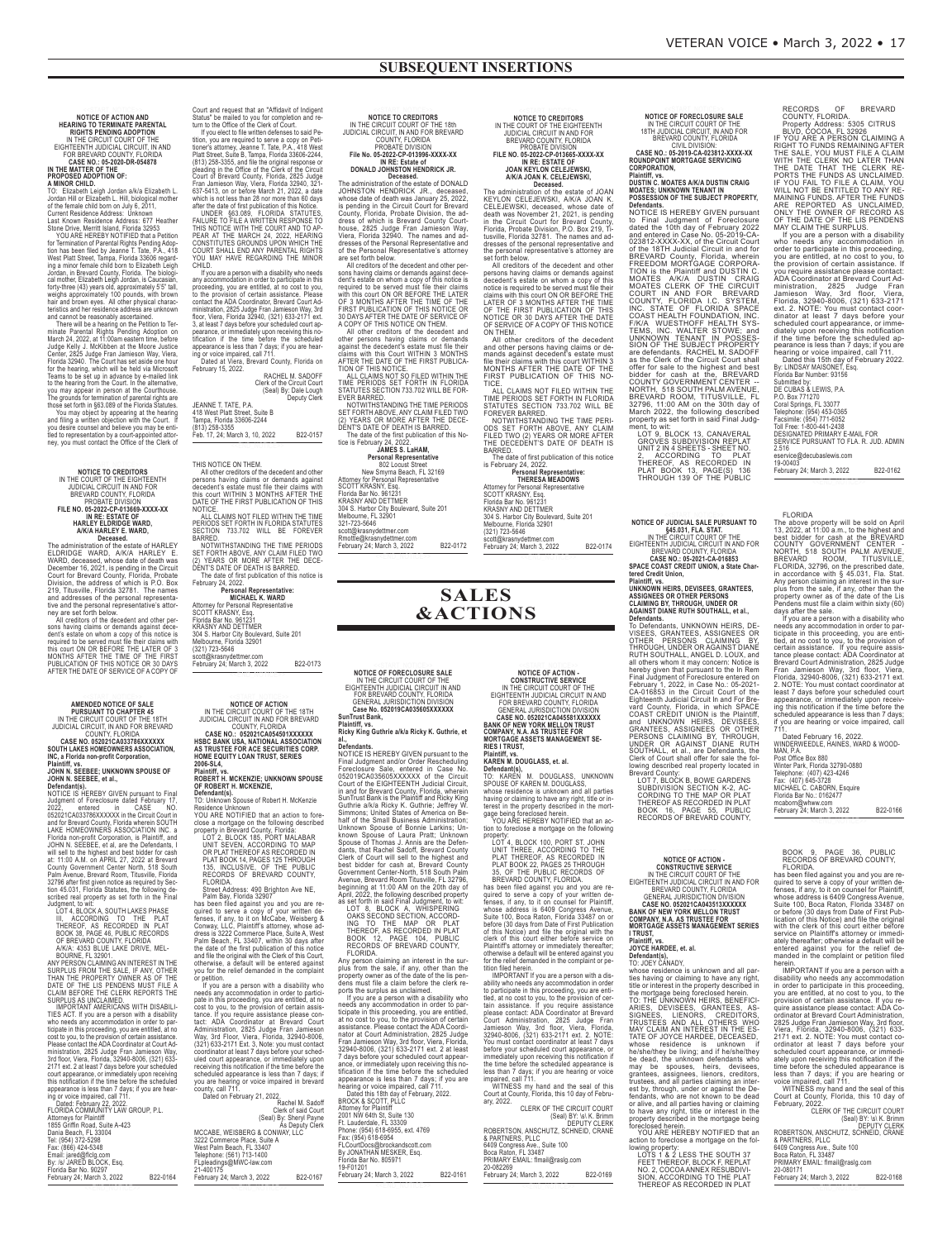## SUBSEQUENT INSERTIONS

**NOTICE OF ACTION AND HEARING TO TERMINATE PARENTAL RIGHTS PENDING ADOPTION**
IN THE CIRCUIT COURT OF THE EIGHTEENTH JUDICIAL CIRCUIT, IN AND FOR BREVARD COUNTY, FLORIDA
**CASE NO.: 05-2020-DR-054878**
**IN THE MATTER OF THE PROPOSED ADOPTION OF: A MINOR CHILD.**

TO: Elizabeth Leigh Jordan a/k/a Elizabeth L. Jordan Hill or Elizabeth L. Hill, biological mother of the female child born on July 6, 2011,
Current Residence Address: Unknown
Last Known Residence Address: 677 Heather Stone Drive, Merritt Island, Florida 32953

YOU ARE HEREBY NOTIFIED that a Petition for Termination of Parental Rights Pending Adoption has been filed by Jeanne T. Tate, P.A., 418 West Platt Street, Tampa, Florida 33606 regarding a minor female child born to Elizabeth Leigh Jordan, in Brevard County, Florida. The biological mother, Elizabeth Leigh Jordan, is Caucasian, forty-three (43) years old, approximately 5'5" tall, weighs approximately 100 pounds, with brown hair and brown eyes. All other physical characteristics and her residence address are unknown and cannot be reasonably ascertained.

There will be a hearing on the Petition to Terminate Parental Rights Pending Adoption on March 24, 2022, at 11:00am eastern time, before Judge Kelly J. McKibben at the Moore Justice Center, 2825 Judge Fran Jamieson Way, Viera, Florida 32940. The Court has set aside one hour for the hearing, which will be held via Microsoft Teams to be set up in advance by e-mailed link to the hearing from the Court. In the alternative, you may appear in person at the Courthouse. The grounds for termination of parental rights are those set forth in §63.089 of the Florida Statutes.

You may object by appearing at the hearing and filing a written objection with the Court. If you desire counsel and believe you may be entitled to representation by a court-appointed attorney, you must contact the Office of the Clerk of Court and request that an "Affidavit of Indigent Status" be mailed to you for completion and return to the Office of the Clerk of Court.

If you elect to file written defenses to said Petition, you are required to serve a copy on Petitioner's attorney, Jeanne T. Tate, P.A., 418 West Platt Street, Suite B, Tampa, Florida 33606-2244, (813) 258-3355, and file the original response or pleading in the Office of the Clerk of the Circuit Court of Brevard County, Florida, 2825 Judge Fran Jamieson Way, Viera, Florida 32940, 321-637-5413, on or before March 21, 2022, a date which is not less than 28 nor more than 60 days after the date of first publication of this Notice.

UNDER §63.089, FLORIDA STATUTES, FAILURE TO FILE A WRITTEN RESPONSE TO THIS NOTICE WITH THE COURT AND TO APPEAR AT THE MARCH 24, 2022, HEARING CONSTITUTES GROUNDS UPON WHICH THE COURT SHALL END ANY PARENTAL RIGHTS YOU MAY HAVE REGARDING THE MINOR CHILD.

If you are a person with a disability who needs any accommodation in order to participate in this proceeding, you are entitled, at no cost to you, to the provision of certain assistance. Please contact the ADA Coordinator, Brevard Court Administration, 2825 Judge Fran Jamieson Way, 3rd floor, Viera, Florida 32940, (321) 633-2171 ext. 3, at least 7 days before your scheduled court appearance, or immediately upon receiving this notification if the time before the scheduled appearance is less than 7 days; if you are hearing or voice impaired, call 711.

Dated at Viera, Brevard County, Florida on February 15, 2022.

RACHEL M. SADOFF
Clerk of the Circuit Court
(Seal) By: Dale Lough
Deputy Clerk

JEANNE T. TATE, P.A.
418 West Platt Street, Suite B
Tampa, Florida 33606-2244
(813) 258-3355
Feb. 17, 24; March 3, 10, 2022 B22-0157

**NOTICE TO CREDITORS**
IN THE CIRCUIT COURT OF THE EIGHTEENTH JUDICIAL CIRCUIT IN AND FOR BREVARD COUNTY, FLORIDA
PROBATE DIVISION
**FILE NO. 05-2022-CP-013669-XXXX-XX**
**IN RE: ESTATE OF HARLEY ELDRIDGE WARD, A/K/A HARLEY E. WARD, Deceased.**

The administration of the estate of HARLEY ELDRIDGE WARD, A/K/A HARLEY E. WARD, deceased, whose date of death was December 16, 2021, is pending in the Circuit Court for Brevard County, Florida, Probate Division, the address of which is P.O. Box 219, Titusville, Florida 32781. The names and addresses of the personal representative and the personal representative's attorney are set forth below.

All creditors of the decedent and other persons having claims or demands against decedent's estate on whom a copy of this notice is required to be served must file their claims with this court ON OR BEFORE THE LATER OF 3 MONTHS AFTER THE TIME OF THE FIRST PUBLICATION OF THIS NOTICE OR 30 DAYS AFTER THE DATE OF SERVICE OF A COPY OF THIS NOTICE ON THEM.

All other creditors of the decedent and other persons having claims or demands against decedent's estate must file their claims with this court WITHIN 3 MONTHS AFTER THE DATE OF THE FIRST PUBLICATION OF THIS NOTICE.

ALL CLAIMS NOT FILED WITHIN THE TIME PERIODS SET FORTH IN FLORIDA STATUTES SECTION 733.702 WILL BE FOREVER BARRED.

NOTWITHSTANDING THE TIME PERIODS SET FORTH ABOVE, ANY CLAIM FILED TWO (2) YEARS OR MORE AFTER THE DECEDENT'S DATE OF DEATH IS BARRED.

The date of first publication of this notice is February 24, 2022.

**Personal Representative:**
**MICHAEL K. WARD**
Attorney for Personal Representative
SCOTT KRASNY, Esq.
Florida Bar No. 961231
KRASNY AND DETTMER
304 S. Harbor City Boulevard, Suite 201
Melbourne, Florida 32901
(321) 723-5646
scott@krasnydettmer.com
February 24; March 3, 2022 B22-0173

**AMENDED NOTICE OF SALE PURSUANT TO CHAPTER 45**
IN THE CIRCUIT COURT OF THE 18TH JUDICIAL CIRCUIT, IN AND FOR BREVARD COUNTY, FLORIDA
**CASE NO. 052021CA033786XXXXXX**
**SOUTH LAKES HOMEOWNERS ASSOCIATION, INC, a Florida non-profit Corporation, Plaintiff, vs.**
**JOHN N. SEEBEE; UNKNOWN SPOUSE OF JOHN N. SEEBEE, et al., Defendant(s).**

NOTICE IS HEREBY GIVEN pursuant to Final Judgment of Foreclosure dated February 17, 2022, entered in CASE NO. 052021CA033786XXXXXX in the Circuit Court in and for Brevard County, Florida wherein SOUTH LAKE HOMEOWNERS ASSOCIATION INC. a Florida non-profit Corporation, is Plaintiff, and JOHN N. SEEBEE, et al, are the Defendants, I will sell to the highest and best bidder for cash at: 11:00 A.M. on APRIL 27, 2022 at Brevard County Government Center North, 518 South Palm Avenue, Brevard Room, Titusville, Florida 32796 after first given notice as required by Section 45.031, Florida Statutes, the following described real property as set forth in the Final Judgment, to wit:

LOT 4, BLOCK A, SOUTH LAKES PHASE III, ACCORDING TO THE PLAT THEREOF, AS RECORDED IN PLAT BOOK 38, PAGE 46, PUBLIC RECORDS OF BREVARD COUNTY, FLORIDA
A/K/A: 4353 BLUE LAKE DRIVE, MELBOURNE, FL 32901.

ANY PERSON CLAIMING AN INTEREST IN THE SURPLUS FROM THE SALE, IF ANY, OTHER THAN THE PROPERTY OWNER AS OF THE DATE OF THE LIS PENDENS MUST FILE A CLAIM BEFORE THE CLERK REPORTS THE SURPLUS AS UNCLAIMED.

IMPORTANT AMERICANS WITH DISABILITIES ACT. If you are a person with a disability who needs any accommodation in order to participate in this proceeding, you are entitled, at no cost to you, to the provision of certain assistance. Please contact the ADA Coordinator at Court Administration, 2825 Judge Fran Jamieson Way, 3rd floor, Viera, Florida, 32940-8006, (321) 633-2171 ext. 2 at least 7 days before your scheduled court appearance, or immediately upon receiving this notification if the time before the scheduled appearance is less than 7 days; if you are hearing or voice impaired, call 711.

Dated: February 22, 2022.
FLORIDA COMMUNITY LAW GROUP, P.L.
Attorneys for Plaintiff
1855 Griffin Road, Suite A-423
Dania Beach, FL 33004
Tel: (954) 372-5298
Fax: (866) 424-5348
Email: jared@flclg.com
By: /s/ JARED BLOCK, Esq.
Florida Bar No. 90297
February 24; March 3, 2022 B22-0164

THIS NOTICE ON THEM.

All other creditors of the decedent and other persons having claims or demands against decedent's estate must file their claims with this court WITHIN 3 MONTHS AFTER THE DATE OF THE FIRST PUBLICATION OF THIS NOTICE.

**NOTICE OF ACTION**
IN THE CIRCUIT COURT OF THE 18TH JUDICIAL CIRCUIT IN AND FOR BREVARD COUNTY, FLORIDA
**CASE NO.: 052021CA054501XXXXXX**
**HSBC BANK USA, NATIONAL ASSOCIATION AS TRUSTEE FOR ACE SECURITIES CORP. HOME EQUITY LOAN TRUST, SERIES 2006-SL4, Plaintiff, vs.**
**ROBERT H. MCKENZIE; UNKNOWN SPOUSE OF ROBERT H. MCKENZIE, Defendant(s).**

TO: Unknown Spouse of Robert H. McKenzie
Residence Unknown

YOU ARE NOTIFIED that an action to foreclose a mortgage on the following described property in Brevard County, Florida:

LOT 2, BLOCK 185, PORT MALABAR UNIT SEVEN, ACCORDING TO MAP OR PLAT THEREOF AS RECORDED IN PLAT BOOK 14, PAGES 125 THROUGH 135, INCLUSIVE, OF THE PUBLIC RECORDS OF BREVARD COUNTY, FLORIDA.
Street Address: 490 Brighton Ave NE, Palm Bay, Florida 32907

has been filed against you and you are required to serve a copy of your written defenses, if any, to it on McCabe, Weisberg & Conway, LLC, Plaintiff's attorney, whose address is 3222 Commerce Place, Suite A, West Palm Beach, FL 33407, within 30 days after the date of the first publication of this notice and file the original with the Clerk of this Court, otherwise, a default will be entered against you for the relief demanded in the complaint or petition.

If you are a person with a disability who needs any accommodation in order to participate in this proceeding, you are entitled, at no cost to you, to the provision of certain assistance. If you require assistance please contact: ADA Coordinator at Brevard Court Administration, 2825 Judge Fran Jamieson Way, 3rd Floor, Viera, Florida, 32940-8006, (321) 633-2171 Ext. 3. Note: you must contact coordinator at least 7 days before your scheduled court appearance, or immediately upon receiving this notification if the time before the scheduled appearance is less than 7 days; if you are hearing or voice impaired in brevard county, call 711.

Dated on February 21, 2022.

Rachel M. Sadoff
Clerk of said Court
(Seal) By: Sheryl Payne
As Deputy Clerk

MCCABE, WEISBERG & CONWAY, LLC
3222 Commerce Place, Suite A
West Palm Beach, FL 33407
Telephone: (561) 713-1400
FLpleadings@MWC-law.com
21-400175
February 24; March 3, 2022 B22-0167

ALL CLAIMS NOT FILED WITHIN THE TIME PERIODS SET FORTH IN FLORIDA STATUTES SECTION 733.702 WILL BE FOREVER BARRED.

NOTWITHSTANDING THE TIME PERIODS SET FORTH ABOVE, ANY CLAIM FILED TWO (2) YEARS OR MORE AFTER THE DECEDENT'S DATE OF DEATH IS BARRED.

**NOTICE TO CREDITORS**
IN THE CIRCUIT COURT OF THE 18th JUDICIAL CIRCUIT, IN AND FOR BREVARD COUNTY, FLORIDA
PROBATE DIVISION
**File No. 05-2022-CP-013996-XXXX-XX**
**IN RE: Estate of DONALD JOHNSTON HENDRICK JR. Deceased.**

The administration of the estate of DONALD JOHNSTON HENDRICK JR., deceased, whose date of death was January 25, 2022, is pending in the Circuit Court for Brevard County, Florida, Probate Division, the address of which is Brevard County Courthouse, 2825 Judge Fran Jamieson Way, Viera, Florida 32940. The names and addresses of the Personal Representative and of the Personal Representative's attorney are set forth below.

All creditors of the decedent and other persons having claims or demands against decedent's estate on whom a copy of this notice is required to be served must file their claims with this court ON OR BEFORE THE LATER OF 3 MONTHS AFTER THE TIME OF THE FIRST PUBLICATION OF THIS NOTICE OR 30 DAYS AFTER THE DATE OF SERVICE OF A COPY OF THIS NOTICE ON THEM.

All other creditors of the decedent and other persons having claims or demands against the decedent's estate must file their claims with this court WITHIN 3 MONTHS AFTER THE DATE OF THE FIRST PUBLICATION OF THIS NOTICE.

ALL CLAIMS NOT SO FILED WITHIN THE TIME PERIODS SET FORTH IN FLORIDA STATUTES SECTION 733.702 WILL BE FOREVER BARRED.

NOTWITHSTANDING THE TIME PERIODS SET FORTH ABOVE, ANY CLAIM FILED TWO (2) YEARS OR MORE AFTER THE DECEDENT'S DATE OF DEATH IS BARRED.

The date of the first publication of this Notice is February 24, 2022.

**JAMES S. LaHAM,**
**Personal Representative**
802 Locust Street
New Smyrna Beach, FL 32169
Attorney for Personal Representative
SCOTT KRASNY, Esq.
Florida Bar No. 961231
KRASNY AND DETTMER
304 S. Harbor City Boulevard, Suite 201
Melbourne, FL 32901
321-723-5646
scott@krasnydettmer.com
Rmottle@krasnydettmer.com
February 24; March 3, 2022 B22-0172

**NOTICE TO CREDITORS**
IN THE CIRCUIT COURT OF THE EIGHTEENTH JUDICIAL CIRCUIT IN AND FOR BREVARD COUNTY, FLORIDA
PROBATE DIVISION
**FILE NO. 05-2022-CP-013665-XXXX-XX**
**IN RE: ESTATE OF JOAN KEYLON CELEJEWSKI, A/K/A JOAN K. CELEJEWSKI, Deceased.**

The administration of the estate of JOAN KEYLON CELEJEWSKI, A/K/A JOAN K. CELEJEWSKI, deceased, whose date of death was November 21, 2021, is pending in the Circuit Court for Brevard County, Florida, Probate Division, P.O. Box 219, Titusville, Florida 32781. The names and addresses of the personal representative and the personal representative's attorney are set forth below.

All creditors of the decedent and other persons having claims or demands against decedent's estate on whom a copy of this notice is required to be served must file their claims with this court ON OR BEFORE THE LATER OF 3 MONTHS AFTER THE TIME OF THE FIRST PUBLICATION OF THIS NOTICE OR 30 DAYS AFTER THE DATE OF SERVICE OF A COPY OF THIS NOTICE ON THEM.

All other creditors of the decedent and other persons having claims or demands against decedent's estate must file their claims with this court WITHIN 3 MONTHS AFTER THE DATE OF THE FIRST PUBLICATION OF THIS NOTICE.

ALL CLAIMS NOT FILED WITHIN THE TIME PERIODS SET FORTH IN FLORIDA STATUTES SECTION 733.702 WILL BE FOREVER BARRED.

NOTWITHSTANDING THE TIME PERIODS SET FORTH ABOVE, ANY CLAIM FILED TWO (2) YEARS OR MORE AFTER THE DECEDENT'S DATE OF DEATH IS BARRED.

The date of first publication of this notice is February 24, 2022.

**Personal Representative:**
**THERESA MEADOWS**
Attorney for Personal Representative
SCOTT KRASNY, Esq.
Florida Bar No. 961231
KRASNY AND DETTMER
304 S. Harbor City Boulevard, Suite 201
Melbourne, Florida 32901
(321) 723-5646
scott@krasnydettmer.com
February 24; March 3, 2022 B22-0174

# SALES & ACTIONS

**NOTICE OF FORECLOSURE SALE**
IN THE CIRCUIT COURT OF THE EIGHTEENTH JUDICIAL CIRCUIT IN AND FOR BREVARD COUNTY, FLORIDA
GENERAL JURISDICTION DIVISION
**Case No. 052019CA035605XXXXXX**
**SunTrust Bank, Plaintiff, vs.**
**Ricky King Guthrie a/k/a Ricky K. Guthrie, et al., Defendants.**

NOTICE IS HEREBY GIVEN pursuant to the Final Judgment and/or Order Rescheduling Foreclosure Sale, entered in Case No. 052019CA035605XXXXXX of the Circuit Court of the EIGHTEENTH Judicial Circuit, in and for Brevard County, Florida, wherein SunTrust Bank is the Plaintiff and Ricky King Guthrie a/k/a Ricky K. Guthrie; Jeffrey W. Simmons; United States of America on Behalf of the Small Business Administration; Unknown Spouse of Bonnie Larkins; Unknown Spouse of Laura Pratt; Unknown Spouse of Thomas J. Annis are the Defendants, that Rachel Sadoff, Brevard County Clerk of Court will sell to the highest and best bidder for cash at, Brevard County Government Center-North, 518 South Palm Avenue, Brevard Room Titusville, FL 32796, beginning at 11:00 AM on the 20th day of April, 2022, the following described property as set forth in said Final Judgment, to wit:

LOT 8, BLOCK A, WHISPERING OAKS SECOND SECTION, ACCORDING TO THE MAP OR PLAT THEREOF, AS RECORDED IN PLAT BOOK 12, PAGE 104, PUBLIC RECORDS OF BREVARD COUNTY, FLORIDA.

Any person claiming an interest in the surplus from the sale, if any, other than the property owner as of the date of the lis pendens must file a claim before the clerk reports the surplus as unclaimed.

If you are a person with a disability who needs any accommodation in order to participate in this proceeding, you are entitled, at no cost to you, to the provision of certain assistance. Please contact the ADA Coordinator at Court Administration, 2825 Judge Fran Jamieson Way, 3rd floor, Viera, Florida, 32940-8006, (321) 633-2171 ext. 2 at least 7 days before your scheduled court appearance, or immediately upon receiving this notification if the time before the scheduled appearance is less than 7 days; if you are hearing or voice impaired, call 711.

Dated this 18th day of February, 2022.
BROCK & SCOTT, PLLC
Attorney for Plaintiff
2001 NW 64th St, Suite 130
Ft. Lauderdale, FL 33309
Phone: (954) 618-6955, ext. 4769
Fax: (954) 618-6954
FLCourtDocs@brockandscott.com
By JONATHAN MESKER, Esq.
Florida Bar No. 805971
19-F01201
February 24; March 3, 2022 B22-0161

**NOTICE OF ACTION - CONSTRUCTIVE SERVICE**
IN THE CIRCUIT COURT OF THE EIGHTEENTH JUDICIAL CIRCUIT IN AND FOR BREVARD COUNTY, FLORIDA
GENERAL JURISDICTION DIVISION
**CASE NO. 052021CA045581XXXXXX**
**BANK OF NEW YORK MELLON TRUST COMPANY, N.A. AS TRUSTEE FOR MORTGAGE ASSETS MANAGEMENT SERIES I TRUST, Plaintiff, vs.**
**KAREN M. DOUGLASS, et. al. Defendant(s),**

TO: KAREN M. DOUGLASS, UNKNOWN SPOUSE OF KAREN M. DOUGLASS, whose residence is unknown and all parties having or claiming to have any right, title or interest in the property described in the mortgage being foreclosed herein.

YOU ARE HEREBY NOTIFIED that an action to foreclose a mortgage on the following property:

LOT 4, BLOCK 100, PORT ST. JOHN UNIT THREE, ACCORDING TO THE PLAT THEREOF, AS RECORDED IN PLAT BOOK 22, PAGES 25 THROUGH 35, OF THE PUBLIC RECORDS OF BREVARD COUNTY, FLORIDA.

has been filed against you and you are required to serve a copy of your written defenses, if any, to it on counsel for Plaintiff, whose address is 6409 Congress Avenue, Suite 100, Boca Raton, Florida 33487 on or before (30 days from Date of First Publication of this Notice) and file the original with the clerk of this court either before service on Plaintiff's attorney or immediately thereafter; otherwise a default will be entered against you for the relief demanded in the complaint or petition filed herein.

IMPORTANT If you are a person with a disability who needs any accommodation in order to participate in this proceeding, you are entitled, at no cost to you, to the provision of certain assistance. If you require assistance please contact: ADA Coordinator at Brevard Court Administration, 2825 Judge Fran Jamieson Way, 3rd floor, Viera, Florida, 32940-8006, (321) 633-2171 ext. 2. NOTE: You must contact coordinator at least 7 days before your scheduled court appearance, or immediately upon receiving this notification if the time before the scheduled appearance is less than 7 days; if you are hearing or voice impaired, call 711.

WITNESS my hand and the seal of this Court at County, Florida, this 10 day of February, 2022.

CLERK OF THE CIRCUIT COURT
(Seal) BY: \s\ K. Brimm
DEPUTY CLERK

ROBERTSON, ANSCHUTZ, SCHNEID, CRANE & PARTNERS, PLLC
6409 Congress Ave., Suite 100
Boca Raton, FL 33487
PRIMARY EMAIL: flmail@raslg.com
20-062269
February 24; March 3, 2022 B22-0169

**NOTICE OF FORECLOSURE SALE**
IN THE CIRCUIT COURT OF THE 18TH JUDICIAL CIRCUIT, IN AND FOR BREVARD COUNTY, FLORIDA
CIVIL DIVISION:
**CASE NO.: 05-2019-CA-023812-XXXX-XX**
**ROUNDPOINT MORTGAGE SERVICING CORPORATION, Plaintiff, vs.**
**DUSTIN C. MOATES A/K/A DUSTIN CRAIG MOATES; UNKNOWN TENANT IN POSSESSION OF THE SUBJECT PROPERTY, Defendants.**

NOTICE IS HEREBY GIVEN pursuant to Final Judgment of Foreclosure dated the 10th day of February 2022 and entered in Case No. 05-2019-CA-023812-XXXX-XX, of the Circuit Court of the 18TH Judicial Circuit in and for BREVARD County, Florida, wherein FREEDOM MORTGAGE CORPORATION is the Plaintiff and DUSTIN C. MOATES A/K/A DUSTIN CRAIG MOATES CLERK OF THE CIRCUIT COURT IN AND FOR BREVARD COUNTY, FLORIDA I.C. SYSTEM, INC. STATE OF FLORIDA SPACE COAST HEALTH FOUNDATION, INC. F/K/A WUESTHOFF HEALTH SYSTEMS, INC. WALTER STOWE; and UNKNOWN TENANT IN POSSESSION OF THE SUBJECT PROPERTY are defendants. RACHEL M. SADOFF as the Clerk of the Circuit Court shall offer for sale to the highest and best bidder for cash at the, BREVARD COUNTY GOVERNMENT CENTER – NORTH, 518 SOUTH PALM AVENUE, BREVARD ROOM, TITUSVILLE, FL 32796, 11:00 AM on the 30th day of March 2022, the following described property as set forth in said Final Judgment, to wit:

LOT 9, BLOCK 13, CANAVERAL GROVES SUBDIVISION REPLAT UNIT 2 IN 4 SHEETS - SHEET NO. 2, ACCORDING TO PLAT THEREOF, AS RECORDED IN PLAT BOOK 13, PAGE(S) 136 THROUGH 139 OF THE PUBLIC RECORDS OF BREVARD COUNTY, FLORIDA.
Property Address: 5305 CITRUS BLVD, COCOA, FL 32926

IF YOU ARE A PERSON CLAIMING A RIGHT TO FUNDS REMAINING AFTER THE SALE, YOU MUST FILE A CLAIM WITH THE CLERK NO LATER THAN THE DATE THAT THE CLERK REPORTS THE FUNDS AS UNCLAIMED. IF YOU FAIL TO FILE A CLAIM, YOU WILL NOT BE ENTITLED TO ANY REMAINING FUNDS. AFTER THE FUNDS ARE REPORTED AS UNCLAIMED, ONLY THE OWNER OF RECORD AS OF THE DATE OF THE LIS PENDENS MAY CLAIM THE SURPLUS.

If you are a person with a disability who needs any accommodation in order to participate in this proceeding, you are entitled, at no cost to you, to the provision of certain assistance. If you require assistance please contact: ADA Coordinator at Brevard Court Administration, 2825 Judge Fran Jamieson Way, 3rd floor, Viera, Florida, 32940-8006, (321) 633-2171 ext. 2. NOTE: You must contact coordinator at least 7 days before your scheduled court appearance, or immediately upon receiving this notification if the time before the scheduled appearance is less than 7 days; if you are hearing or voice impaired, call 711.

Dated this 15th day of February 2022.
By: LINDSAY MAISONET, Esq.
Florida Bar Number: 93156
Submitted by:
DE CUBAS & LEWIS, P.A.
P.O. Box 771270
Coral Springs, FL 33077
Telephone: (954) 453-0365
Facsimile: (954) 771-6052
Toll Free: 1-800-441-2438
DESIGNATED PRIMARY E-MAIL FOR SERVICE PURSUANT TO FLA. R. JUD. ADMIN 2.516
eservice@decubaslewis.com
19-00403
February 24; March 3, 2022 B22-0162

**NOTICE OF JUDICIAL SALE PURSUANT TO §45.031, FLA. STAT.**
IN THE CIRCUIT COURT OF THE EIGHTEENTH JUDICIAL CIRCUIT IN AND FOR BREVARD COUNTY, FLORIDA
**CASE NO.: 05-2021-CA-016853**
**SPACE COAST CREDIT UNION, a State Chartered Credit Union, Plaintiff, vs.**
**UNKNOWN HEIRS, DEVISEES, GRANTEES, ASSIGNEES OR OTHER PERSONS CLAIMING BY, THROUGH, UNDER OR AGAINST DIANE RUTH SOUTHALL, et al., Defendants.**

To Defendants, UNKNOWN HEIRS, DEVISEES, GRANTEES, ASSIGNEES OR OTHER PERSONS CLAIMING BY, THROUGH, UNDER OR AGAINST DIANE RUTH SOUTHALL, ANGEL D. LOUX, and all others whom it may concern: Notice is hereby given that pursuant to the In Rem Final Judgment of Foreclosure entered on February 1, 2022, in Case No.: 05-2021-CA-016853 in the Circuit Court of the Eighteenth Judicial Circuit In and For Brevard County, Florida, in which SPACE COAST CREDIT UNION is the Plaintiff, and UNKNOWN HEIRS, DEVISEES, GRANTEES, ASSIGNEES OR OTHER PERSONS CLAIMING BY, THROUGH, UNDER OR AGAINST DIANE RUTH SOUTHALL, et al., are Defendants, the Clerk of Court shall offer for sale the following described real property located in Brevard County:

LOT 7, BLOCK B, BOWE GARDENS SUBDIVISION SECTION K-2, ACCORDING TO THE MAP OR PLAT THEREOF AS RECORDED IN PLAT BOOK 16, PAGE 55, PUBLIC RECORDS OF BREVARD COUNTY, FLORIDA

The above property will be sold on April 13, 2022, at 11:00 a.m., to the highest and best bidder for cash at the BREVARD COUNTY GOVERNMENT CENTER – NORTH, 518 SOUTH PALM AVENUE, BREVARD ROOM, TITUSVILLE, FLORIDA, 32796, on the prescribed date, in accordance with § 45.031, Fla. Stat. Any person claiming an interest in the surplus from the sale, if any, other than the property owner as of the date of the Lis Pendens must file a claim within sixty (60) days after the sale.

If you are a person with a disability who needs any accommodation in order to participate in this proceeding, you are entitled, at no cost to you, to the provision of certain assistance. If you require assistance please contact: ADA Coordinator at Brevard Court Administration, 2825 Judge Fran Jamieson Way, 3rd floor, Viera, Florida, 32940-8006, (321) 633-2171 ext. 2. NOTE: You must contact coordinator at least 7 days before your scheduled court appearance, or immediately upon receiving this notification if the time before the scheduled appearance is less than 7 days; if you are hearing or voice impaired, call 711.

Dated February 16, 2022.
WINDERWEEDLE, HAINES, WARD & WOODMAN, P.A.
Post Office Box 880
Winter Park, Florida 32790-0880
Telephone: (407) 423-4246
Fax: (407) 645-3728
MICHAEL C. CABORN, Esquire
Florida Bar No.: 0162477
mcaborn@whww.com
February 24; March 3, 2022 B22-0166

**NOTICE OF ACTION - CONSTRUCTIVE SERVICE**
IN THE CIRCUIT COURT OF THE EIGHTEENTH JUDICIAL CIRCUIT IN AND FOR BREVARD COUNTY, FLORIDA
GENERAL JURISDICTION DIVISION
**CASE NO. 052021CA043513XXXXXX**
**BANK OF NEW YORK MELLON TRUST COMPANY, N.A. AS TRUSTEE FOR MORTGAGE ASSETS MANAGEMENT SERIES I TRUST, Plaintiff, vs.**
**JOYCE HARDEE, et. al. Defendant(s),**

TO: JOEY CANADY, whose residence is unknown and all parties having or claiming to have any right, title or interest in the property described in the mortgage being foreclosed herein.

TO: THE UNKNOWN HEIRS, BENEFICIARIES, DEVISEES, GRANTEES, ASSIGNEES, LIENORS, CREDITORS, TRUSTEES AND ALL OTHERS WHO MAY CLAIM AN INTEREST IN THE ESTATE OF JOYCE HARDEE, DECEASED, whose residence is unknown if he/she/they be living; and if he/she/they be dead, the unknown defendants who may be spouses, heirs, devisees, grantees, assignees, lienors, creditors, trustees, and all parties claiming an interest by, through, under or against the Defendants, who are not known to be dead or alive, and all parties having or claiming to have any right, title or interest in the property described in the mortgage being foreclosed herein.

YOU ARE HEREBY NOTIFIED that an action to foreclose a mortgage on the following property:

LOTS 1 & 2 LESS THE SOUTH 37 FEET THEREOF, BLOCK F, REPLAT NO. 2, COCOA ANNEX RESUBDIVISION, ACCORDING TO THE PLAT THEREOF AS RECORDED IN PLAT BOOK 9, PAGE 36, PUBLIC RECORDS OF BREVARD COUNTY, FLORIDA.

has been filed against you and you are required to serve a copy of your written defenses, if any, to it on counsel for Plaintiff, whose address is 6409 Congress Avenue, Suite 100, Boca Raton, Florida 33487 on or before (30 days from Date of First Publication of this Notice) and file the original with the clerk of this court either before service on Plaintiff's attorney or immediately thereafter; otherwise a default will be entered against you for the relief demanded in the complaint or petition filed herein.

IMPORTANT If you are a person with a disability who needs any accommodation in order to participate in this proceeding, you are entitled, at no cost to you, to the provision of certain assistance. If you require assistance please contact: ADA Coordinator at Brevard Court Administration, 2825 Judge Fran Jamieson Way, 3rd floor, Viera, Florida, 32940-8006, (321) 633-2171 ext. 2. NOTE: You must contact coordinator at least 7 days before your scheduled court appearance, or immediately upon receiving this notification if the time before the scheduled appearance is less than 7 days; if you are hearing or voice impaired, call 711.

WITNESS my hand and the seal of this Court at County, Florida, this 10 day of February, 2022.

CLERK OF THE CIRCUIT COURT
(Seal) BY: \s\ K. Brimm
DEPUTY CLERK

ROBERTSON, ANSCHUTZ, SCHNEID, CRANE & PARTNERS, PLLC
6409 Congress Ave., Suite 100
Boca Raton, FL 33487
PRIMARY EMAIL: flmail@raslg.com
20-080171
February 24; March 3, 2022 B22-0168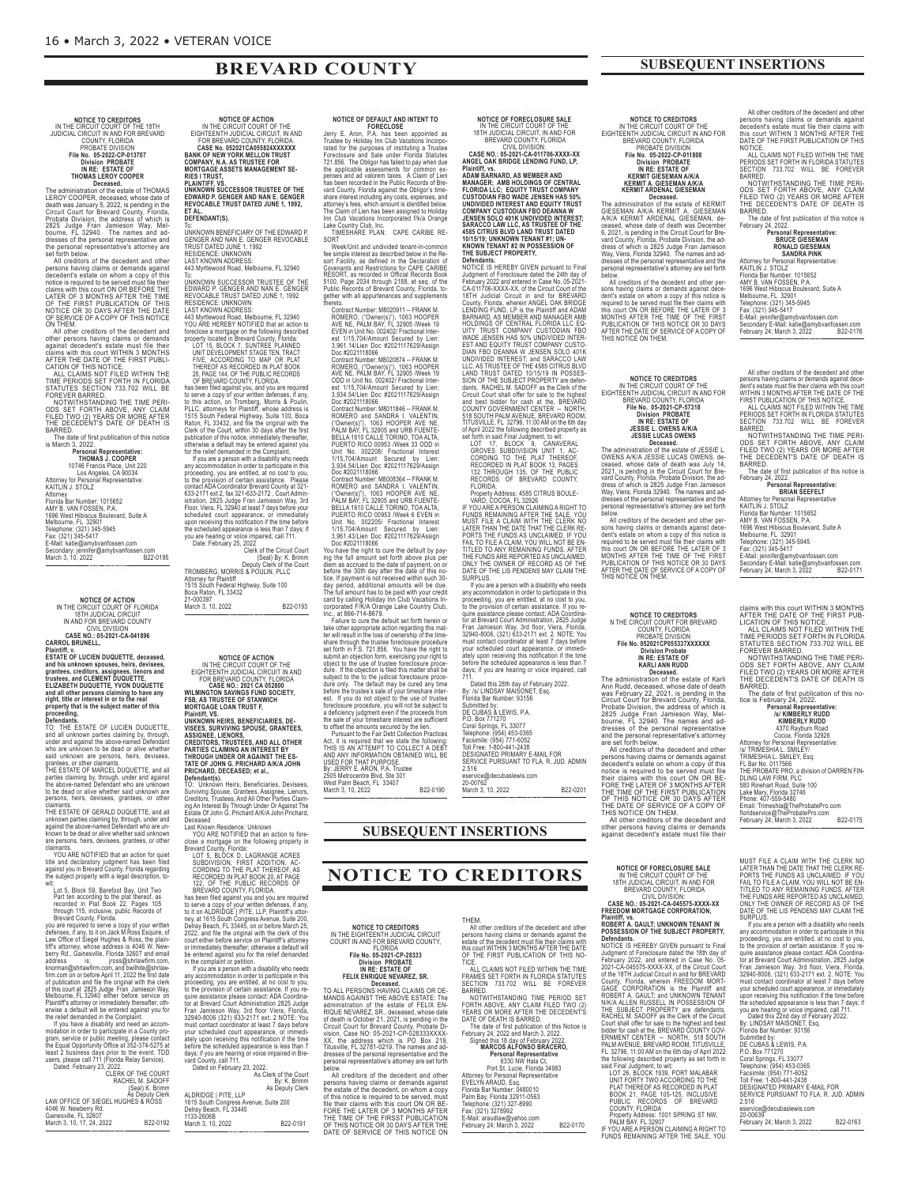# BREVARD COUNTY

## SUBSEQUENT INSERTIONS

**NOTICE TO CREDITORS**
IN THE CIRCUIT COURT OF THE 18TH JUDICIAL CIRCUIT IN AND FOR BREVARD COUNTY, FLORIDA
PROBATE DIVISION
**File No. 05-2022-CP-013707**
**Division PROBATE**
**IN RE: ESTATE OF**
**THOMAS LEROY COOPER**
**Deceased.**

The administration of the estate of THOMAS LEROY COOPER, deceased, whose date of death was January 5, 2022, is pending in the Circuit Court for Brevard County, Florida, Probate Division, the address of which is 2825 Judge Fran Jamieson Way, Melbourne, FL 32940. The names and addresses of the personal representative and the personal representative's attorney are set forth below.

All creditors of the decedent and other persons having claims or demands against decedent's estate on whom a copy of this notice is required to be served must file their claims with this court ON OR BEFORE THE LATER OF 3 MONTHS AFTER THE TIME OF THE FIRST PUBLICATION OF THIS NOTICE OR 30 DAYS AFTER THE DATE OF SERVICE OF A COPY OF THIS NOTICE ON THEM.

All other creditors of the decedent and other persons having claims or demands against decedent's estate must file their claims with this court WITHIN 3 MONTHS AFTER THE DATE OF THE FIRST PUBLICATION OF THIS NOTICE.

ALL CLAIMS NOT FILED WITHIN THE TIME PERIODS SET FORTH IN FLORIDA STATUTES SECTION 733.702 WILL BE FOREVER BARRED.

NOTWITHSTANDING THE TIME PERIODS SET FORTH ABOVE, ANY CLAIM FILED TWO (2) YEARS OR MORE AFTER THE DECEDENT'S DATE OF DEATH IS BARRED.

The date of first publication of this notice is March 3, 2022.

**Personal Representative:**
**THOMAS J. COOPER**
10746 Francis Place, Unit 220
Los Angeles, CA 90034
Attorney for Personal Representative:
KAITLIN J. STOLZ
Attorney
Florida Bar Number: 1015652
AMY B. VAN FOSSEN, P.A.
1696 West Hibiscus Boulevard, Suite A
Melbourne, FL 32901
Telephone: (321) 345-5945
Fax: (321) 345-5417
E-Mail: katie@amybvanfossen.com
Secondary: jennifer@amybvanfossen.com
March 3, 10, 2022 B22-0195

---

**NOTICE OF ACTION**
IN THE CIRCUIT COURT OF FLORIDA
18TH JUDICIAL CIRCUIT
IN AND FOR BREVARD COUNTY
CIVIL DIVISION
**CASE NO.: 05-2021-CA-041896**
**CAROL BRUNELL,**
**Plaintiff, v.**
**ESTATE OF LUCIEN DUQUETTE, deceased, and his unknown spouses, heirs, devisees, grantees, creditors, assignees, lienors and trustees, and CLEMENT DUQUETTE, ELIZABETH DUQUETTE, TYCON DUQUETTE and all other persons claiming to have any right, title or interest in or to the real property that is the subject matter of this proceeding,**
**Defendants.**

TO: THE ESTATE OF LUCIEN DUQUETTE, and all unknown parties claiming by, through, under and against the above-named Defendant who are unknown to be dead or alive whether said unknown are persons, heirs, devisees, grantees, or other claimants.

THE ESTATE OF MARCEL DUQUETTE, and all parties claiming by, through, under and against the above-named Defendant who are unknown to be dead or alive whether said unknown are persons, heirs, devisees, grantees, or other claimants.

THE ESTATE OF GERALD DUQUETTE, and all unknown parties claiming by, through, under and against the above-named Defendant who are unknown to be dead or alive whether said unknown are persons, heirs, devisees, grantees, or other claimants.

YOU ARE NOTIFIED that an action for quiet title and declaratory judgment has been filed against you in Brevard County, Florida regarding the subject property with a legal description, to-wit:

Lot 5, Block 59, Barefoot Bay, Unit Two Part ten according to the plat thereof, as recorded in Plat Book 22, Pages 105 through 115, inclusive, public Records of Brevard County, Florida.

you are required to serve a copy of your written defenses, if any, to it on Jack M Ross Esquire of Law Office of Siegel Hughes & Ross, the plaintiff's attorney, whose address is 4046 W. Newberry Rd., Gainesville, Florida 32607 and email address is: jross@shrlawfirm.com, knorman@shrlawfirm.com, and bwilhite@shrlawfirm.com on or before April 11, 2022 the first date of publication and file the original with the clerk of this court at: 2825 Judge Fran Jamieson Way, Melbourne, FL 32940 either before service on Plaintiff's attorney or immediately thereafter; otherwise a default will be entered against you for the relief demanded in the Complaint.

If you have a disability and need an accommodation in order to participate in a County program, service or public meeting, please contact the Equal Opportunity Office at 352-374-5275 at least 2 business days prior to the event. TDD users, please call 711 (Florida Relay Service).

Dated: February 23, 2022.

CLERK OF THE COURT
RACHEL M. SADOFF
(Seal) K. Brimm
As Deputy Clerk
LAW OFFICE OF SIEGEL HUGHES & ROSS
4046 W. Newberry Rd.
Gainesville, FL 32607
March 3, 10, 17, 24, 2022 B22-0192

---

**NOTICE OF ACTION**
IN THE CIRCUIT COURT OF THE EIGHTEENTH JUDICIAL CIRCUIT, IN AND FOR BREVARD COUNTY, FLORIDA
**CASE No. 052021CA055824XXXXXX**
**BANK OF NEW YORK MELLON TRUST COMPANY, N.A. AS TRUSTEE FOR MORTGAGE ASSETS MANAGEMENT SERIES I TRUST,**
**PLAINTIFF, VS.**
**UNKNOWN SUCCESSOR TRUSTEE OF THE EDWARD P. GENGER AND NAN E. GENGER REVOCABLE TRUST DATED JUNE 1, 1992, ET AL.**
**DEFENDANT(S).**

To:
UNKNOWN BENEFICIARY OF THE EDWARD P. GENGER AND NAN E. GENGER REVOCABLE TRUST DATED JUNE 1, 1992
RESIDENCE: UNKNOWN
LAST KNOWN ADDRESS:
443 Myrtlewood Road, Melbourne, FL 32940
To:
UNKNOWN SUCCESSOR TRUSTEE OF THE EDWARD P. GENGER AND NAN E. GENGER REVOCABLE TRUST DATED JUNE 1, 1992
RESIDENCE: UNKNOWN
LAST KNOWN ADDRESS:
443 Myrtlewood Road, Melbourne, FL 32940

YOU ARE HEREBY NOTIFIED that an action to foreclose a mortgage on the following described property located in Brevard County, Florida:

LOT 15, BLOCK 7, SUNTREE PLANNED UNIT DEVELOPMENT STAGE TEN, TRACT FIVE, ACCORDING TO MAP OR PLAT THEREOF AS RECORDED IN PLAT BOOK 25, PAGE 144, OF THE PUBLIC RECORDS OF BREVARD COUNTY, FLORIDA.

has been filed against you, and you are required to serve a copy of your written defenses, if any, to this action, on Tromberg, Morris & Poulin, PLLC, attorneys for Plaintiff, whose address is 1515 South Federal Highway, Suite 100, Boca Raton, FL 33432, and file the original with the Clerk of the Court, within 30 days after the first publication of this notice, immediately thereafter, otherwise a default may be entered against you for the relief demanded in the Complaint.

If you are a person with a disability who needs any accommodation in order to participate in this proceeding, you are entitled, at no cost to you, to the provision of certain assistance. Please contact ADA Coordinator Brevard County at 321-633-2171 ext 2, fax 321-633-2172 , Court Administration, 2825 Judge Fran Jamieson Way, 3rd Floor, Viera, FL 32940 at least 7 days before your scheduled court appearance, or immediately upon receiving this notification if the time before the scheduled appearance is less than 7 days; if you are hearing or voice impaired, call 711.

Date: February 25, 2022

Clerk of the Circuit Court
(Seal) By: K. Brimm
Deputy Clerk of the Court
TROMBERG, MORRIS & POULIN, PLLC
Attorney for Plaintiff
1515 South Federal Highway, Suite 100
Boca Raton, FL 33432
21-000397
March 3, 10, 2022 B22-0193

---

**NOTICE OF ACTION**
IN THE CIRCUIT COURT OF THE EIGHTEENTH JUDICIAL CIRCUIT IN AND FOR BREVARD COUNTY, FLORIDA
**CASE NO.: 2021 CA 052800**
**WILMINGTON SAVINGS FUND SOCIETY, FSB, AS TRUSTEE OF STANWICH MORTGAGE LOAN TRUST F,**
**Plaintiff, VS.**
**UNKNOWN HEIRS, BENEFICIARIES, DEVISEES, SURVIVING SPOUSE, GRANTEES, ASSIGNEE, LIENORS, CREDITORS, TRUSTEES, AND ALL OTHER PARTIES CLAIMING AN INTEREST BY THROUGH UNDER OR AGAINST THE ESTATE OF JOHN G. PRICHARD A/K/A JOHN PRICHARD, DECEASED; et al.,**
**Defendant(s).**

TO: Unknown Heirs, Beneficiaries, Devisees, Surviving Spouse, Grantees, Assignee, Lienors, Creditors, Trustees, And All Other Parties Claiming An Interest By Through Under Or Against The Estate Of John G. Prichard A/K/A John Prichard, Deceased

Last Known Residence: Unknown

YOU ARE NOTIFIED that an action to foreclose a mortgage on the following property in Brevard County, Florida:

LOT 5, BLOCK D, LAGRANGE ACRES SUBDIVISION, FIRST ADDITION, ACCORDING TO THE PLAT THEREOF, AS RECORDED IN PLAT BOOK 20, AT PAGE 122, OF THE PUBLIC RECORDS OF BREVARD COUNTY, FLORIDA.

has been filed against you and you are required to serve a copy of your written defenses, if any, to it on ALDRIDGE | PITE, LLP, Plaintiff's attorney, at 1615 South Congress Avenue, Suite 200, Delray Beach, FL 33445, on or before March 25, 2022, and file the original with the clerk of this court either before service on Plaintiff's attorney or immediately thereafter; otherwise a default will be entered against you for the relief demanded in the complaint or petition.

If you are a person with a disability who needs any accommodation in order to participate in this proceeding, you are entitled, at no cost to you, to the provision of certain assistance. If you require assistance please contact: ADA Coordinator at Brevard Court Administration 2825 Judge Fran Jamieson Way, 3rd floor Viera, Florida, 32940-8006 (321) 633-2171 ext. 2 NOTE: You must contact coordinator at least 7 days before your scheduled court appearance, or immediately upon receiving this notification if the time before the scheduled appearance is less than 7 days; if you are hearing or voice impaired in Brevard County, call 711.

Dated on February 23, 2022.

As Clerk of the Court
By: K. Brimm
As Deputy Clerk
ALDRIDGE | PITE, LLP
1615 South Congress Avenue, Suite 200
Delray Beach, FL 33445
1133-2606B
March 3, 10, 2022 B22-0191

---

**NOTICE OF DEFAULT AND INTENT TO FORECLOSE**

Jerry E. Aron, P.A. has been appointed as Trustee by Holiday Inn Club Vacations Incorporated for the purposes of instituting a Trustee Foreclosure and Sale under Florida Statutes 721.856. The Obligor has failed to pay when due the applicable assessments for common expenses and ad valorem taxes. A Claim of Lien has been recorded in the Public Records of Brevard County, Florida against the Obligor's timeshare interest including any costs, expenses, and attorney's fees, which amount is identified below. The Claim of Lien has been assigned to Holiday Inn Club Vacations Incorporated f/k/a Orange Lake Country Club, Inc.

TIMESHARE PLAN: CAPE CARIBE RESORT

Week/Unit and undivided tenant-in-common fee simple interest as described below in the Resort Facility, as defined in the Declaration of Covenants and Restrictions for CAPE CARIBE RESORT, as recorded in Official Records Book 5100, Page 2034 through 2188, et seq. of the Public Records of Brevard County, Florida, together with all appurtenances and supplements thereto.

Contract Number: M8020911 -- FRANK M. ROMERO, ("Owner(s)"), 1063 HOOPER AVE NE, PALM BAY, FL 32905 /Week 19 EVEN in Unit No. 002402/ Fractional Interest 1/15,704/Amount Secured by Lien: 3,961.14/Lien Doc #2021117629/Assign Doc #2021118066

Contract Number: M8020874 -- FRANK M. ROMERO, ("Owner(s)"), 1063 HOOPER AVE NE, PALM BAY, FL 32905 /Week 19 ODD in Unit No. 002402/ Fractional Interest 1/15,704/Amount Secured by Lien: 3,934.54/Lien Doc #2021117629/Assign Doc #2021118066

Contract Number: M8011846 -- FRANK M. ROMERO and SANDRA I. VALENTIN, ("Owner(s)"), 1063 HOOPER AVE NE, PALM BAY, FL 32905 and URB FUENTEBELLA 1610 CALLE TORINO, TOA ALTA, PUERTO RICO 00953 /Week 33 ODD in Unit No. 002208/ Fractional Interest 1/15,704/Amount Secured by Lien: 3,934.54/Lien Doc #2021117629/Assign Doc #2021118066

Contract Number: M8008364 -- FRANK M. ROMERO and SANDRA I. VALENTIN, ("Owner(s)"), 1063 HOOPER AVE NE, PALM BAY, FL 32905 and URB FUENTEBELLA 1610 CALLE TORINO, TOA ALTA, PUERTO RICO 00953 /Week 6 EVEN in Unit No. 002205/ Fractional Interest 1/15,704/Amount Secured by Lien: 3,961.43/Lien Doc #2021117629/Assign Doc #2021118066

You have the right to cure the default by paying the full amount set forth above plus per diem as accrued to the date of payment, on or before the 30th day after the date of this notice. If payment is not received within such 30-day period, additional amounts will be due. The full amount has to be paid with your credit card by calling Holiday Inn Club Vacations Incorporated F/K/A Orange Lake Country Club, Inc., at 866-714-8679.

Failure to cure the default set forth herein or take other appropriate action regarding this matter will result in the loss of ownership of the timeshare through the trustee foreclosure procedure set forth in F.S. 721.856. You have the right to submit an objection form, exercising your right to object to the use of trustee foreclosure procedure. If the objection is filed this matter shall be subject to the to the judicial foreclosure procedure only. The default may be cured any time before the trustee's sale of your timeshare interest. If you do not object to the use of trustee foreclosure procedure, you will not be subject to a deficiency judgment even if the proceeds from the sale of your timeshare interest are sufficient to offset the amounts secured by the lien.

Pursuant to the Fair Debt Collection Practices Act, it is required that we state the following: THIS IS AN ATTEMPT TO COLLECT A DEBT AND ANY INFORMATION OBTAINED WILL BE USED FOR THAT PURPOSE.

By: JERRY E. ARON, P.A. Trustee
2505 Metrocentre Blvd, Ste 301
West Palm Beach, FL 33407
March 3, 10, 2022 B22-0190

---

**NOTICE OF FORECLOSURE SALE**
IN THE CIRCUIT COURT OF THE 18TH JUDICIAL CIRCUIT, IN AND FOR BREVARD COUNTY, FLORIDA
CIVIL DIVISION:
**CASE NO.: 05-2021-CA-011706-XXXX-XX**
**ANGEL OAK BRIDGE LENDING FUND, LP, Plaintiff, vs.**
**ADAM BARNARD, AS MEMBER AND MANAGER; AMB HOLDINGS OF CENTRAL FLORIDA LLC; EQUITY TRUST COMPANY CUSTODIAN FBO WADE JENSEN HAS 50% UNDIVIDED INTEREST AND EQUITY TRUST COMPANY CUSTODIAN FBO DEANNA W JENSEN SOLO 401K UNDIVIDED INTEREST; SARACCO LAW LLC, AS TRUSTEE OF THE 4585 CITRUS BLVD LAND TRUST DATED 10/15/19; UNKNOWN TENANT #1; UNKNOWN TENANT #2 IN POSSESSION OF THE SUBJECT PROPERTY,**
**Defendants.**

NOTICE IS HEREBY GIVEN pursuant to Final Judgment of Foreclosure dated the 24th day of February 2022 and entered in Case No. 05-2021-CA-011706-XXXX-XX, of the Circuit Court of the 18TH Judicial Circuit in and for BREVARD County, Florida, wherein ANGEL OAK BRIDGE LENDING FUND, LP is the Plaintiff and ADAM BARNARD, AS MEMBER AND MANAGER AMB HOLDINGS OF CENTRAL FLORIDA LLC EQUITY TRUST COMPANY CUSTODIAN FBO WADE JENSEN HAS 50% UNDIVIDED INTEREST AND EQUITY TRUST COMPANY CUSTODIAN FBO DEANNA W JENSEN SOLO 401K UNDIVIDED INTEREST; and SARACCO LAW LLC, AS TRUSTEE OF THE 4585 CITRUS BLVD LAND TRUST DATED 10/15/19 IN POSSESSION OF THE SUBJECT PROPERTY are defendants. RACHEL M. SADOFF as the Clerk of the Circuit Court shall offer for sale to the highest and best bidder for cash at the, BREVARD COUNTY GOVERNMENT CENTER -- NORTH, 518 SOUTH PALM AVENUE, BREVARD ROOM, TITUSVILLE, FL 32796, 11:00 AM on the 6th day of April 2022 the following described property as set forth in said Final Judgment, to wit:

LOT 17, BLOCK 9, CANAVERAL GROVES SUBDIVISION UNIT 1, ACCORDING TO THE PLAT THEREOF, RECORDED IN PLAT BOOK 13, PAGES 132 THROUGH 135, OF THE PUBLIC RECORDS OF BREVARD COUNTY, FLORIDA.

Property Address: 4585 CITRUS BOULEVARD, COCOA, FL 32926

IF YOU ARE A PERSON CLAIMING A RIGHT TO FUNDS REMAINING AFTER THE SALE, YOU MUST FILE A CLAIM WITH THE CLERK NO LATER THAN THE DATE THAT THE CLERK REPORTS THE FUNDS AS UNCLAIMED. IF YOU FAIL TO FILE A CLAIM, YOU WILL NOT BE ENTITLED TO ANY REMAINING FUNDS. AFTER THE FUNDS ARE REPORTED AS UNCLAIMED, ONLY THE OWNER OF RECORD AS OF THE DATE OF THE LIS PENDENS MAY CLAIM THE SURPLUS.

If you are a person with a disability who needs any accommodation in order to participate in this proceeding, you are entitled, at no cost to you, to the provision of certain assistance. If you require assistance please contact: ADA Coordinator at Brevard Court Administration, 2825 Judge Fran Jamieson Way, 3rd floor, Viera, Florida, 32940-8006, (321) 633-2171 ext. 2. NOTE: You must contact coordinator at least 7 days before your scheduled court appearance, or immediately upon receiving this notification if the time before the scheduled appearance is less than 7 days; if you are hearing or voice impaired, call 711.

Dated this 28th day of February 2022.
By: /s/ LINDSAY MAISONET, Esq.
Florida Bar Number: 93156
Submitted by:
DE CUBAS & LEWIS, P.A.
P.O. Box 771270
Coral Springs, FL 33077
Telephone: (954) 453-0365
Facsimile: (954) 771-6052
Toll Free: 1-800-441-2438
DESIGNATED PRIMARY E-MAIL FOR SERVICE PURSUANT TO FLA. R. JUD. ADMIN 2.516
eservice@decubaslewis.com
20-00762
March 3, 10, 2022 B22-0201

---

**NOTICE TO CREDITORS**
IN THE CIRCUIT COURT FOR THE EIGHTEENTH JUDICIAL CIRCUIT IN AND FOR BREVARD COUNTY, FLORIDA
PROBATE DIVISION
**File No. 05-2022-CP-011808**
**Division PROBATE**
**IN RE: ESTATE OF**
**KERMIT GIESEMAN A/K/A KERMIT A. GIESEMAN A/K/A KERMIT ARDENAL GIESEMAN**
**Deceased.**

The administration of the estate of KERMIT GIESEMAN A/K/A KERMIT A. GIESEMAN A/K/A KERMIT ARDENAL GIESEMAN, deceased, whose date of death was December 6, 2021, is pending in the Circuit Court for Brevard County, Florida, Probate Division, the address of which is 2825 Judge Fran Jamieson Way, Viera, Florida 32940. The names and addresses of the personal representative and the personal representative's attorney are set forth below.

All creditors of the decedent and other persons having claims or demands against decedent's estate on whom a copy of this notice is required to be served must file their claims with this court ON OR BEFORE THE LATER OF 3 MONTHS AFTER THE TIME OF THE FIRST PUBLICATION OF THIS NOTICE OR 30 DAYS AFTER THE DATE OF SERVICE OF A COPY OF THIS NOTICE ON THEM.

All other creditors of the decedent and other persons having claims or demands against decedent's estate must file their claims with this court WITHIN 3 MONTHS AFTER THE DATE OF THE FIRST PUBLICATION OF THIS NOTICE.

ALL CLAIMS NOT FILED WITHIN THE TIME PERIODS SET FORTH IN FLORIDA STATUTES SECTION 733.702 WILL BE FOREVER BARRED.

NOTWITHSTANDING THE TIME PERIODS SET FORTH ABOVE, ANY CLAIM FILED TWO (2) YEARS OR MORE AFTER THE DECEDENT'S DATE OF DEATH IS BARRED.

The date of first publication of this notice is February 24, 2022.

**Personal Representative:**
**BRUCE GIESEMAN**
**RONALD GIESEMAN**
**SANDRA PINK**
Attorney for Personal Representative:
KAITLIN J. STOLZ
Florida Bar Number: 1015652
AMY B. VAN FOSSEN, P.A.
1696 West Hibiscus Boulevard, Suite A
Melbourne, FL 32901
Telephone: (321) 345-5945
Fax: (321) 345-5417
E-Mail: jennifer@amybvanfossen.com
Secondary E-Mail: katie@amybvanfossen.com
February 24; March 3, 2022 B22-0176

---

**NOTICE TO CREDITORS**
IN THE CIRCUIT COURT FOR THE EIGHTEENTH JUDICIAL CIRCUIT IN AND FOR BREVARD COUNTY, FLORIDA
**File No. 05-2021-CP-57318**
**Division PROBATE**
**IN RE: ESTATE OF**
**JESSIE L. OWENS A/K/A JESSIE LUCAS OWENS**
**Deceased.**

The administration of the estate of JESSIE L. OWENS A/K/A JESSIE LUCAS OWENS, deceased, whose date of death was July 14, 2021, is pending in the Circuit Court for Brevard County, Florida, Probate Division, the address of which is 2825 Judge Fran Jamieson Way, Viera, Florida 32940. The names and addresses of the personal representative and the personal representative's attorney are set forth below.

All creditors of the decedent and other persons having claims or demands against decedent's estate on whom a copy of this notice is required to be served must file their claims with this court ON OR BEFORE THE LATER OF 3 MONTHS AFTER THE TIME OF THE FIRST PUBLICATION OF THIS NOTICE OR 30 DAYS AFTER THE DATE OF SERVICE OF A COPY OF THIS NOTICE ON THEM.

All other creditors of the decedent and other persons having claims or demands against decedent's estate must file their claims with this court WITHIN 3 MONTHS AFTER THE DATE OF THE FIRST PUBLICATION OF THIS NOTICE.

ALL CLAIMS NOT FILED WITHIN THE TIME PERIODS SET FORTH IN FLORIDA STATUTES SECTION 733.702 WILL BE FOREVER BARRED.

NOTWITHSTANDING THE TIME PERIODS SET FORTH ABOVE, ANY CLAIM FILED TWO (2) YEARS OR MORE AFTER THE DECEDENT'S DATE OF DEATH IS BARRED.

The date of first publication of this notice is February 24, 2022.

**Personal Representative:**
**BRIAN SEEFELT**
Attorney for Personal Representative:
KAITLIN J. STOLZ
Florida Bar Number: 1015652
AMY B. VAN FOSSEN, P.A.
1696 West Hibiscus Boulevard, Suite A
Melbourne, FL 32901
Telephone: (321) 345-5945
Fax: (321) 345-5417
E-Mail: jennifer@amybvanfossen.com
Secondary E-Mail: katie@amybvanfossen.com
February 24; March 3, 2022 B22-0171

---

**NOTICE TO CREDITORS**
N THE CIRCUIT COURT FOR BREVARD COUNTY, FLORIDA
PROBATE DIVISION
**File No. 052021CP055337XXXXXX**
**Division Probate**
**IN RE: ESTATE OF**
**KARLI ANN RUDD**
**Deceased.**

The administration of the estate of Karli Ann Rudd, deceased, whose date of death was February 22, 2021, is pending in the Circuit Court for Brevard County, Florida, Probate Division, the address of which is 2825 Judge Fran Jamieson Way, Melbourne, FL 32940. The names and addresses of the personal representative and the personal representative's attorney are set forth below.

All creditors of the decedent and other persons having claims or demands against decedent's estate on whom a copy of this notice is required to be served must file their claims with this court ON OR BEFORE THE LATER OF 3 MONTHS AFTER THE TIME OF THE FIRST PUBLICATION OF THIS NOTICE OR 30 DAYS AFTER THE DATE OF SERVICE OF A COPY OF THIS NOTICE ON THEM.

All other creditors of the decedent and other persons having claims or demands against decedent's estate must file their claims with this court WITHIN 3 MONTHS AFTER THE DATE OF THE FIRST PUBLICATION OF THIS NOTICE.

ALL CLAIMS NOT FILED WITHIN THE TIME PERIODS SET FORTH IN FLORIDA STATUTES SECTION 733.702 WILL BE FOREVER BARRED.

NOTWITHSTANDING THE TIME PERIODS SET FORTH ABOVE, ANY CLAIM FILED TWO (2) YEARS OR MORE AFTER THE DECEDENT'S DATE OF DEATH IS BARRED.

The date of first publication of this notice is February 24, 2022.

**Personal Representative:**
**/s/ KIMBERLY RUDD**
**KIMBERLY RUDD**
4370 Rayburn Road
Cocoa, Florida 32926
Attorney for Personal Representative:
/s/ TRIMESHIA L. SMILEY
TRIMESHIA L. SMILEY, Esq.
FL Bar No. 0117566
THE PROBATE PRO, a division of DARREN FINDLING LAW FIRM, PLC
580 Rinehart Road, Suite 100
Lake Mary, Florida 32746
Phone: 407-559-5480
Email: Trimeshia@TheProbatePro.com
floridservice@TheProbatePro.com
February 24; March 3, 2022 B22-0175

---

**NOTICE OF FORECLOSURE SALE**
IN THE CIRCUIT COURT OF THE 18TH JUDICIAL CIRCUIT, IN AND FOR BREVARD COUNTY, FLORIDA
CIVIL DIVISION
**CASE NO.: 05-2021-CA-045575-XXXX-XX**
**FREEDOM MORTGAGE CORPORATION, Plaintiff, vs.**
**ROBERT A. GAULT; UNKNOWN TENANT IN POSSESSION OF THE SUBJECT PROPERTY, Defendants.**

NOTICE IS HEREBY GIVEN pursuant to Final Judgment of Foreclosure dated the 18th day of February 2022, and entered in Case No. 05-2021-CA-045575-XXXX-XX, of the Circuit Court of the 18TH Judicial Circuit in and for BREVARD County, Florida, wherein FREEDOM MORTGAGE CORPORATION is the Plaintiff and ROBERT A. GAULT; and UNKNOWN TENANT N/K/A ALLEN RUSSELL IN POSSESSION OF THE SUBJECT PROPERTY are defendants. RACHEL M. SADOFF as the Clerk of the Circuit Court shall offer for sale to the highest and best bidder for cash at the, BREVARD COUNTY GOVERNMENT CENTER -- NORTH, 518 SOUTH PALM AVENUE, BREVARD ROOM, TITUSVILLE, FL 32796, 11:00 AM on the 6th day of April 2022 the following described property as set forth in said Final Judgment, to wit:

LOT 26, BLOCK 1939, PORT MALABAR UNIT FORTY TWO ACCORDING TO THE PLAT THEREOF AS RECORDED IN PLAT BOOK 21, PAGE 105-125, INCLUSIVE PUBLIC RECORDS OF BREVARD COUNTY, FLORIDA

Property Address: 1001 SPRING ST NW, PALM BAY, FL 32907

IF YOU ARE A PERSON CLAIMING A RIGHT TO FUNDS REMAINING AFTER THE SALE, YOU MUST FILE A CLAIM WITH THE CLERK NO LATER THAN THE DATE THAT THE CLERK REPORTS THE FUNDS AS UNCLAIMED. IF YOU FAIL TO FILE A CLAIM, YOU WILL NOT BE ENTITLED TO ANY REMAINING FUNDS. AFTER THE FUNDS ARE REPORTED AS UNCLAIMED, ONLY THE OWNER OF RECORD AS OF THE DATE OF THE LIS PENDENS MAY CLAIM THE SURPLUS.

If you are a person with a disability who needs any accommodation in order to participate in this proceeding, you are entitled, at no cost to you, to the provision of certain assistance. If you require assistance please contact: ADA Coordinator at Brevard Court Administration, 2825 Judge Fran Jamieson Way, 3rd floor, Viera, Florida, 32940-8006, (321) 633-2171 ext. 2. NOTE: You must contact coordinator at least 7 days before your scheduled court appearance, or immediately upon receiving this notification if the time before the scheduled appearance is less than 7 days; if you are hearing or voice impaired, call 711.

Dated this 22nd day of February 2022.
By: LINDSAY MAISONET, Esq.
Florida Bar Number: 93156
Submitted by:
DE CUBAS & LEWIS, P.A.
P.O. Box 771270
Coral Springs, FL 33077
Telephone: (954) 453-0365
Facsimile: (954) 771-6052
Toll Free: 1-800-441-2438
DESIGNATED PRIMARY E-MAIL FOR SERVICE PURSUANT TO FLA. R. JUD. ADMIN 2.516
eservice@decubaslewis.com
20-00639
February 24; March 3, 2022 B22-0163

---

## SUBSEQUENT INSERTIONS

# NOTICE TO CREDITORS

**NOTICE TO CREDITORS**
IN THE EIGHTEENTH JUDICIAL CIRCUIT COURT IN AND FOR BREVARD COUNTY, FLORIDA
**File No. 05-2021-CP-28333**
**Division PROBATE**
**IN RE: ESTATE OF**
**FELIX ENRIQUE NEVAREZ, SR.**
**Deceased.**

TO ALL PERSONS HAVING CLAIMS OR DEMANDS AGAINST THE ABOVE ESTATE: The administration of the estate of FELIX ENRIQUE NEVAREZ, SR., deceased, whose date of death is October 21, 2021, is pending in the Circuit Court for Brevard County, Probate Division, Case NO: 05-2021-CP-028333XXXX-XX, the address which is PO Box 219, Titusville, FL 32781-0219. The names and addresses of the personal representative and the personal representative's attorney are set forth below.

All creditors of the decedent and other persons having claims or demands against the estate of the decedent, on whom a copy of this notice is required to be served, must file their claims with this court ON OR BEFORE THE LATER OF 3 MONTHS AFTER THE TIME OF THE FIRSST PUBLICATION OF THIS NOTICE OR 30 DAYS AFTER THE DATE OF SERVICE OF THIS NOTICE ON THEM.

All other creditors of the decedent and other persons having claims or demands against the estate of the decedent must file their claims with this court WITHIN 3 MONTHS AFTER THE DATE OF THE FIRST PUBLICATION OF THIS NOTICE.

ALL CLAIMS NOT FILED WITHIN THE TIME FRAMES SET FORTH IN FLORIDA STATUTES SECTION 733.702 WILL BE FOREVER BARRED.

NOTWITHSTANDING TIME PERIOD SET FORTH ABOVE, ANY CLAIM FILED TWO (2) YEARS OR MORE AFTER THE DECEDENT'S DATE OF DEATH IS BARRED.

The date of first publication of this Notice is February 24, 2022 and March 3, 2022.

Signed this 18 day of February 2022.

**MARCOS ALFONSO BRACERO,**
**Personal Representative**
6330 NW Hala Ct.
Port St. Lucie, Florida 34983
Attorney for Personal Representative
EVELYN ARAUD, Esq.
Florida Bar Number: 0480010
Palm Bay, Florida 32911-0563
Telephone: (321) 327-8990
Fax: (321) 3278992
E-Mail: araudlaw@yahoo.com
February 24; March 3, 2022 B22-0170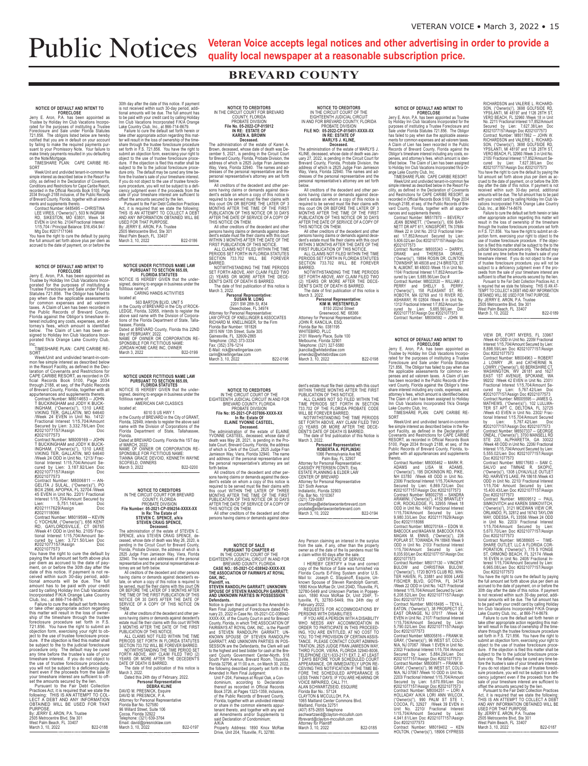# Public Notices

**Veteran Voice accepts legal notices and other advertising in order to provide a quality local newspaper at a reasonable subscription price.**

## BREVARD COUNTY

### NOTICE OF DEFAULT AND INTENT TO FORECLOSE

Jerry E. Aron, P.A. has been appointed as Trustee by Holiday Inn Club Vacations Incorporated for the purposes of instituting a Trustee Foreclosure and Sale under Florida Statutes 721.856. The obligors listed below are hereby notified that you are in default on your account by failing to make the required payments pursuant to your Promissory Note. Your failure to make timely payments resulted in you defaulting on the Note/Mortgage.

TIMESHARE PLAN: CAPE CARIBE RESORT

Week/Unit and undivided tenant-in-common fee simple interest as described below in the Resort Facility, as defined in the Declaration of Covenants, Conditions and Restrictions for Cape Caribe Resort, recorded in the Official Records Book 5100, Page 2034 through 2188 inclusive, of the Public Records of Brevard County, Florida, together with all amendments and supplements thereto.

Contract Number: 6485495 -- CHRISTINA LEE VIRES, ("Owner(s)"), 503 N INGRAM RD, SIKESTON, MO 63801, Week 34 EVEN in Unit No. 2104/Fractional Interest 1/15,704 / Principal Balance: $16,454.94 / Mtg Doc #2017171046

You have the right to cure the default by paying the full amount set forth above plus per diem as accrued to the date of payment, on or before the 30th day after the date of this notice. If payment is not received within such 30-day period, additional amounts will be due. The full amount has to be paid with your credit card by calling Holiday Inn Club Vacations Incorporated F/K/A Orange Lake Country Club, Inc., at 866-714-8679.

Failure to cure the default set forth herein or take other appropriate action regarding this matter will result in the loss of ownership of the timeshare through the trustee foreclosure procedure set forth in F.S. 721.856. You have the right to submit an objection form, exercising your right to object to the use of trustee foreclosure procedure. If the objection is filed this matter shall be subject to the to the judicial foreclosure procedure only. The default may be cured any time before the trustee's sale of your timeshare interest. If you do not object to the use of trustee foreclosure procedure, you will not be subject to a deficiency judgment even if the proceeds from the sale of your timeshare interest are sufficient to offset the amounts secured by the lien.

Pursuant to the Fair Debt Collection Practices Act, it is required that we state the following: THIS IS AN ATTEMPT TO COLLECT A DEBT AND ANY INFORMATION OBTAINED WILL BE USED FOR THAT PURPOSE.

By: JERRY E. ARON, P.A. Trustee
2505 Metrocentre Blvd, Ste 301
West Palm Beach, FL 33407
March 3, 10, 2022 B22-0186

### NOTICE OF DEFAULT AND INTENT TO FORECLOSE

Jerry E. Aron, P.A. has been appointed as Trustee by Holiday Inn Club Vacations Incorporated for the purposes of instituting a Trustee Foreclosure and Sale under Florida Statutes 721.856. The Obligor has failed to pay when due the applicable assessments for common expenses and ad valorem taxes. A Claim of Lien has been recorded in the Public Records of Brevard County, Florida against the Obligor's timeshare interest including any costs, expenses, and attorney's fees, which amount is identified below. The Claim of Lien has been assigned to Holiday Inn Club Vacations Incorporated f/k/a Orange Lake Country Club, Inc.

TIMESHARE PLAN: CAPE CARIBE RESORT

Week/Unit and undivided tenant-in-common fee simple interest as described below in the Resort Facility, as defined in the Declaration of Covenants and Restrictions for CAPE CARIBE RESORT, as recorded in Official Records Book 5100, Page 2034 through 2188, et seq. of the Public Records of Brevard County, Florida, together with all appurtenances and supplements thereto.

Contract Number: M8014653 -- JOHN T BUCKINGHAM and JODY K BUCKINGHAM, ("Owner(s)"), 1310 LAKE VIKING TER, GALLATIN, MO 64640 /Week 24 EVEN in Unit No. 1412/ Fractional Interest 1/15,704/Amount Secured by Lien: 3,332.78/Lien Doc #2021077157/Assign Doc #2021077573

Contract Number: M8009169 -- JOHN T BUCKINGHAM and JODY K BUCKINGHAM, ("Owner(s)"), 1310 LAKE VIKING TER, GALLATIN, MO 64640 /Week 24 ODD in Unit No. 1213/ Fractional Interest 1/15,704/Amount Secured by Lien: 3,187.92/Lien Doc #2021077157/Assign Doc #2021077573

Contract Number: M8006811 -- ANGELITA J SULAL, ("Owner(s)"), PO BOX 2566, APOPKA, FL 32704 /Week 45 EVEN in Unit No. 2201/ Fractional Interest 1/15,704/Amount Secured by Lien: 5,751.14/Lien Doc #2021117629/Assign Doc #2021118066

Contract Number: M8019599 -- KEVIN C YOCHUM, ("Owner(s)"), 656 KENT RD, GAYLORDSVILLE, CT 06755 /Week 41 ODD in Unit No. 2105/ Fractional Interest 1/15,704/Amount Secured by Lien: 3,721.50/Lien Doc #2021077157/Assign Doc #2021077573

You have the right to cure the default by paying the full amount set forth above plus per diem as accrued to the date of payment, on or before the 30th day after the date of this notice. If payment is not received within such 30-day period, additional amounts will be due. The full amount has to be paid with your credit card by calling Holiday Inn Club Vacations Incorporated F/K/A Orange Lake Country Club, Inc., at 866-714-8679.

Failure to cure the default set forth herein or take other appropriate action regarding this matter will result in the loss of ownership of the timeshare through the trustee foreclosure procedure set forth in F.S. 721.856. You have the right to submit an objection form, exercising your right to object to the use of trustee foreclosure procedure. If the objection is filed this matter shall be subject to the to the judicial foreclosure procedure only. The default may be cured any time before the trustee's sale of your timeshare interest. If you do not object to the use of trustee foreclosure procedure, you will not be subject to a deficiency judgment even if the proceeds from the sale of your timeshare interest are sufficient to offset the amounts secured by the lien.

Pursuant to the Fair Debt Collection Practices Act, it is required that we state the following: THIS IS AN ATTEMPT TO COLLECT A DEBT AND ANY INFORMATION OBTAINED WILL BE USED FOR THAT PURPOSE.

By: JERRY E. ARON, P.A. Trustee
2505 Metrocentre Blvd, Ste 301
West Palm Beach, FL 33407
March 3, 10, 2022 B22-0188

### NOTICE UNDER FICTITIOUS NAME LAW PURSUANT TO SECTION 865.09, FLORIDA STATUTES

NOTICE IS HEREBY GIVEN that the undersigned, desiring to engage in business under the fictitious name of:

CARING HANDS ACTIVITIES

located at:

563 BARTON BLVD, UNIT 5

in the County of BREVARD in the City of ROCKLEDGE, Florida, 32955, intends to register the above said name with the Division of Corporations of the Florida Department of State, Tallahassee, Florida.

Dated at BREVARD County, Florida this 22ND day of FEBRUARY, 2022.

NAME OF OWNER OR CORPORATION RESPONSIBLE FOR FICTITIOUS NAME:
JORDAN HOME CARE INC, OWNER
March 3, 2022 B22-0199

### NOTICE UNDER FICTITIOUS NAME LAW PURSUANT TO SECTION 865.09, FLORIDA STATUTES

NOTICE IS HEREBY GIVEN that the undersigned, desiring to engage in business under the fictitious name of:

AMERICAN CAR CLASSICS

located at:

6010 S US HWY 1

in the County of BREVARD in the City of GRANT, Florida, 32949, intends to register the above said name with the Division of Corporations of the Florida Department of State, Tallahassee, Florida.

Dated at BREVARD County, Florida this 1ST day of MARCH, 2022.

NAME OF OWNER OR CORPORATION RESPONSIBLE FOR FICTITIOUS NAME:
TIANNA GRACE DEVOID, KENNETH WAYNE SCOFIELD, OWNERS
March 3, 2022 B22-0200

### NOTICE TO CREDITORS
IN THE CIRCUIT COURT FOR BREVARD COUNTY, FLORIDA
PROBATE DIVISION
File Number: 05-2021-CP-056254-XXXX-XX
In Re: The Estate of
STEVEN C. SPENCE, a/k/a
STEVEN CRAIG SPENCE,
Deceased.

The administration of the estate of STEVEN C. SPENCE, a/k/a STEVEN CRAIG SPENCE, deceased, whose date of death was May 26, 2020, is pending in the Circuit Court for Brevard County, Florida, Probate Division, the address of which is 2825 Judge Fran Jamieson Way, Viera, Florida 32940. The names and addresses of the personal representative and the personal representatives attorney are set forth below.

All creditors of the decedent and other persons having claims or demands against decedent's estate, on whom a copy of this notice is required to be served, must file their claims with this court ON OR BEFORE THE LATER OF 3 MONTHS AFTER THE TIME OF THE FIRST PUBLICATION OF THIS NOTICE OR 30 DAYS AFTER THE DATE OF SERVICE OF A COPY OF THIS NOTICE ON THEM.

All other creditors of the decedent and other persons having claims or demands against decedent's estate must file their claims with this court WITHIN 3 MONTHS AFTER THE DATE OF THE FIRST PUBLICATION OF THIS NOTICE.

ALL CLAIMS NOT FILED WITHIN THE TIME PERIODS SET FORTH IN FLORIDA STATUTES SECTION 733.702 WILL BE FOREVER BARRED.

NOTWITHSTANDING THE TIME PERIOD SET FORTH ABOVE, ANY CLAIM FILED TWO (2) YEARS OR MORE AFTER THE DECEDENT'S DATE OF DEATH IS BARRED.

The date of first publication of this notice is March 3, 2022.

Dated this 24th day of February, 2022.

**Personal Representative**
**DEBRA KLINE**

DAVID M. PRESNICK, Esquire
DAVID M. PRESNICK, P. A.
Attorney for Personal Representative
Florida Bar No. 527580
96 Willard Street, Suite 106
Cocoa, Florida 32922
Telephone: (321) 639-3764
Email: david@presnicklaw.com
March 3, 10, 2022 B22-0197

### NOTICE TO CREDITORS
IN THE CIRCUIT COURT FOR BREVARD COUNTY, FLORIDA
PROBATE DIVISION
File No. 05-2022-CP-015012
IN RE: ESTATE OF
KAREN A. BROWN
Deceased.

The administration of the estate of Karen A. Brown, deceased, whose date of death was December 5, 2021, is pending in the Circuit Court for Brevard County, Florida, Probate Division, the address of which is 2825 Judge Fran Jamieson Way, Viera, Florida 32940. The names and addresses of the personal representative and the personal representative's attorney are set forth below.

All creditors of the decedent and other persons having claims or demands against decedent's estate on whom a copy of this notice is required to be served must file their claims with this court ON OR BEFORE THE LATER OF 3 MONTHS AFTER THE TIME OF THE FIRST PUBLICATION OF THIS NOTICE OR 30 DAYS AFTER THE DATE OF SERVICE OF A COPY OF THIS NOTICE ON THEM.

All other creditors of the decedent and other persons having claims or demands against decedent's estate must file their claims with this court WITHIN 3 MONTHS AFTER THE DATE OF THE FIRST PUBLICATION OF THIS NOTICE.

ALL CLAIMS NOT FILED WITHIN THE TIME PERIODS SET FORTH IN FLORIDA STATUTES SECTION 733.702 WILL BE FOREVER BARRED.

NOTWITHSTANDING THE TIME PERIODS SET FORTH ABOVE, ANY CLAIM FILED TWO (2) YEARS OR MORE AFTER THE DECEDENT'S DATE OF DEATH IS BARRED.

The date of first publication of this notice is March 3, 2022.

**Personal Representative:**
**SUSAN M. LONG**
2201 SW 28th St, #34
Okeechobee, FL 34974

Attorney for Personal Representative:
LAW OFFICE OF KNELLINGER & ASSOCIATES
RICHARD M. KNELLINGER, for the Firm
Florida Bar Number: 181826
2815 NW 13th Street, Suite 305
Gainesville, FL 32609-2865
Telephone: (352) 373-3334
Fax: (352) 376-1214
E-Mail: rick@knellingerlaw.com
carin@knellingerlaw.com
March 3, 10, 2022 B22-0196

### NOTICE TO CREDITORS
IN THE CIRCUIT COURT OF THE EIGHTEENTH JUDICIAL CIRCUIT IN AND FOR BREVARD COUNTY, FLORIDA
PROBATE DIVISION
File No: 05-2022-CP-037806-XXXX-XX
In Re: Estate Of
ELAINE YVONNE CASTEEL,
Deceased.

The administration of the estate of ELAINE YVONNE CASTEEL, deceased, whose date of death was May 28, 2021, is pending in the Probate Court, Brevard County, Florida, the address of which is Clerk of the Court, 2825 Judge Fran Jamieson Way, Viera, Florida 32940. The name and address of the personal representative and the personal representative's attorney are set forth below.

All creditors of the decedent and other persons having claims or demands against decedent's estate on whom a copy of this notice is required to be served must file their claims with this court WITHIN THE LATER OF THREE MONTHS AFTER THE TIME OF THE FIRST PUBLICATION OF THIS NOTICE OR 30 DAYS AFTER THE DATE OF SERVICE OF A COPY OF THIS NOTICE ON THEM.

All other creditors of the decedent and other persons having claims or demands against decedent's estate must file their claims with this court WITHIN THREE MONTHS AFTER THE DATE OF THE FIRST PUBLICATION OF THIS NOTICE.

ALL CLAIMS NOT SO FILED WITHIN THE TIME PERIODS SET FORTH IN SECTION 733.702 OF THE FLORIDA PROBATE CODE WILL BE FOREVER BARRED.

NOTWITHSTANDING THE TIME PERIODS SET FORTH ABOVE, ANY CLAIM FILED TWO (2) YEARS OR MORE AFTER THE DECEDENT'S DATE OF DEATH IS BARRED.

The date of first publication of this notice is March 3, 2022.

**Personal Representative:**
**ROBERTA A. PEPLINSKI**
1066 Pennsylvania Ave NE
Palm Bay, FL 32907

Attorney for Personal Representative:
CASSIDY PETERSEN CONTI, Esq.
ESTATE PLANNING & ELDER LAW CENTER OF BREVARD
Attorney for Personal Representative
321 Sixth Avenue
Indialantic, Florida 32903
Fla. Bar No. 1010367
(321) 729-0087
courtfilings@elderlawcenterbrevard.com
probate@elderlawcenterbrevard.com
March 3, 10, 2022 B22-0194

### NOTICE OF SALE PURSUANT TO CHAPTER 45
IN THE COUNTY COURT OF THE EIGHTEENTH JUDICIAL CIRCUIT IN AND FOR BREVARD COUNTY, FLORIDA
CASE NO.: 05-2021-CC-038942-XXXX-XX
THE ASSOCIATION OF FAIRWAYS AT ROYAL OAK, INC.,
Plaintiff, vs.
STEVEN RANDOLPH GARRATT; UNKNOWN SPOUSE OF STEVEN RANDOLPH GARRATT; AND UNKNOWN PARTIES IN POSSESSION
Defendants.

Notice is given that pursuant to the Amended In Rem Final Judgment of Foreclosure dated February 23, 2022 in Case No. 05-2021-CC-038942-XXXX-XX, of the County Court in and for Brevard County, Florida, in which the ASSOCIATION OF FAIRWAYS AT ROYAL OAK, INC., is the Plaintiff and STEVEN RANDOLPH GARRATT; UNKNOWN SPOUSE OF STEVEN RANDOLPH GARRATT; AND UNKNOWN PARTIES IN POSSESSION are the Defendants, the Clerk will sell to the highest and best bidder for cash at the Brevard County Government Center-North, 518 South Palm Avenue, Brevard Room, Titusville, Florida 32796, at 11:00 a.m., on March 30, 2022, the following described property set forth in the Amended In Rem Final Judgment:

Unit F-204, Fairways at Royal Oak, a Condominium, according to Declaration thereof as recorded in Official Records Book 3726, at Pages 1323-1358, inclusive, of the Public Records of Brevard County, Florida, together with an undivided interest or share in the common elements appurtenant thereto, and together with any and all Amendments and/or Supplements to said Declaration of Condominium;

A/K/A

Property Address: 1890 Knox McRae Drive, Unit 204, Titusville, FL 32780.

Any Person claiming an interest in the surplus from the sale, if any, other than the property owner as of the date of the lis pendens must file a claim within 60 days after the sale.

CERTIFICATE OF SERVICE

I HEREBY CERTIFY a true and correct copy of the Notice of Sale was furnished via Florida Courts E-Filing System and/or U.S. Mail to: Joseph C. Stayanoff, Esquire, Unknown Spouse of Steven Randolph Garratt, 1890 Knox McRae Dr, Unit 204D, Titusville, FL 32780-5449 and Unknown Parties in Possession, 1890 Knox McRae Dr, Unit 204F, Titusville, FL 32780-5449, this 24th day of February 2022.

REQUESTS FOR ACCOMMODATIONS BY PERSONS WITH DISABILITIES

IF YOU ARE A PERSON WITH A DISABILITY WHO NEEDS ANY ACCOMMODATION IN ORDER TO PARTICIPATE IN THIS PROCEEDING, YOU ARE ENTITLED, AT NO COST TO YOU, TO THE PROVISION OF CERTAIN ASSISTANCE. PLEASE CONTACT COURT ADMINISTRATION, 2825 JUDGE FRAN JAMIESON WAY, THIRD FLOOR, VIERA, FLORIDA 32940-8006, TELEPHONE (321) 633-2171 EXT. 2, AT LEAST 7 DAYS BEFORE YOUR SCHEDULED COURT APPEARANCE, OR IMMEDIATELY UPON RECEIVING THIS NOTIFICATION IF THE TIME BEFORE THE SCHEDULED APPEARANCE IS LESS THAN 7 DAYS; IF YOU ARE HEARING OR VOICE IMPAIRED, CALL 711.

ALAN SCHWARTZSEID, ESQUIRE
Florida Bar No.: 57124
CLAYTON & MCCULLOH, P.A.
1065 Maitland Center Commons Blvd.
Maitland, Florida 32751
(407) 875-2655 Telephone
aschwartzseid@clayton-mcculloh.com
lfbrevard@clayton-mcculloh.com
Attorney for Plaintiff
March 3, 10, 2022 B22-0185

### NOTICE TO CREDITORS
IN THE CIRCUIT COURT OF THE EIGHTEENTH JUDICIAL CIRCUIT IN AND FOR BREVARD COUNTY, FLORIDA
PROBATE DIVISION
FILE NO: 05-2022-CP-015451-XXXX-XX
IN RE: ESTATE OF
MARLYS J. KLINE,
Deceased.

The administration of the estate of MARLYS J. KLINE, deceased, whose date of death was January 27, 2022, is pending in the Circuit Court for Brevard County, Florida, Probate Division, the address of which is 2825 Judge Fran Jamieson Way, Viera, Florida 32940. The names and addresses of the personal representative and the personal representative's attorney are set forth below.

All creditors of the decedent and other persons having claims or demands against decedent's estate on whom a copy of this notice is required to be served must file their claims with this court ON OR BEFORE THE LATER OF 3 MONTHS AFTER THE TIME OF THE FIRST PUBLICATION OF THIS NOTICE OR 30 DAYS AFTER THE DATE OF SERVICE OF A COPY OF THIS NOTICE ON THEM.

All other creditors of the decedent and other persons having claims or demands against decedent's estate must file their claims with this court WITHIN 3 MONTHS AFTER THE DATE OF THE FIRST PUBLICATION OF THIS NOTICE.

ALL CLAIMS NOT FILED WITHIN THE TIME PERIODS SET FORTH IN FLORIDA STATUTES SECTION 733.702 WILL BE FOREVER BARRED.

NOTWITHSTANDING THE TIME PERIODS SET FORTH ABOVE, ANY CLAIM FILED TWO (2) YEARS OR MORE AFTER THE DECEDENT'S DATE OF DEATH IS BARRED.

The date of first publication of this notice is March 3, 2022.

**Personal Representative:**
**KIM M. WESTENFELD**
8150 202nd Street
Greenwood, NE 68366

Attorney for Personal Representative:
JOHN R. KANCILIA, ESQ.
Florida Bar No. 0381195
WHITEBIRD, PLLC
2101 Waverly Place, Suite 100
Melbourne, Florida 32901
Telephone: (321) 327-5580
jkancilia@whitebirdlaw.com
ymendez@whitebirdlaw.com
March 3, 10, 2022 B22-0198

### NOTICE OF DEFAULT AND INTENT TO FORECLOSE

Jerry E. Aron, P.A. has been appointed as Trustee by Holiday Inn Club Vacations Incorporated for the purposes of instituting a Trustee Foreclosure and Sale under Florida Statutes 721.856. The Obligor has failed to pay when due the applicable assessments for common expenses and ad valorem taxes. A Claim of Lien has been recorded in the Public Records of Brevard County, Florida against the Obligor's timeshare interest including any costs, expenses, and attorney's fees, which amount is identified below. The Claim of Lien has been assigned to Holiday Inn Club Vacations Incorporated f/k/a Orange Lake Country Club, Inc.

TIMESHARE PLAN: CAPE CARIBE RESORT

Week/Unit and undivided tenant-in-common fee simple interest as described below in the Resort Facility, as defined in the Declaration of Covenants and Restrictions for CAPE CARIBE RESORT, as recorded in Official Records Book 5100, Page 2034 through 2188, et seq. of the Public Records of Brevard County, Florida, together with all appurtenances and supplements thereto.

Contract Number: M6517870 -- BEVERLY JEAN BENNETT, ("Owner(s)"), 656 BARNETT DR APT 611, KINGSPORT, TN 37664 /Week 22 in Unit No. 2512/ Fractional Interest 1/7,852/Amount Secured by Lien: 5,606.02/Lien Doc #2021077157/Assign Doc #2021077573

Contract Number: M8005343 -- DARRYL DRAKE and THERESA DRAKE, ("Owner(s)"), 19894 ROSIN DR, CLINTON TOWNSHIP, MI 48038 and 214 BRISTOL ST N, ALMONT, MI 48003 /Week 15 in Unit No. 1104/ Fractional Interest 1/7,852/Amount Secured by Lien: 5,685.56/Lien Doc #

Contract Number: M8022020 -- WILLIAM J. PERRY and SHELLY S. PERRY, ("Owner(s)"), 158 PLEASANT ST, REHOBOTH, MA 02769 and 10 RIVER RD, ASHAWAY, RI 02804 /Week 6 in Unit No. 1312/ Fractional Interest 1/7,852/Amount Secured by Lien: 5,685.56/Lien Doc #2021077157/Assign Doc #2021077573

Contract Number: M8004592 -- JOHN W. RICHARDSON and VALERIE L. RICHARDSON, ("Owner(s)"), 3698 GOLFSIDE RD, YPSILANTI, MI 48197 and 1126 28TH ST, VERO BEACH, FL 32960 /Week 18 in Unit No. 2211/ Fractional Interest 1/7,852/Amount Secured by Lien: 7,627.38/Lien Doc #2021077157/Assign Doc #2021077573

Contract Number: M8017862 -- JOHN W. RICHARDSON and VALERIE L. RICHARDSON, ("Owner(s)"), 3698 GOLFSIDE RD, YPSILANTI, MI 48197 and 1126 28TH ST, VERO BEACH, FL 32960 /Week 3 in Unit No. 2105/ Fractional Interest 1/7,852/Amount Secured by Lien: 7,627.38/Lien Doc #2021077157/Assign Doc #2021077573

You have the right to cure the default by paying the full amount set forth above plus per diem as accrued to the date of payment, on or before the 30th day after the date of this notice. If payment is not received within such 30-day period, additional amounts will be due. The full amount has to be paid with your credit card by calling Holiday Inn Club Vacations Incorporated F/K/A Orange Lake Country Club, Inc., at 866-714-8679.

Failure to cure the default set forth herein or take other appropriate action regarding this matter will result in the loss of ownership of the timeshare through the trustee foreclosure procedure set forth in F.S. 721.856. You have the right to submit an objection form, exercising your right to object to the use of trustee foreclosure procedure. If the objection is filed this matter shall be subject to the to the judicial foreclosure procedure only. The default may be cured any time before the trustee's sale of your timeshare interest. If you do not object to the use of trustee foreclosure procedure, you will not be subject to a deficiency judgment even if the proceeds from the sale of your timeshare interest are sufficient to offset the amounts secured by the lien.

Pursuant to the Fair Debt Collection Practices Act, it is required that we state the following: THIS IS AN ATTEMPT TO COLLECT A DEBT AND ANY INFORMATION OBTAINED WILL BE USED FOR THAT PURPOSE.

By: JERRY E. ARON, P.A. Trustee
2505 Metrocentre Blvd, Ste 301
West Palm Beach, FL 33407
March 3, 10, 2022 B22-0189

### NOTICE OF DEFAULT AND INTENT TO FORECLOSE

Jerry E. Aron, P.A. has been appointed as Trustee by Holiday Inn Club Vacations Incorporated for the purposes of instituting a Trustee Foreclosure and Sale under Florida Statutes 721.856. The Obligor has failed to pay when due the applicable assessments for common expenses and ad valorem taxes. A Claim of Lien has been recorded in the Public Records of Brevard County, Florida against the Obligor's timeshare interest including any costs, expenses, and attorney's fees, which amount is identified below. The Claim of Lien has been assigned to Holiday Inn Club Vacations Incorporated f/k/a Orange Lake Country Club, Inc.

TIMESHARE PLAN: CAPE CARIBE RESORT

Week/Unit and undivided tenant-in-common fee simple interest as described below in the Resort Facility, as defined in the Declaration of Covenants and Restrictions for CAPE CARIBE RESORT, as recorded in Official Records Book 5100, Page 2034 through 2188, et seq. of the Public Records of Brevard County, Florida, together with all appurtenances and supplements thereto.

Contract Number: M8005462 -- MARK R. ADAMS and LISA M. ADAMS, ("Owner(s)"), 195 DICKINSON RD, PIKE, NH 03780 /Week 48 ODD in Unit No. 2306/ Fractional Interest 1/15,704/Amount Secured by Lien: 6,869.72/Lien Doc #2021077157/Assign Doc #2021077573

Contract Number: M8002755 -- SANDRA ARAMINI, ("Owner(s)"), 4152 BRANTLEY CIR, ROCKLEDGE, FL 32955 /Week 18 ODD in Unit No. 1409/ Fractional Interest 1/15,704/Amount Secured by Lien: 9,980.33/Lien Doc #2021117629/Assign Doc #2021118066

Contract Number: M8027016A -- EDON W. BABCOCK and MAGANN M. BABCOCK F/K/A MAGAN M. ENNIS, ("Owner(s)"), 236 POPLAR ST, TOWANDA, PA 18848 /Week 9 ODD in Unit No. 2103/ Fractional Interest 1/15,704/Amount Secured by Lien: 8,035.93/Lien Doc #2021077157/Assign Doc #2021077573

Contract Number: M8017130 -- VINCENT BULOW and CHRISTINA BULOW, ("Owner(s)"), 1720 BOYS CLUB RD, WINTER HAVEN, FL 33881 and 9006 LAKE FISCHER BLVD, GOTHA, FL 34734 /Week 22 ODD in Unit No. 1427/ Fractional Interest 1/15,704/Amount Secured by Lien: 6,208.52/Lien Doc #2021077157/Assign Doc #2021077573

Contract Number: M8018495 -- TEYA L. EATON, ("Owner(s)"), 38 PROSPECT ST, EAST ORANGE, NJ 07017 /Week 34 EVEN in Unit No. 2107/ Fractional Interest 1/15,704/Amount Secured by Lien: 5,790.02/Lien Doc #2021077157/Assign Doc #2021077573

Contract Number: M8005816 -- FRANK M. GRAY, ("Owner(s)"), 96 WEST ST, COLONIA, NJ 07067 /Week 1 EVEN in Unit No. 2302/ Fractional Interest 1/15,704/Amount Secured by Lien: 5,884.29/Lien Doc #2021077157/Assign Doc #2021077573

Contract Number: M8008971 -- FRANK M. GRAY, ("Owner(s)"), 96 WEST ST, COLONIA, NJ 07067 /Week 10 ODD in Unit No. 2203/ Fractional Interest 1/15,704/Amount Secured by Lien: 5,670.89/Lien Doc #2021077157/Assign Doc #2021077573

Contract Number: M8004251 -- LORI A HOLLADAY A/K/A LORI ANN WILCOX, ("Owner(s)"), 890 PALM ST STE 1, COCOA, FL 32927 /Week 39 EVEN in Unit No. 2210/ Fractional Interest 1/15,704/Amount Secured by Lien: 4,941.61/Lien Doc #2021077157/Assign Doc #2021077573

Contract Number: M8019402 -- KEN HOLTON, ("Owner(s)"), 18906 CYPRESS VIEW DR, FORT MYERS, FL 33967 /Week 40 ODD in Unit No. 2209/ Fractional Interest 1/15,704/Amount Secured by Lien: 8,898.59/Lien Doc #2021077157/Assign Doc #2021077573

Contract Number: M8004963 -- ROBERT J. LOWRY JR. and CATHERINE N. LOWRY, ("Owner(s)"), 60 BERKSHIRE CT, WASHINGTON, WV 26181 and 1627 EAST 1ST AVENUE, SPOKANE, WA 99202 /Week 42 EVEN in Unit No. 2301/ Fractional Interest 1/15,704/Amount Secured by Lien: 5,767.42/Lien Doc #2021077157/Assign Doc #2021077573

Contract Number: M8005595 -- JAMES G. MATHEWS, ("Owner(s)"), 102 LULLWATER ST APT C, DELTONA, FL 32725 /Week 43 EVEN in Unit No. 2302/ Fractional Interest 1/15,704/Amount Secured by Lien: 5,767.42/Lien Doc #2021077157/Assign Doc #2021077573

Contract Number: M8007337 -- GEORGE ONEAL, ("Owner(s)"), 3700 MANSELL RD STE 220, ALPHARETTA, GA 30022 /Week 48 ODD in Unit No. 2206/ Fractional Interest 1/15,704/Amount Secured by Lien: 5,555.02/Lien Doc #2021077157/Assign Doc #2021077573

Contract Number: M8017683 -- SAM C. SALVO and TIMMIE R. SKOPIC, ("Owner(s)"), 1308 LOYALVILLE OUTLET RD, HARVEYS LAKE, PA 18618 /Week 43 ODD in Unit No. 2210/ Fractional Interest 1/15,704/Amount Secured by Lien: 15,400.43/Lien Doc #2021077157/Assign Doc #2021077573

Contract Number: M8009512 -- PAUL SIMKOVITCH and KAREN SIMKOVITCH, ("Owner(s)"), 3121 MCEWAN VIEW CIR, ORLANDO, FL 32812 and 16743 TAYLOW WAY, ODESSA, FL 33556 /Week 24 ODD in Unit No. 2203/ Fractional Interest 1/15,704/Amount Secured by Lien: 5,670.70/Lien Doc #2021077157/Assign Doc #2021077573

Contract Number: M6388605 -- TIMESHARE OUTLET, LLC A FLORIDA CORPORATION, ("Owner(s)"), 775 S YONGE ST, ORMOND BEACH, FL 32174 /Week 16 EVEN in Unit No. 2408/ Fractional Interest 1/15,704/Amount Secured by Lien: 6,965.08/Lien Doc #2021077157/Assign Doc #2021077573

You have the right to cure the default by paying the full amount set forth above plus per diem as accrued to the date of payment, on or before the 30th day after the date of this notice. If payment is not received within such 30-day period, additional amounts will be due. The full amount has to be paid with your credit card by calling Holiday Inn Club Vacations Incorporated F/K/A Orange Lake Country Club, Inc., at 866-714-8679.

Failure to cure the default set forth herein or take other appropriate action regarding this matter will result in the loss of ownership of the timeshare through the trustee foreclosure procedure set forth in F.S. 721.856. You have the right to submit an objection form, exercising your right to object to the use of trustee foreclosure procedure. If the objection is filed this matter shall be subject to the to the judicial foreclosure procedure only. The default may be cured any time before the trustee's sale of your timeshare interest. If you do not object to the use of trustee foreclosure procedure, you will not be subject to a deficiency judgment even if the proceeds from the sale of your timeshare interest are sufficient to offset the amounts secured by the lien.

Pursuant to the Fair Debt Collection Practices Act, it is required that we state the following: THIS IS AN ATTEMPT TO COLLECT A DEBT AND ANY INFORMATION OBTAINED WILL BE USED FOR THAT PURPOSE.

By: JERRY E. ARON, P.A. Trustee
2505 Metrocentre Blvd, Ste 301
West Palm Beach, FL 33407
March 3, 10, 2022 B22-0187